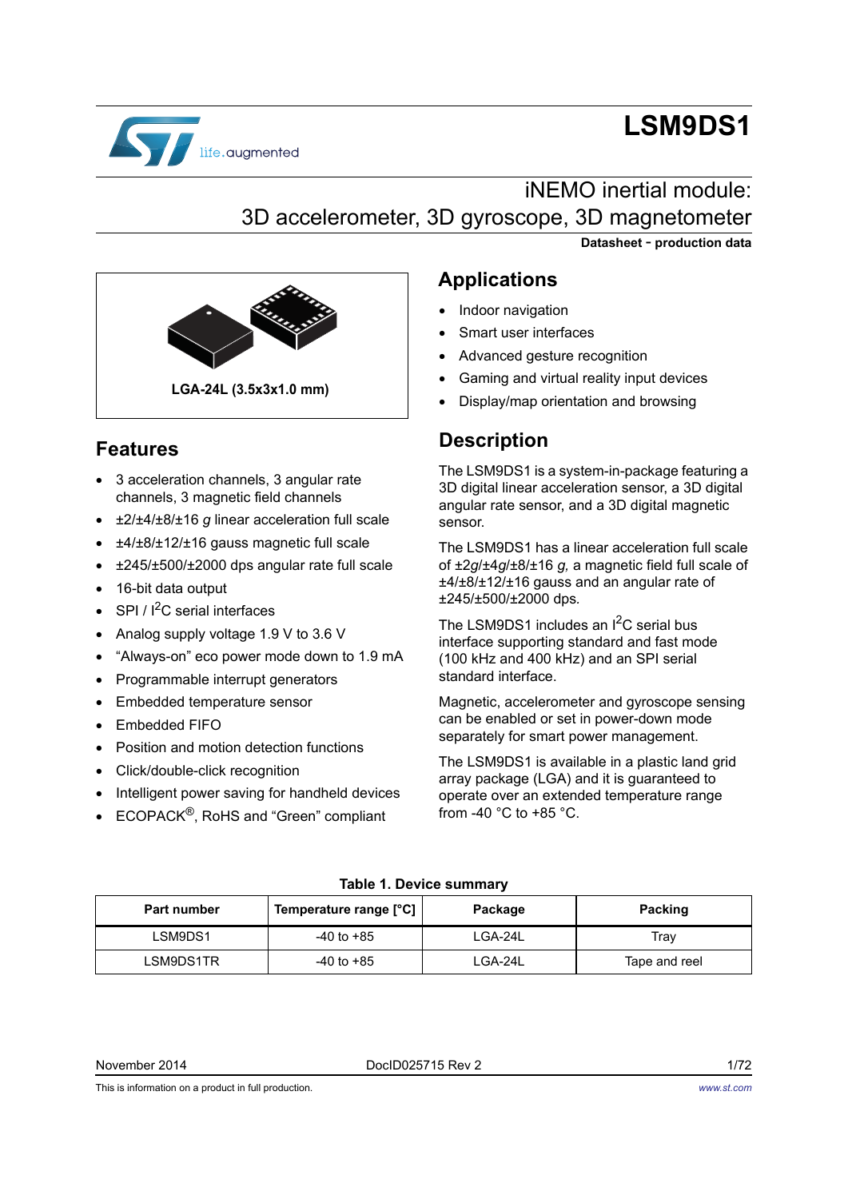# LSM9DS1

## iNEMO inertial module: 3D accelerometer, 3D gyroscope, 3D magnetometer

**Datasheet - production data**

**LGA-24L (3.5x3x1.0 mm)**

## Features

- 3 acceleration channels, 3 angular rate channels, 3 magnetic field channels
- ±2/±4/±8/±16 *g* linear acceleration full scale
- ±4/±8/±12/±16 gauss magnetic full scale
- ±245/±500/±2000 dps angular rate full scale
- 16-bit data output
- SPI / I$^2$C serial interfaces
- Analog supply voltage 1.9 V to 3.6 V
- “Always-on” eco power mode down to 1.9 mA
- Programmable interrupt generators
- Embedded temperature sensor
- Embedded FIFO
- Position and motion detection functions
- Click/double-click recognition
- Intelligent power saving for handheld devices
- ECOPACK®, RoHS and “Green” compliant

## Applications

- Indoor navigation
- Smart user interfaces
- Advanced gesture recognition
- Gaming and virtual reality input devices
- Display/map orientation and browsing

## Description

The LSM9DS1 is a system-in-package featuring a 3D digital linear acceleration sensor, a 3D digital angular rate sensor, and a 3D digital magnetic sensor.

The LSM9DS1 has a linear acceleration full scale of ±2*g*/±4*g*/±8/±16 *g,* a magnetic field full scale of ±4/±8/±12/±16 gauss and an angular rate of ±245/±500/±2000 dps.

The LSM9DS1 includes an I$^2$C serial bus interface supporting standard and fast mode (100 kHz and 400 kHz) and an SPI serial standard interface.

Magnetic, accelerometer and gyroscope sensing can be enabled or set in power-down mode separately for smart power management.

The LSM9DS1 is available in a plastic land grid array package (LGA) and it is guaranteed to operate over an extended temperature range from -40 °C to +85 °C.

**Table 1. Device summary**

| Part number | Temperature range [°C] | Package | Packing |
|---|---|---|---|
| LSM9DS1 | -40 to +85 | LGA-24L | Tray |
| LSM9DS1TR | -40 to +85 | LGA-24L | Tape and reel |

November 2014 DocID025715 Rev 2

This is information on a product in full production.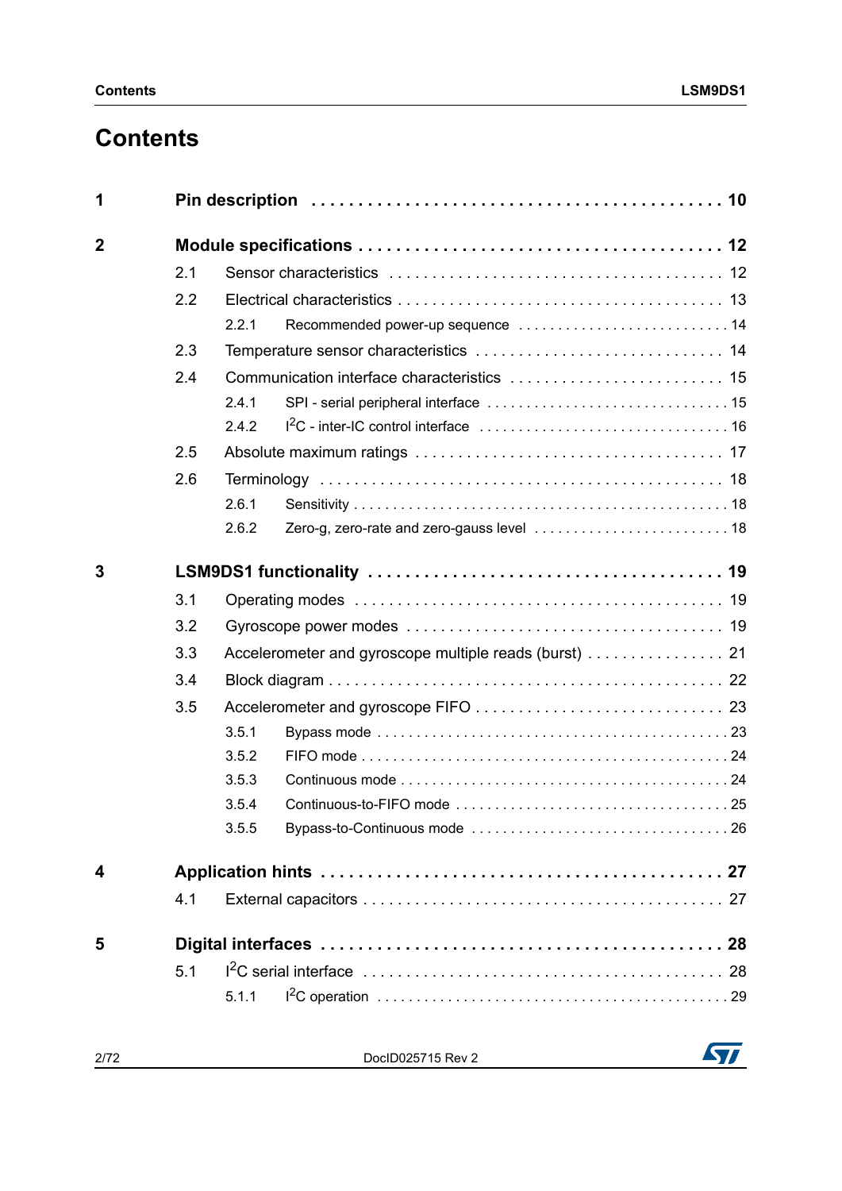# Contents

| | | | |
|---|---|---|---|
| **1** | **Pin description** | | **10** |
| **2** | **Module specifications** | | **12** |
| | 2.1 | Sensor characteristics | 12 |
| | 2.2 | Electrical characteristics | 13 |
| | | 2.2.1 Recommended power-up sequence | 14 |
| | 2.3 | Temperature sensor characteristics | 14 |
| | 2.4 | Communication interface characteristics | 15 |
| | | 2.4.1 SPI - serial peripheral interface | 15 |
| | | 2.4.2 I$^2$C - inter-IC control interface | 16 |
| | 2.5 | Absolute maximum ratings | 17 |
| | 2.6 | Terminology | 18 |
| | | 2.6.1 Sensitivity | 18 |
| | | 2.6.2 Zero-g, zero-rate and zero-gauss level | 18 |
| **3** | **LSM9DS1 functionality** | | **19** |
| | 3.1 | Operating modes | 19 |
| | 3.2 | Gyroscope power modes | 19 |
| | 3.3 | Accelerometer and gyroscope multiple reads (burst) | 21 |
| | 3.4 | Block diagram | 22 |
| | 3.5 | Accelerometer and gyroscope FIFO | 23 |
| | | 3.5.1 Bypass mode | 23 |
| | | 3.5.2 FIFO mode | 24 |
| | | 3.5.3 Continuous mode | 24 |
| | | 3.5.4 Continuous-to-FIFO mode | 25 |
| | | 3.5.5 Bypass-to-Continuous mode | 26 |
| **4** | **Application hints** | | **27** |
| | 4.1 | External capacitors | 27 |
| **5** | **Digital interfaces** | | **28** |
| | 5.1 | I$^2$C serial interface | 28 |
| | | 5.1.1 I$^2$C operation | 29 |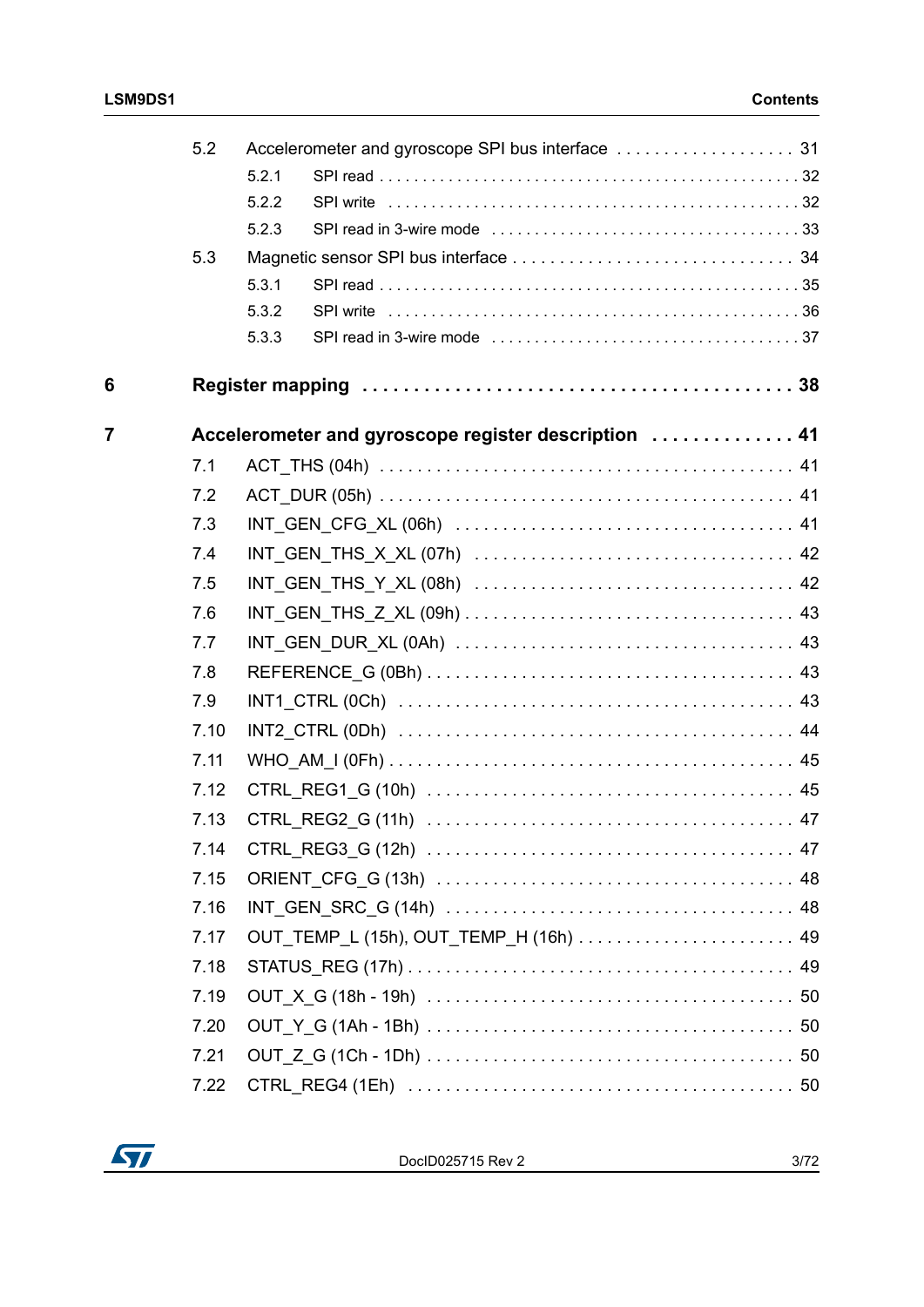- 5.2 Accelerometer and gyroscope SPI bus interface . . . . . . . . . . . . . . . . . . . 31
  - 5.2.1 SPI read . . . . . . . . . . . . . . . . . . . . . . . . . . . . . . . . . . . . . . . . . . . . . . 32
  - 5.2.2 SPI write . . . . . . . . . . . . . . . . . . . . . . . . . . . . . . . . . . . . . . . . . . . . . 32
  - 5.2.3 SPI read in 3-wire mode . . . . . . . . . . . . . . . . . . . . . . . . . . . . . . . . . . 33
- 5.3 Magnetic sensor SPI bus interface . . . . . . . . . . . . . . . . . . . . . . . . . . . . . 34
  - 5.3.1 SPI read . . . . . . . . . . . . . . . . . . . . . . . . . . . . . . . . . . . . . . . . . . . . . . 35
  - 5.3.2 SPI write . . . . . . . . . . . . . . . . . . . . . . . . . . . . . . . . . . . . . . . . . . . . . 36
  - 5.3.3 SPI read in 3-wire mode . . . . . . . . . . . . . . . . . . . . . . . . . . . . . . . . . . 37

**6 Register mapping . . . . . . . . . . . . . . . . . . . . . . . . . . . . . . . . . . . . . . . . 38**

**7 Accelerometer and gyroscope register description . . . . . . . . . . . . . . 41**

- 7.1 ACT_THS (04h) . . . . . . . . . . . . . . . . . . . . . . . . . . . . . . . . . . . . . . . . . . 41
- 7.2 ACT_DUR (05h) . . . . . . . . . . . . . . . . . . . . . . . . . . . . . . . . . . . . . . . . . . 41
- 7.3 INT_GEN_CFG_XL (06h) . . . . . . . . . . . . . . . . . . . . . . . . . . . . . . . . . . 41
- 7.4 INT_GEN_THS_X_XL (07h) . . . . . . . . . . . . . . . . . . . . . . . . . . . . . . . . 42
- 7.5 INT_GEN_THS_Y_XL (08h) . . . . . . . . . . . . . . . . . . . . . . . . . . . . . . . . 42
- 7.6 INT_GEN_THS_Z_XL (09h) . . . . . . . . . . . . . . . . . . . . . . . . . . . . . . . . 43
- 7.7 INT_GEN_DUR_XL (0Ah) . . . . . . . . . . . . . . . . . . . . . . . . . . . . . . . . . 43
- 7.8 REFERENCE_G (0Bh) . . . . . . . . . . . . . . . . . . . . . . . . . . . . . . . . . . . . 43
- 7.9 INT1_CTRL (0Ch) . . . . . . . . . . . . . . . . . . . . . . . . . . . . . . . . . . . . . . . 43
- 7.10 INT2_CTRL (0Dh) . . . . . . . . . . . . . . . . . . . . . . . . . . . . . . . . . . . . . . . 44
- 7.11 WHO_AM_I (0Fh) . . . . . . . . . . . . . . . . . . . . . . . . . . . . . . . . . . . . . . . 45
- 7.12 CTRL_REG1_G (10h) . . . . . . . . . . . . . . . . . . . . . . . . . . . . . . . . . . . . 45
- 7.13 CTRL_REG2_G (11h) . . . . . . . . . . . . . . . . . . . . . . . . . . . . . . . . . . . . 47
- 7.14 CTRL_REG3_G (12h) . . . . . . . . . . . . . . . . . . . . . . . . . . . . . . . . . . . . 47
- 7.15 ORIENT_CFG_G (13h) . . . . . . . . . . . . . . . . . . . . . . . . . . . . . . . . . . . 48
- 7.16 INT_GEN_SRC_G (14h) . . . . . . . . . . . . . . . . . . . . . . . . . . . . . . . . . . 48
- 7.17 OUT_TEMP_L (15h), OUT_TEMP_H (16h) . . . . . . . . . . . . . . . . . . . . . . 49
- 7.18 STATUS_REG (17h) . . . . . . . . . . . . . . . . . . . . . . . . . . . . . . . . . . . . . 49
- 7.19 OUT_X_G (18h - 19h) . . . . . . . . . . . . . . . . . . . . . . . . . . . . . . . . . . . 50
- 7.20 OUT_Y_G (1Ah - 1Bh) . . . . . . . . . . . . . . . . . . . . . . . . . . . . . . . . . . . 50
- 7.21 OUT_Z_G (1Ch - 1Dh) . . . . . . . . . . . . . . . . . . . . . . . . . . . . . . . . . . . 50
- 7.22 CTRL_REG4 (1Eh) . . . . . . . . . . . . . . . . . . . . . . . . . . . . . . . . . . . . . . 50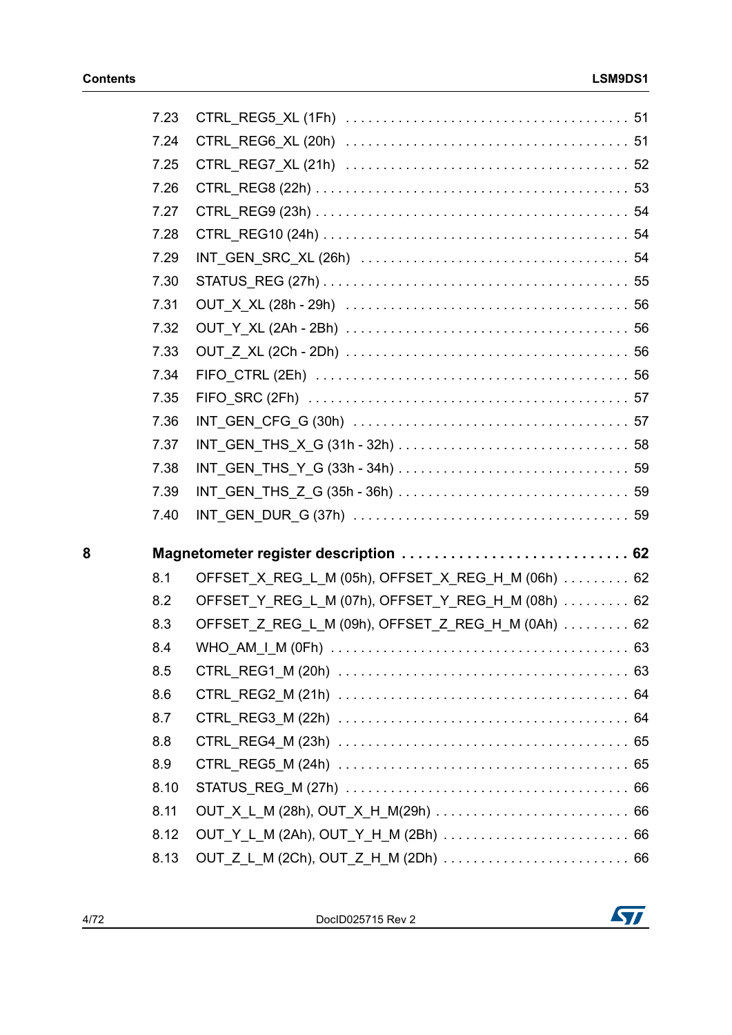7.23 CTRL_REG5_XL (1Fh) . . . . . . . . . . . . . . . . . . . . . . . . . . . . . . . . . . . . . 51

7.24 CTRL_REG6_XL (20h) . . . . . . . . . . . . . . . . . . . . . . . . . . . . . . . . . . . . . 51

7.25 CTRL_REG7_XL (21h) . . . . . . . . . . . . . . . . . . . . . . . . . . . . . . . . . . . . . 52

7.26 CTRL_REG8 (22h) . . . . . . . . . . . . . . . . . . . . . . . . . . . . . . . . . . . . . . . . 53

7.27 CTRL_REG9 (23h) . . . . . . . . . . . . . . . . . . . . . . . . . . . . . . . . . . . . . . . . 54

7.28 CTRL_REG10 (24h) . . . . . . . . . . . . . . . . . . . . . . . . . . . . . . . . . . . . . . . 54

7.29 INT_GEN_SRC_XL (26h) . . . . . . . . . . . . . . . . . . . . . . . . . . . . . . . . . . . 54

7.30 STATUS_REG (27h) . . . . . . . . . . . . . . . . . . . . . . . . . . . . . . . . . . . . . . . 55

7.31 OUT_X_XL (28h - 29h) . . . . . . . . . . . . . . . . . . . . . . . . . . . . . . . . . . . . 56

7.32 OUT_Y_XL (2Ah - 2Bh) . . . . . . . . . . . . . . . . . . . . . . . . . . . . . . . . . . . . 56

7.33 OUT_Z_XL (2Ch - 2Dh) . . . . . . . . . . . . . . . . . . . . . . . . . . . . . . . . . . . . 56

7.34 FIFO_CTRL (2Eh) . . . . . . . . . . . . . . . . . . . . . . . . . . . . . . . . . . . . . . . . 56

7.35 FIFO_SRC (2Fh) . . . . . . . . . . . . . . . . . . . . . . . . . . . . . . . . . . . . . . . . . 57

7.36 INT_GEN_CFG_G (30h) . . . . . . . . . . . . . . . . . . . . . . . . . . . . . . . . . . . 57

7.37 INT_GEN_THS_X_G (31h - 32h) . . . . . . . . . . . . . . . . . . . . . . . . . . . . . . 58

7.38 INT_GEN_THS_Y_G (33h - 34h) . . . . . . . . . . . . . . . . . . . . . . . . . . . . . . 59

7.39 INT_GEN_THS_Z_G (35h - 36h) . . . . . . . . . . . . . . . . . . . . . . . . . . . . . . 59

7.40 INT_GEN_DUR_G (37h) . . . . . . . . . . . . . . . . . . . . . . . . . . . . . . . . . . . 59

**8 Magnetometer register description . . . . . . . . . . . . . . . . . . . . . . . . . . . . 62**

8.1 OFFSET_X_REG_L_M (05h), OFFSET_X_REG_H_M (06h) . . . . . . . . . 62

8.2 OFFSET_Y_REG_L_M (07h), OFFSET_Y_REG_H_M (08h) . . . . . . . . . 62

8.3 OFFSET_Z_REG_L_M (09h), OFFSET_Z_REG_H_M (0Ah) . . . . . . . . . 62

8.4 WHO_AM_I_M (0Fh) . . . . . . . . . . . . . . . . . . . . . . . . . . . . . . . . . . . . . . 63

8.5 CTRL_REG1_M (20h) . . . . . . . . . . . . . . . . . . . . . . . . . . . . . . . . . . . . . 63

8.6 CTRL_REG2_M (21h) . . . . . . . . . . . . . . . . . . . . . . . . . . . . . . . . . . . . . 64

8.7 CTRL_REG3_M (22h) . . . . . . . . . . . . . . . . . . . . . . . . . . . . . . . . . . . . . 64

8.8 CTRL_REG4_M (23h) . . . . . . . . . . . . . . . . . . . . . . . . . . . . . . . . . . . . . 65

8.9 CTRL_REG5_M (24h) . . . . . . . . . . . . . . . . . . . . . . . . . . . . . . . . . . . . . 65

8.10 STATUS_REG_M (27h) . . . . . . . . . . . . . . . . . . . . . . . . . . . . . . . . . . . . 66

8.11 OUT_X_L_M (28h), OUT_X_H_M(29h) . . . . . . . . . . . . . . . . . . . . . . . . . 66

8.12 OUT_Y_L_M (2Ah), OUT_Y_H_M (2Bh) . . . . . . . . . . . . . . . . . . . . . . . . 66

8.13 OUT_Z_L_M (2Ch), OUT_Z_H_M (2Dh) . . . . . . . . . . . . . . . . . . . . . . . . 66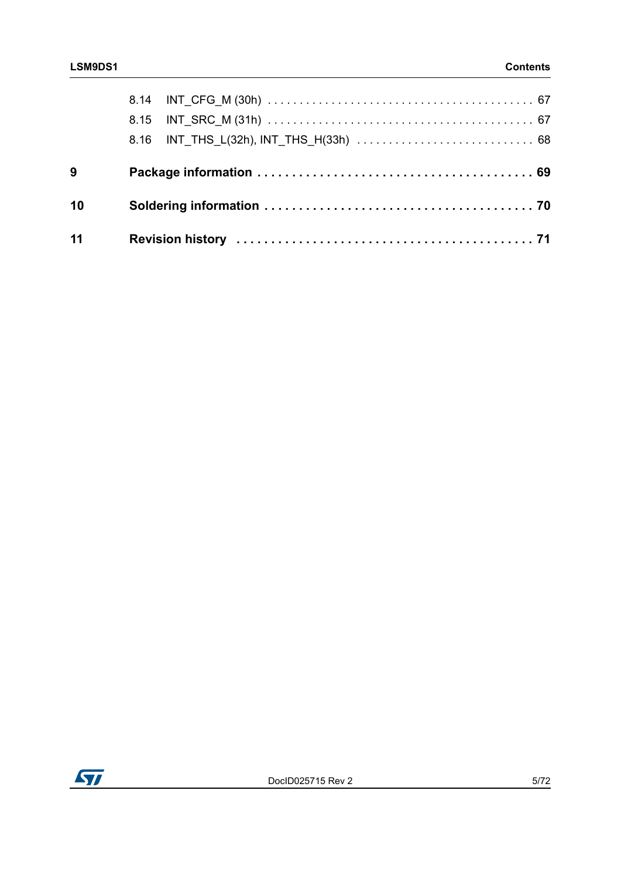| | | |
|---|---|---|
| 8.14 | INT_CFG_M (30h) | 67 |
| 8.15 | INT_SRC_M (31h) | 67 |
| 8.16 | INT_THS_L(32h), INT_THS_H(33h) | 68 |

**9 Package information . . . . . . . . . . . . . . . . . . . . . . . . . . . . . . . . . . . . . . . 69**

**10 Soldering information . . . . . . . . . . . . . . . . . . . . . . . . . . . . . . . . . . . . . 70**

**11 Revision history . . . . . . . . . . . . . . . . . . . . . . . . . . . . . . . . . . . . . . . . . 71**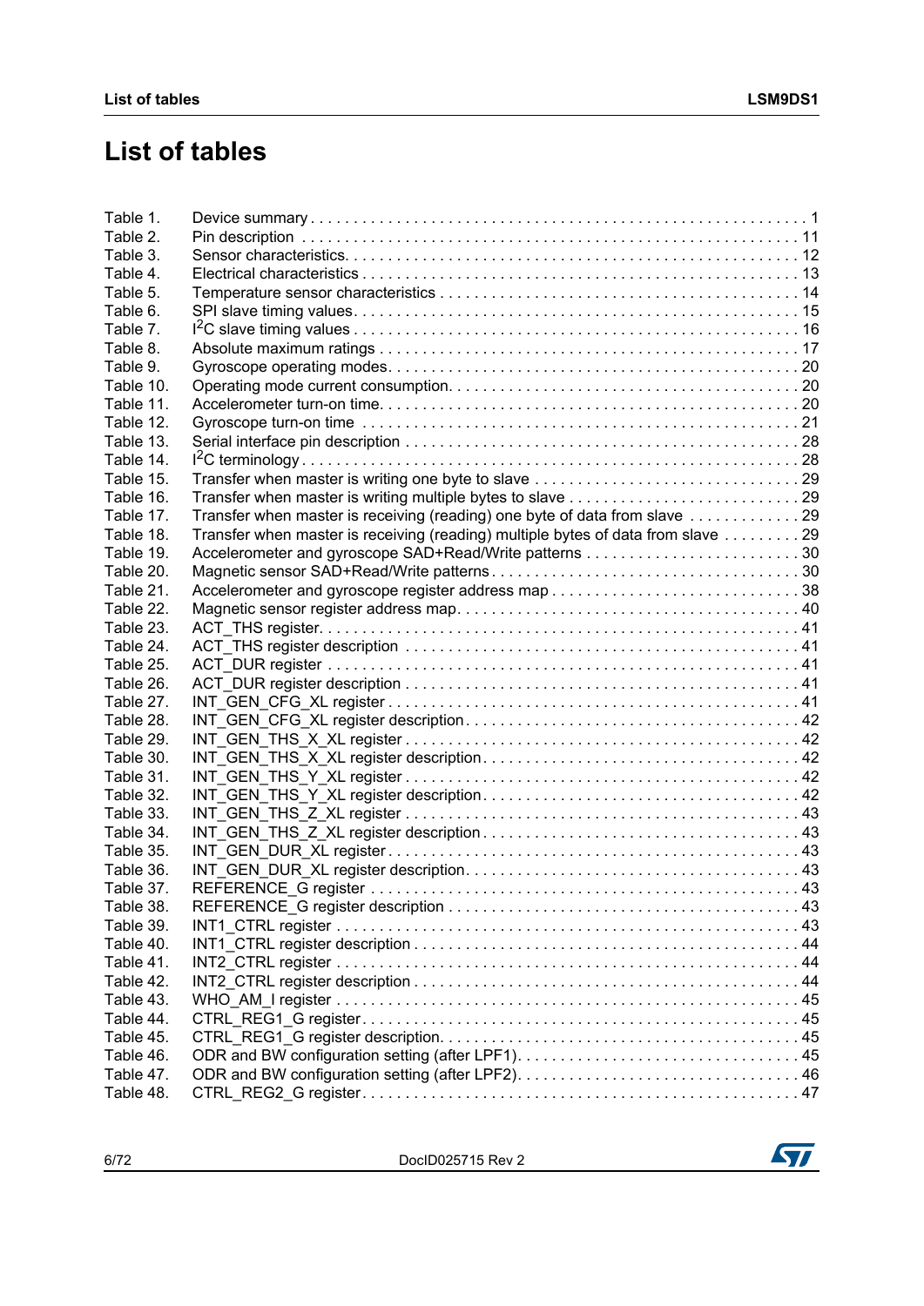# List of tables

| | | |
|---|---|---|
| Table 1. | Device summary | 1 |
| Table 2. | Pin description | 11 |
| Table 3. | Sensor characteristics | 12 |
| Table 4. | Electrical characteristics | 13 |
| Table 5. | Temperature sensor characteristics | 14 |
| Table 6. | SPI slave timing values | 15 |
| Table 7. | I$^2$C slave timing values | 16 |
| Table 8. | Absolute maximum ratings | 17 |
| Table 9. | Gyroscope operating modes | 20 |
| Table 10. | Operating mode current consumption | 20 |
| Table 11. | Accelerometer turn-on time | 20 |
| Table 12. | Gyroscope turn-on time | 21 |
| Table 13. | Serial interface pin description | 28 |
| Table 14. | I$^2$C terminology | 28 |
| Table 15. | Transfer when master is writing one byte to slave | 29 |
| Table 16. | Transfer when master is writing multiple bytes to slave | 29 |
| Table 17. | Transfer when master is receiving (reading) one byte of data from slave | 29 |
| Table 18. | Transfer when master is receiving (reading) multiple bytes of data from slave | 29 |
| Table 19. | Accelerometer and gyroscope SAD+Read/Write patterns | 30 |
| Table 20. | Magnetic sensor SAD+Read/Write patterns | 30 |
| Table 21. | Accelerometer and gyroscope register address map | 38 |
| Table 22. | Magnetic sensor register address map | 40 |
| Table 23. | ACT_THS register | 41 |
| Table 24. | ACT_THS register description | 41 |
| Table 25. | ACT_DUR register | 41 |
| Table 26. | ACT_DUR register description | 41 |
| Table 27. | INT_GEN_CFG_XL register | 41 |
| Table 28. | INT_GEN_CFG_XL register description | 42 |
| Table 29. | INT_GEN_THS_X_XL register | 42 |
| Table 30. | INT_GEN_THS_X_XL register description | 42 |
| Table 31. | INT_GEN_THS_Y_XL register | 42 |
| Table 32. | INT_GEN_THS_Y_XL register description | 42 |
| Table 33. | INT_GEN_THS_Z_XL register | 43 |
| Table 34. | INT_GEN_THS_Z_XL register description | 43 |
| Table 35. | INT_GEN_DUR_XL register | 43 |
| Table 36. | INT_GEN_DUR_XL register description | 43 |
| Table 37. | REFERENCE_G register | 43 |
| Table 38. | REFERENCE_G register description | 43 |
| Table 39. | INT1_CTRL register | 43 |
| Table 40. | INT1_CTRL register description | 44 |
| Table 41. | INT2_CTRL register | 44 |
| Table 42. | INT2_CTRL register description | 44 |
| Table 43. | WHO_AM_I register | 45 |
| Table 44. | CTRL_REG1_G register | 45 |
| Table 45. | CTRL_REG1_G register description | 45 |
| Table 46. | ODR and BW configuration setting (after LPF1) | 45 |
| Table 47. | ODR and BW configuration setting (after LPF2) | 46 |
| Table 48. | CTRL_REG2_G register | 47 |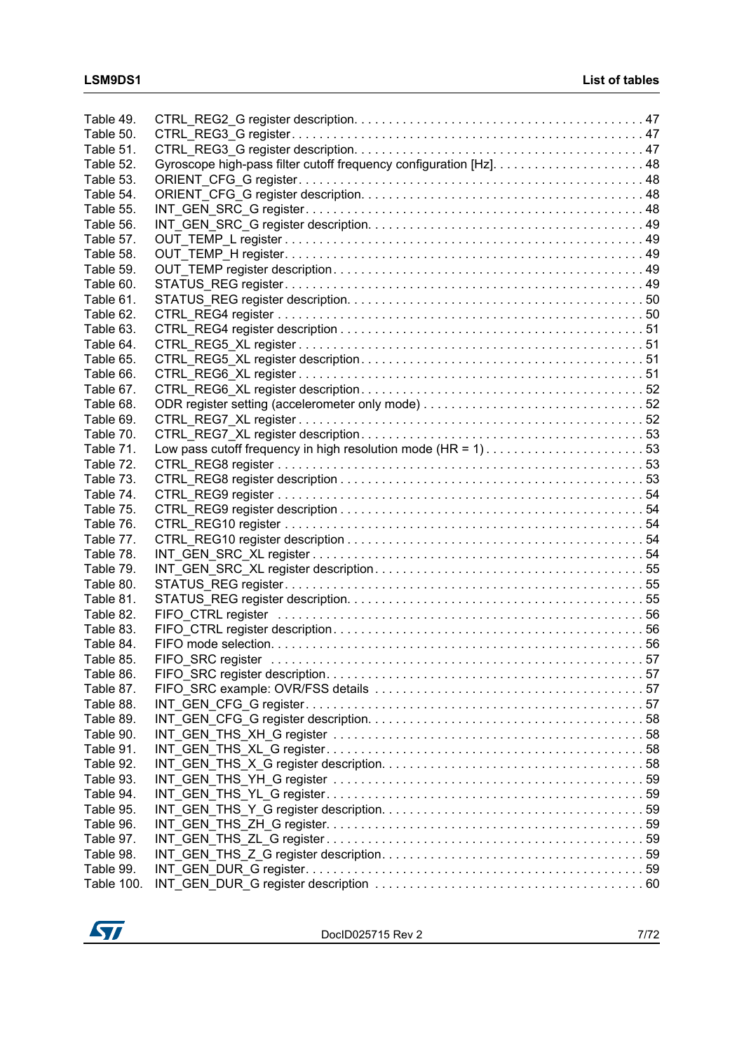Table 49. CTRL_REG2_G register description. . . . . . . . . . . . . . . . . . . . . . . . . . . . . . . . . . . . . . . . . 47
Table 50. CTRL_REG3_G register . . . . . . . . . . . . . . . . . . . . . . . . . . . . . . . . . . . . . . . . . . . . . . . . . . . 47
Table 51. CTRL_REG3_G register description. . . . . . . . . . . . . . . . . . . . . . . . . . . . . . . . . . . . . . . . . 47
Table 52. Gyroscope high-pass filter cutoff frequency configuration [Hz]. . . . . . . . . . . . . . . . . . . . . . 48
Table 53. ORIENT_CFG_G register . . . . . . . . . . . . . . . . . . . . . . . . . . . . . . . . . . . . . . . . . . . . . . . . . 48
Table 54. ORIENT_CFG_G register description. . . . . . . . . . . . . . . . . . . . . . . . . . . . . . . . . . . . . . . . 48
Table 55. INT_GEN_SRC_G register . . . . . . . . . . . . . . . . . . . . . . . . . . . . . . . . . . . . . . . . . . . . . . . . 48
Table 56. INT_GEN_SRC_G register description. . . . . . . . . . . . . . . . . . . . . . . . . . . . . . . . . . . . . . . 49
Table 57. OUT_TEMP_L register . . . . . . . . . . . . . . . . . . . . . . . . . . . . . . . . . . . . . . . . . . . . . . . . . . . 49
Table 58. OUT_TEMP_H register. . . . . . . . . . . . . . . . . . . . . . . . . . . . . . . . . . . . . . . . . . . . . . . . . . . 49
Table 59. OUT_TEMP register description . . . . . . . . . . . . . . . . . . . . . . . . . . . . . . . . . . . . . . . . . . . 49
Table 60. STATUS_REG register. . . . . . . . . . . . . . . . . . . . . . . . . . . . . . . . . . . . . . . . . . . . . . . . . . . 49
Table 61. STATUS_REG register description. . . . . . . . . . . . . . . . . . . . . . . . . . . . . . . . . . . . . . . . . . 50
Table 62. CTRL_REG4 register . . . . . . . . . . . . . . . . . . . . . . . . . . . . . . . . . . . . . . . . . . . . . . . . . . . 50
Table 63. CTRL_REG4 register description . . . . . . . . . . . . . . . . . . . . . . . . . . . . . . . . . . . . . . . . . . 51
Table 64. CTRL_REG5_XL register . . . . . . . . . . . . . . . . . . . . . . . . . . . . . . . . . . . . . . . . . . . . . . . . . 51
Table 65. CTRL_REG5_XL register description . . . . . . . . . . . . . . . . . . . . . . . . . . . . . . . . . . . . . . . . 51
Table 66. CTRL_REG6_XL register . . . . . . . . . . . . . . . . . . . . . . . . . . . . . . . . . . . . . . . . . . . . . . . . . 51
Table 67. CTRL_REG6_XL register description . . . . . . . . . . . . . . . . . . . . . . . . . . . . . . . . . . . . . . . . 52
Table 68. ODR register setting (accelerometer only mode) . . . . . . . . . . . . . . . . . . . . . . . . . . . . . . . 52
Table 69. CTRL_REG7_XL register . . . . . . . . . . . . . . . . . . . . . . . . . . . . . . . . . . . . . . . . . . . . . . . . . 52
Table 70. CTRL_REG7_XL register description . . . . . . . . . . . . . . . . . . . . . . . . . . . . . . . . . . . . . . . . 53
Table 71. Low pass cutoff frequency in high resolution mode (HR = 1) . . . . . . . . . . . . . . . . . . . . . . . 53
Table 72. CTRL_REG8 register . . . . . . . . . . . . . . . . . . . . . . . . . . . . . . . . . . . . . . . . . . . . . . . . . . . 53
Table 73. CTRL_REG8 register description . . . . . . . . . . . . . . . . . . . . . . . . . . . . . . . . . . . . . . . . . . 53
Table 74. CTRL_REG9 register . . . . . . . . . . . . . . . . . . . . . . . . . . . . . . . . . . . . . . . . . . . . . . . . . . . 54
Table 75. CTRL_REG9 register description . . . . . . . . . . . . . . . . . . . . . . . . . . . . . . . . . . . . . . . . . . 54
Table 76. CTRL_REG10 register . . . . . . . . . . . . . . . . . . . . . . . . . . . . . . . . . . . . . . . . . . . . . . . . . . 54
Table 77. CTRL_REG10 register description . . . . . . . . . . . . . . . . . . . . . . . . . . . . . . . . . . . . . . . . . 54
Table 78. INT_GEN_SRC_XL register . . . . . . . . . . . . . . . . . . . . . . . . . . . . . . . . . . . . . . . . . . . . . . . 54
Table 79. INT_GEN_SRC_XL register description . . . . . . . . . . . . . . . . . . . . . . . . . . . . . . . . . . . . . . 55
Table 80. STATUS_REG register. . . . . . . . . . . . . . . . . . . . . . . . . . . . . . . . . . . . . . . . . . . . . . . . . . . 55
Table 81. STATUS_REG register description. . . . . . . . . . . . . . . . . . . . . . . . . . . . . . . . . . . . . . . . . . 55
Table 82. FIFO_CTRL register . . . . . . . . . . . . . . . . . . . . . . . . . . . . . . . . . . . . . . . . . . . . . . . . . . . . 56
Table 83. FIFO_CTRL register description . . . . . . . . . . . . . . . . . . . . . . . . . . . . . . . . . . . . . . . . . . . 56
Table 84. FIFO mode selection. . . . . . . . . . . . . . . . . . . . . . . . . . . . . . . . . . . . . . . . . . . . . . . . . . . . 56
Table 85. FIFO_SRC register . . . . . . . . . . . . . . . . . . . . . . . . . . . . . . . . . . . . . . . . . . . . . . . . . . . . . 57
Table 86. FIFO_SRC register description. . . . . . . . . . . . . . . . . . . . . . . . . . . . . . . . . . . . . . . . . . . . . 57
Table 87. FIFO_SRC example: OVR/FSS details . . . . . . . . . . . . . . . . . . . . . . . . . . . . . . . . . . . . . . . 57
Table 88. INT_GEN_CFG_G register. . . . . . . . . . . . . . . . . . . . . . . . . . . . . . . . . . . . . . . . . . . . . . . . 57
Table 89. INT_GEN_CFG_G register description. . . . . . . . . . . . . . . . . . . . . . . . . . . . . . . . . . . . . . . 58
Table 90. INT_GEN_THS_XH_G register . . . . . . . . . . . . . . . . . . . . . . . . . . . . . . . . . . . . . . . . . . . . 58
Table 91. INT_GEN_THS_XL_G register. . . . . . . . . . . . . . . . . . . . . . . . . . . . . . . . . . . . . . . . . . . . . 58
Table 92. INT_GEN_THS_X_G register description. . . . . . . . . . . . . . . . . . . . . . . . . . . . . . . . . . . . . 58
Table 93. INT_GEN_THS_YH_G register . . . . . . . . . . . . . . . . . . . . . . . . . . . . . . . . . . . . . . . . . . . . 59
Table 94. INT_GEN_THS_YL_G register. . . . . . . . . . . . . . . . . . . . . . . . . . . . . . . . . . . . . . . . . . . . . 59
Table 95. INT_GEN_THS_Y_G register description. . . . . . . . . . . . . . . . . . . . . . . . . . . . . . . . . . . . . 59
Table 96. INT_GEN_THS_ZH_G register. . . . . . . . . . . . . . . . . . . . . . . . . . . . . . . . . . . . . . . . . . . . . 59
Table 97. INT_GEN_THS_ZL_G register . . . . . . . . . . . . . . . . . . . . . . . . . . . . . . . . . . . . . . . . . . . . . 59
Table 98. INT_GEN_THS_Z_G register description. . . . . . . . . . . . . . . . . . . . . . . . . . . . . . . . . . . . . 59
Table 99. INT_GEN_DUR_G register. . . . . . . . . . . . . . . . . . . . . . . . . . . . . . . . . . . . . . . . . . . . . . . . 59
Table 100. INT_GEN_DUR_G register description . . . . . . . . . . . . . . . . . . . . . . . . . . . . . . . . . . . . . . 60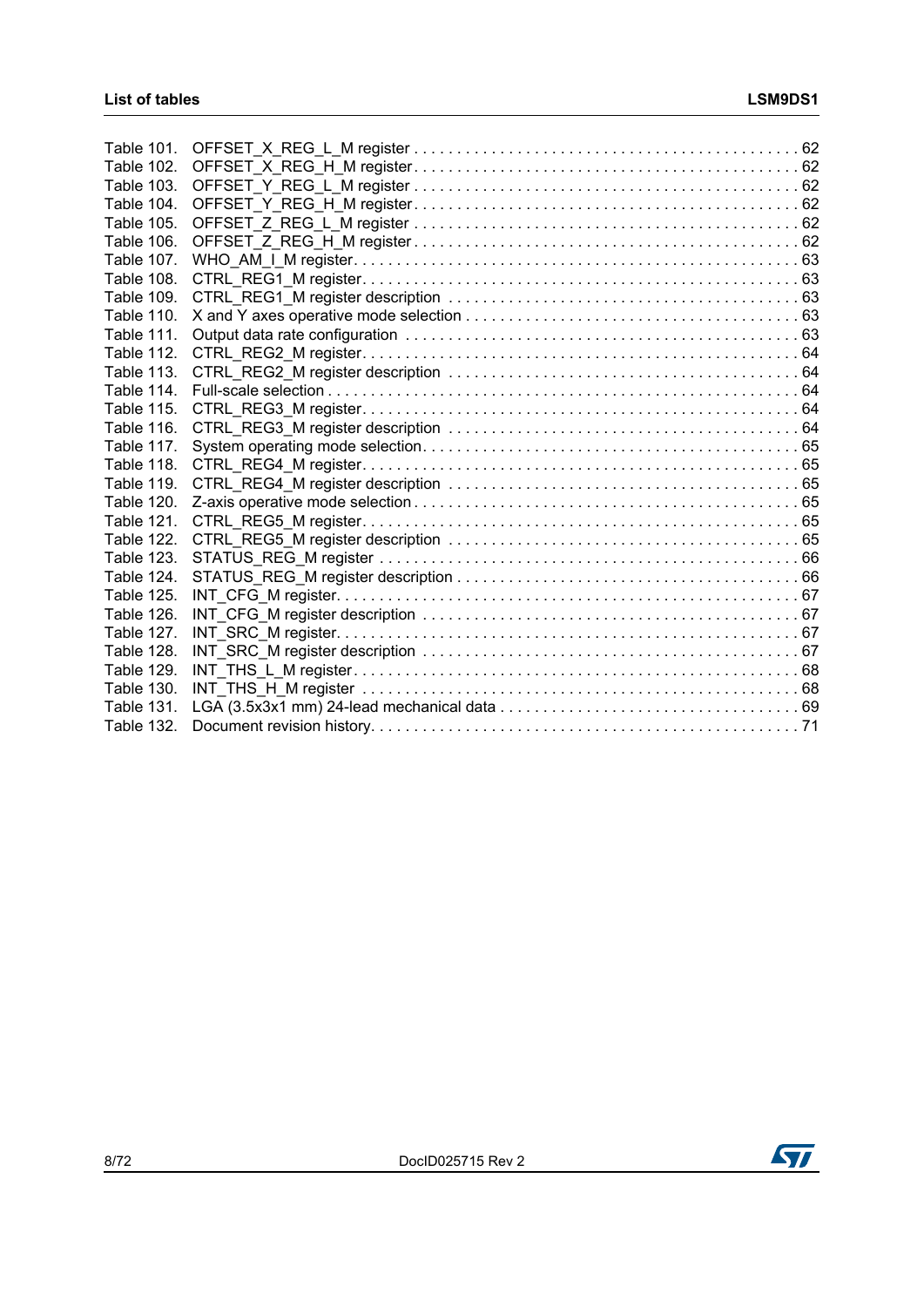Table 101. OFFSET_X_REG_L_M register . . . . . . . . . . . . . . . . . . . . . . . . . . . . . . . . . . . . . . . . . . . . . 62
Table 102. OFFSET_X_REG_H_M register. . . . . . . . . . . . . . . . . . . . . . . . . . . . . . . . . . . . . . . . . . . . . 62
Table 103. OFFSET_Y_REG_L_M register . . . . . . . . . . . . . . . . . . . . . . . . . . . . . . . . . . . . . . . . . . . . . 62
Table 104. OFFSET_Y_REG_H_M register. . . . . . . . . . . . . . . . . . . . . . . . . . . . . . . . . . . . . . . . . . . . . 62
Table 105. OFFSET_Z_REG_L_M register . . . . . . . . . . . . . . . . . . . . . . . . . . . . . . . . . . . . . . . . . . . . . 62
Table 106. OFFSET_Z_REG_H_M register . . . . . . . . . . . . . . . . . . . . . . . . . . . . . . . . . . . . . . . . . . . . . 62
Table 107. WHO_AM_I_M register. . . . . . . . . . . . . . . . . . . . . . . . . . . . . . . . . . . . . . . . . . . . . . . . . . 63
Table 108. CTRL_REG1_M register. . . . . . . . . . . . . . . . . . . . . . . . . . . . . . . . . . . . . . . . . . . . . . . . . 63
Table 109. CTRL_REG1_M register description . . . . . . . . . . . . . . . . . . . . . . . . . . . . . . . . . . . . . . . . 63
Table 110. X and Y axes operative mode selection . . . . . . . . . . . . . . . . . . . . . . . . . . . . . . . . . . . . . . 63
Table 111. Output data rate configuration . . . . . . . . . . . . . . . . . . . . . . . . . . . . . . . . . . . . . . . . . . . . 63
Table 112. CTRL_REG2_M register. . . . . . . . . . . . . . . . . . . . . . . . . . . . . . . . . . . . . . . . . . . . . . . . . 64
Table 113. CTRL_REG2_M register description . . . . . . . . . . . . . . . . . . . . . . . . . . . . . . . . . . . . . . . . 64
Table 114. Full-scale selection . . . . . . . . . . . . . . . . . . . . . . . . . . . . . . . . . . . . . . . . . . . . . . . . . . . . 64
Table 115. CTRL_REG3_M register. . . . . . . . . . . . . . . . . . . . . . . . . . . . . . . . . . . . . . . . . . . . . . . . . 64
Table 116. CTRL_REG3_M register description . . . . . . . . . . . . . . . . . . . . . . . . . . . . . . . . . . . . . . . . 64
Table 117. System operating mode selection. . . . . . . . . . . . . . . . . . . . . . . . . . . . . . . . . . . . . . . . . . . 65
Table 118. CTRL_REG4_M register. . . . . . . . . . . . . . . . . . . . . . . . . . . . . . . . . . . . . . . . . . . . . . . . . 65
Table 119. CTRL_REG4_M register description . . . . . . . . . . . . . . . . . . . . . . . . . . . . . . . . . . . . . . . . 65
Table 120. Z-axis operative mode selection . . . . . . . . . . . . . . . . . . . . . . . . . . . . . . . . . . . . . . . . . . . . 65
Table 121. CTRL_REG5_M register. . . . . . . . . . . . . . . . . . . . . . . . . . . . . . . . . . . . . . . . . . . . . . . . . 65
Table 122. CTRL_REG5_M register description . . . . . . . . . . . . . . . . . . . . . . . . . . . . . . . . . . . . . . . . 65
Table 123. STATUS_REG_M register . . . . . . . . . . . . . . . . . . . . . . . . . . . . . . . . . . . . . . . . . . . . . . . 66
Table 124. STATUS_REG_M register description . . . . . . . . . . . . . . . . . . . . . . . . . . . . . . . . . . . . . . . 66
Table 125. INT_CFG_M register. . . . . . . . . . . . . . . . . . . . . . . . . . . . . . . . . . . . . . . . . . . . . . . . . . . 67
Table 126. INT_CFG_M register description . . . . . . . . . . . . . . . . . . . . . . . . . . . . . . . . . . . . . . . . . . 67
Table 127. INT_SRC_M register. . . . . . . . . . . . . . . . . . . . . . . . . . . . . . . . . . . . . . . . . . . . . . . . . . . 67
Table 128. INT_SRC_M register description . . . . . . . . . . . . . . . . . . . . . . . . . . . . . . . . . . . . . . . . . . 67
Table 129. INT_THS_L_M register. . . . . . . . . . . . . . . . . . . . . . . . . . . . . . . . . . . . . . . . . . . . . . . . . 68
Table 130. INT_THS_H_M register . . . . . . . . . . . . . . . . . . . . . . . . . . . . . . . . . . . . . . . . . . . . . . . . . 68
Table 131. LGA (3.5x3x1 mm) 24-lead mechanical data . . . . . . . . . . . . . . . . . . . . . . . . . . . . . . . . . . 69
Table 132. Document revision history. . . . . . . . . . . . . . . . . . . . . . . . . . . . . . . . . . . . . . . . . . . . . . . . 71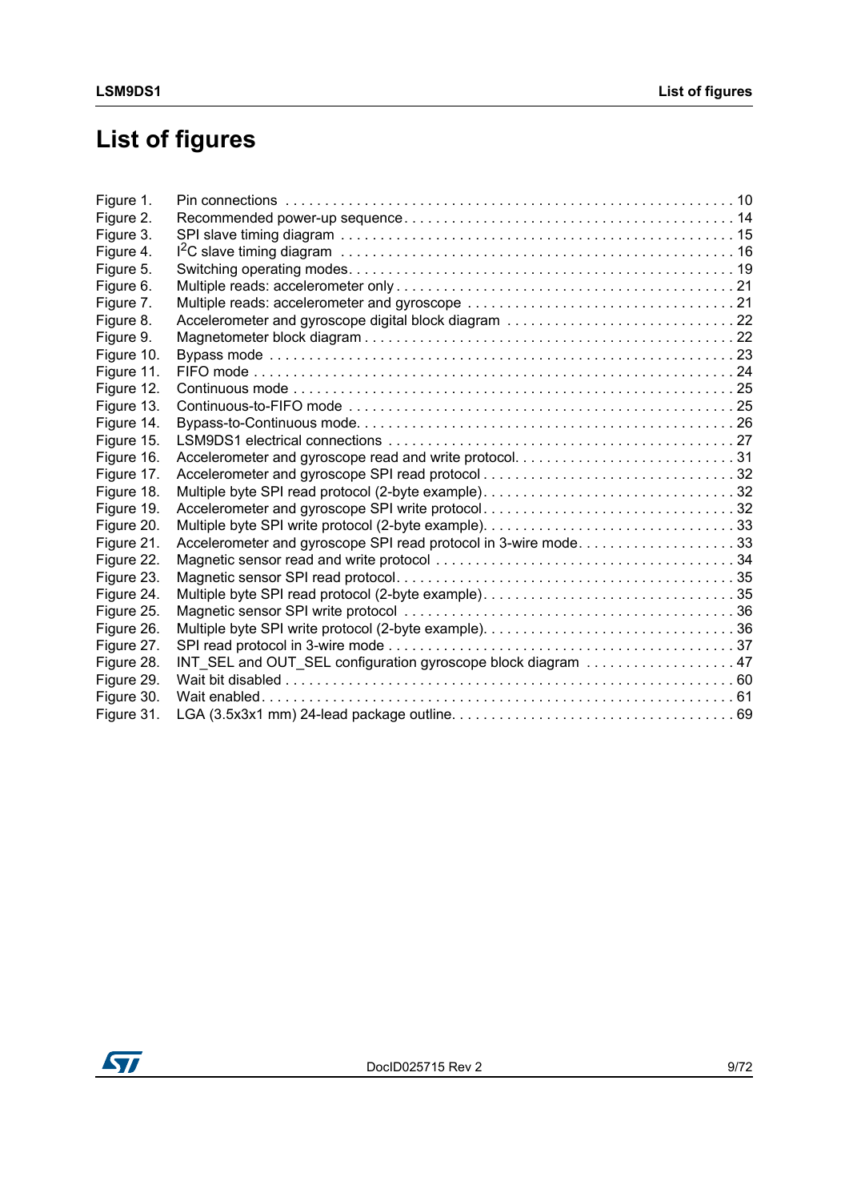# List of figures

| | | |
|---|---|---|
| Figure 1. | Pin connections | 10 |
| Figure 2. | Recommended power-up sequence | 14 |
| Figure 3. | SPI slave timing diagram | 15 |
| Figure 4. | I$^2$C slave timing diagram | 16 |
| Figure 5. | Switching operating modes | 19 |
| Figure 6. | Multiple reads: accelerometer only | 21 |
| Figure 7. | Multiple reads: accelerometer and gyroscope | 21 |
| Figure 8. | Accelerometer and gyroscope digital block diagram | 22 |
| Figure 9. | Magnetometer block diagram | 22 |
| Figure 10. | Bypass mode | 23 |
| Figure 11. | FIFO mode | 24 |
| Figure 12. | Continuous mode | 25 |
| Figure 13. | Continuous-to-FIFO mode | 25 |
| Figure 14. | Bypass-to-Continuous mode | 26 |
| Figure 15. | LSM9DS1 electrical connections | 27 |
| Figure 16. | Accelerometer and gyroscope read and write protocol | 31 |
| Figure 17. | Accelerometer and gyroscope SPI read protocol | 32 |
| Figure 18. | Multiple byte SPI read protocol (2-byte example) | 32 |
| Figure 19. | Accelerometer and gyroscope SPI write protocol | 32 |
| Figure 20. | Multiple byte SPI write protocol (2-byte example) | 33 |
| Figure 21. | Accelerometer and gyroscope SPI read protocol in 3-wire mode | 33 |
| Figure 22. | Magnetic sensor read and write protocol | 34 |
| Figure 23. | Magnetic sensor SPI read protocol | 35 |
| Figure 24. | Multiple byte SPI read protocol (2-byte example) | 35 |
| Figure 25. | Magnetic sensor SPI write protocol | 36 |
| Figure 26. | Multiple byte SPI write protocol (2-byte example) | 36 |
| Figure 27. | SPI read protocol in 3-wire mode | 37 |
| Figure 28. | INT_SEL and OUT_SEL configuration gyroscope block diagram | 47 |
| Figure 29. | Wait bit disabled | 60 |
| Figure 30. | Wait enabled | 61 |
| Figure 31. | LGA (3.5x3x1 mm) 24-lead package outline | 69 |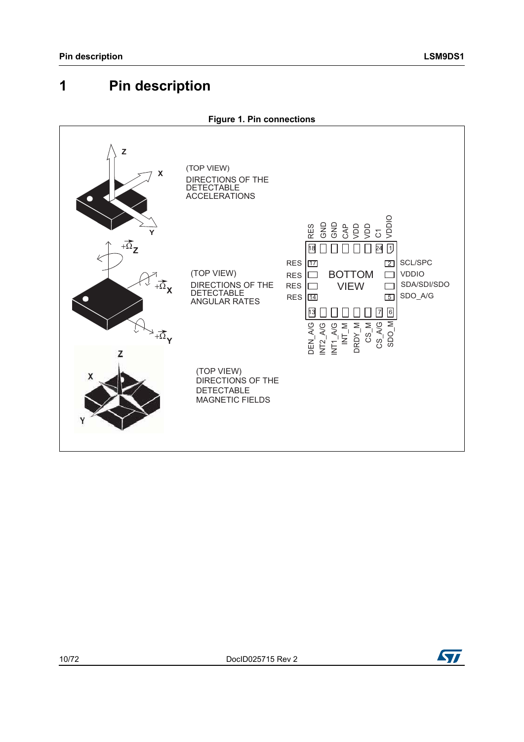# 1 Pin description

**Figure 1. Pin connections**

(TOP VIEW)
DIRECTIONS OF THE DETECTABLE ACCELERATIONS

(TOP VIEW)
DIRECTIONS OF THE DETECTABLE ANGULAR RATES

(TOP VIEW)
DIRECTIONS OF THE DETECTABLE MAGNETIC FIELDS

BOTTOM VIEW

| Pin side | Labels |
|---|---|
| Top (pins 18–24, 1) | RES, GND, GND, CAP, VDD, VDD, C1, VDDIO |
| Right (pins 2–5) | SCL/SPC, VDDIO, SDA/SDI/SDO, SDO_A/G |
| Bottom (pins 13–6) | DEN_A/G, INT2_A/G, INT1_A/G, INT_M, DRDY_M, CS_M, CS_A/G, SDO_M |
| Left (pins 17–14) | RES, RES, RES, RES |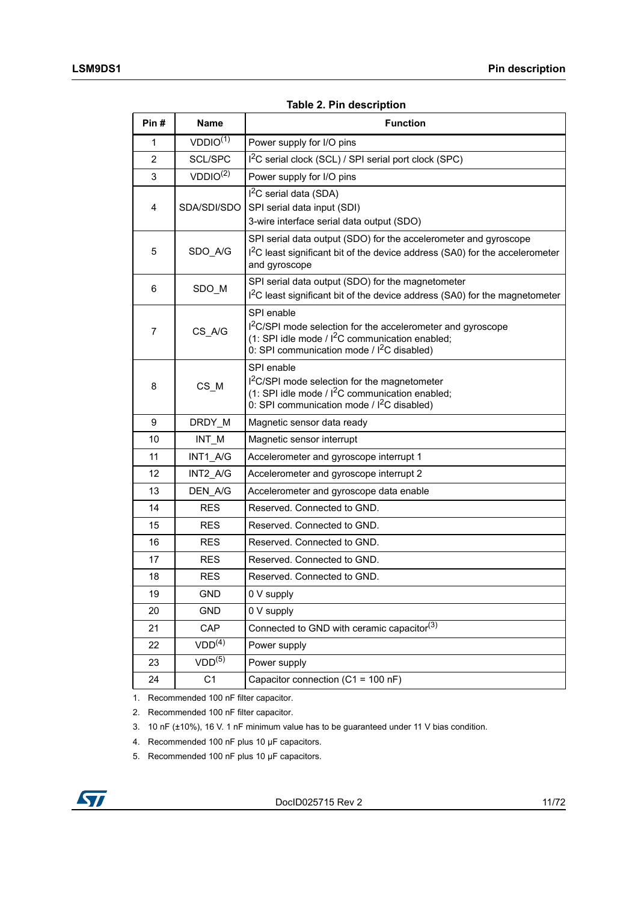**Table 2. Pin description**

| Pin # | Name | Function |
|---|---|---|
| 1 | VDDIO(1) | Power supply for I/O pins |
| 2 | SCL/SPC | $I^2C$ serial clock (SCL) / SPI serial port clock (SPC) |
| 3 | VDDIO(2) | Power supply for I/O pins |
| 4 | SDA/SDI/SDO | $I^2C$ serial data (SDA)<br>SPI serial data input (SDI)<br>3-wire interface serial data output (SDO) |
| 5 | SDO_A/G | SPI serial data output (SDO) for the accelerometer and gyroscope<br>$I^2C$ least significant bit of the device address (SA0) for the accelerometer and gyroscope |
| 6 | SDO_M | SPI serial data output (SDO) for the magnetometer<br>$I^2C$ least significant bit of the device address (SA0) for the magnetometer |
| 7 | CS_A/G | SPI enable<br>$I^2C$/SPI mode selection for the accelerometer and gyroscope<br>(1: SPI idle mode / $I^2C$ communication enabled;<br>0: SPI communication mode / $I^2C$ disabled) |
| 8 | CS_M | SPI enable<br>$I^2C$/SPI mode selection for the magnetometer<br>(1: SPI idle mode / $I^2C$ communication enabled;<br>0: SPI communication mode / $I^2C$ disabled) |
| 9 | DRDY_M | Magnetic sensor data ready |
| 10 | INT_M | Magnetic sensor interrupt |
| 11 | INT1_A/G | Accelerometer and gyroscope interrupt 1 |
| 12 | INT2_A/G | Accelerometer and gyroscope interrupt 2 |
| 13 | DEN_A/G | Accelerometer and gyroscope data enable |
| 14 | RES | Reserved. Connected to GND. |
| 15 | RES | Reserved. Connected to GND. |
| 16 | RES | Reserved. Connected to GND. |
| 17 | RES | Reserved. Connected to GND. |
| 18 | RES | Reserved. Connected to GND. |
| 19 | GND | 0 V supply |
| 20 | GND | 0 V supply |
| 21 | CAP | Connected to GND with ceramic capacitor(3) |
| 22 | VDD(4) | Power supply |
| 23 | VDD(5) | Power supply |
| 24 | C1 | Capacitor connection (C1 = 100 nF) |

1. Recommended 100 nF filter capacitor.
2. Recommended 100 nF filter capacitor.
3. 10 nF (±10%), 16 V. 1 nF minimum value has to be guaranteed under 11 V bias condition.
4. Recommended 100 nF plus 10 µF capacitors.
5. Recommended 100 nF plus 10 µF capacitors.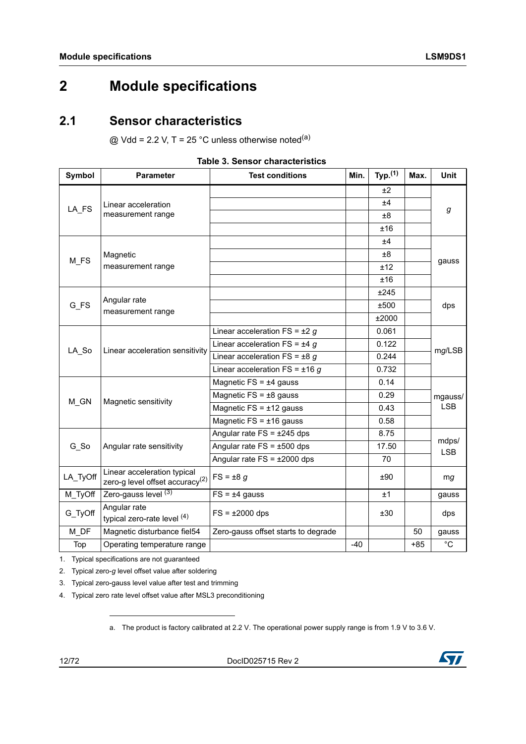# 2 Module specifications

## 2.1 Sensor characteristics

@ Vdd = 2.2 V, T = 25 °C unless otherwise noted[a]

**Table 3. Sensor characteristics**

| Symbol | Parameter | Test conditions | Min. | Typ.[1] | Max. | Unit |
|---|---|---|---|---|---|---|
| LA_FS | Linear acceleration measurement range | | | ±2 | | *g* |
| | | | | ±4 | | |
| | | | | ±8 | | |
| | | | | ±16 | | |
| M_FS | Magnetic measurement range | | | ±4 | | gauss |
| | | | | ±8 | | |
| | | | | ±12 | | |
| | | | | ±16 | | |
| G_FS | Angular rate measurement range | | | ±245 | | dps |
| | | | | ±500 | | |
| | | | | ±2000 | | |
| LA_So | Linear acceleration sensitivity | Linear acceleration FS = ±2 *g* | | 0.061 | | m*g*/LSB |
| | | Linear acceleration FS = ±4 *g* | | 0.122 | | |
| | | Linear acceleration FS = ±8 *g* | | 0.244 | | |
| | | Linear acceleration FS = ±16 *g* | | 0.732 | | |
| M_GN | Magnetic sensitivity | Magnetic FS = ±4 gauss | | 0.14 | | mgauss/ LSB |
| | | Magnetic FS = ±8 gauss | | 0.29 | | |
| | | Magnetic FS = ±12 gauss | | 0.43 | | |
| | | Magnetic FS = ±16 gauss | | 0.58 | | |
| G_So | Angular rate sensitivity | Angular rate FS = ±245 dps | | 8.75 | | mdps/ LSB |
| | | Angular rate FS = ±500 dps | | 17.50 | | |
| | | Angular rate FS = ±2000 dps | | 70 | | |
| LA_TyOff | Linear acceleration typical zero-g level offset accuracy[2] | FS = ±8 *g* | | ±90 | | m*g* |
| M_TyOff | Zero-gauss level [3] | FS = ±4 gauss | | ±1 | | gauss |
| G_TyOff | Angular rate typical zero-rate level [4] | FS = ±2000 dps | | ±30 | | dps |
| M_DF | Magnetic disturbance fiel54 | Zero-gauss offset starts to degrade | | | 50 | gauss |
| Top | Operating temperature range | | -40 | | +85 | °C |

1. Typical specifications are not guaranteed
2. Typical zero-*g* level offset value after soldering
3. Typical zero-gauss level value after test and trimming
4. Typical zero rate level offset value after MSL3 preconditioning

a. The product is factory calibrated at 2.2 V. The operational power supply range is from 1.9 V to 3.6 V.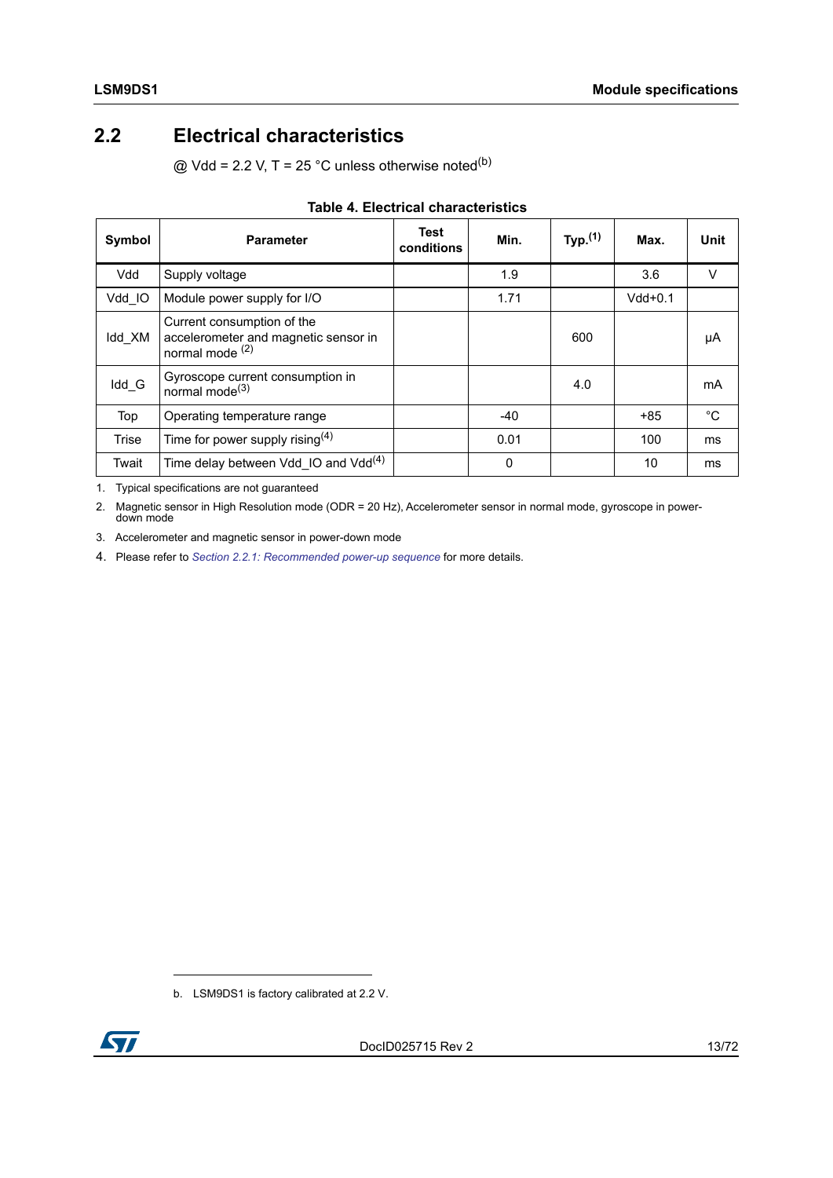## 2.2 Electrical characteristics

@ Vdd = 2.2 V, T = 25 °C unless otherwise noted[b]

**Table 4. Electrical characteristics**

| Symbol | Parameter | Test conditions | Min. | Typ.[1] | Max. | Unit |
|---|---|---|---|---|---|---|
| Vdd | Supply voltage | | 1.9 | | 3.6 | V |
| Vdd_IO | Module power supply for I/O | | 1.71 | | Vdd+0.1 | |
| Idd_XM | Current consumption of the accelerometer and magnetic sensor in normal mode [2] | | | 600 | | µA |
| Idd_G | Gyroscope current consumption in normal mode[3] | | | 4.0 | | mA |
| Top | Operating temperature range | | -40 | | +85 | °C |
| Trise | Time for power supply rising[4] | | 0.01 | | 100 | ms |
| Twait | Time delay between Vdd_IO and Vdd[4] | | 0 | | 10 | ms |

1. Typical specifications are not guaranteed
2. Magnetic sensor in High Resolution mode (ODR = 20 Hz), Accelerometer sensor in normal mode, gyroscope in power-down mode
3. Accelerometer and magnetic sensor in power-down mode
4. Please refer to *Section 2.2.1: Recommended power-up sequence* for more details.

b. LSM9DS1 is factory calibrated at 2.2 V.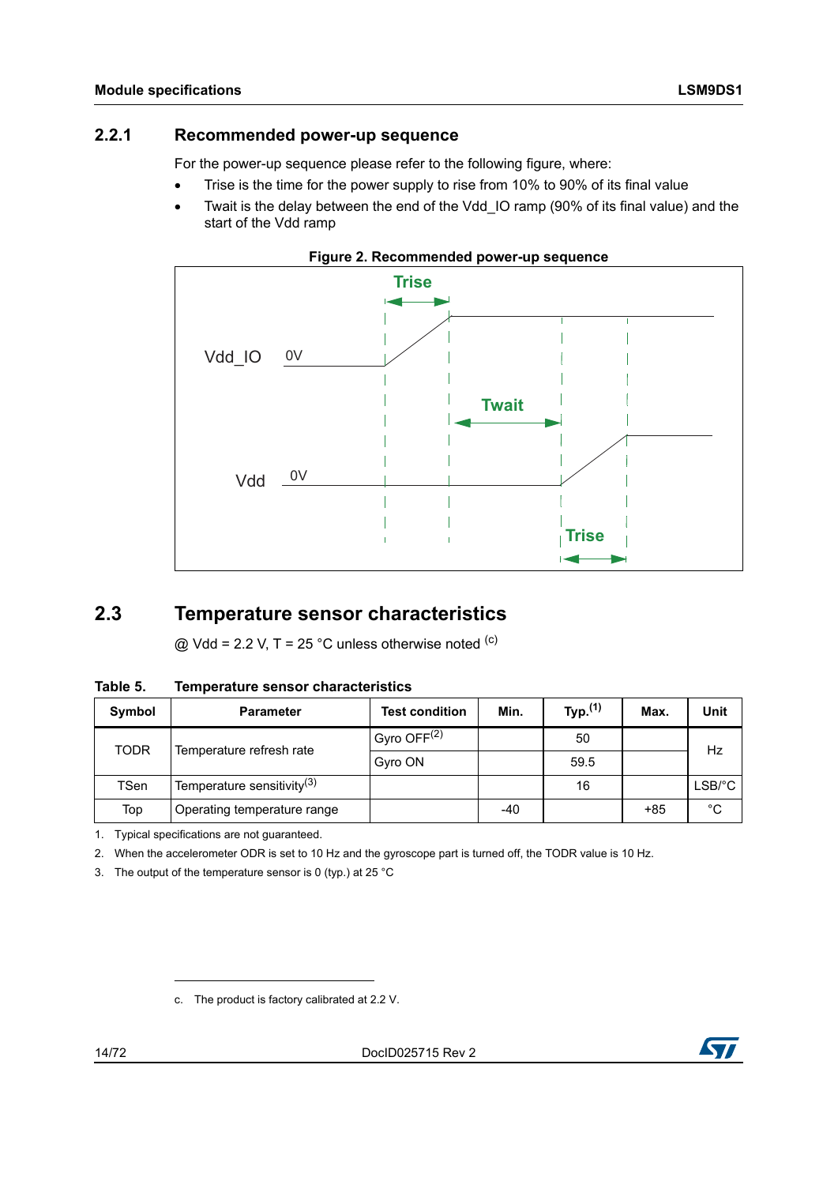### 2.2.1 Recommended power-up sequence

For the power-up sequence please refer to the following figure, where:

- Trise is the time for the power supply to rise from 10% to 90% of its final value
- Twait is the delay between the end of the Vdd_IO ramp (90% of its final value) and the start of the Vdd ramp

**Figure 2. Recommended power-up sequence**

## 2.3 Temperature sensor characteristics

@ Vdd = 2.2 V, T = 25 °C unless otherwise noted [c]

**Table 5. Temperature sensor characteristics**

| Symbol | Parameter | Test condition | Min. | Typ.[1] | Max. | Unit |
|---|---|---|---|---|---|---|
| TODR | Temperature refresh rate | Gyro OFF[2] | | 50 | | Hz |
| | | Gyro ON | | 59.5 | | |
| TSen | Temperature sensitivity[3] | | | 16 | | LSB/°C |
| Top | Operating temperature range | | -40 | | +85 | °C |

1. Typical specifications are not guaranteed.
2. When the accelerometer ODR is set to 10 Hz and the gyroscope part is turned off, the TODR value is 10 Hz.
3. The output of the temperature sensor is 0 (typ.) at 25 °C

c. The product is factory calibrated at 2.2 V.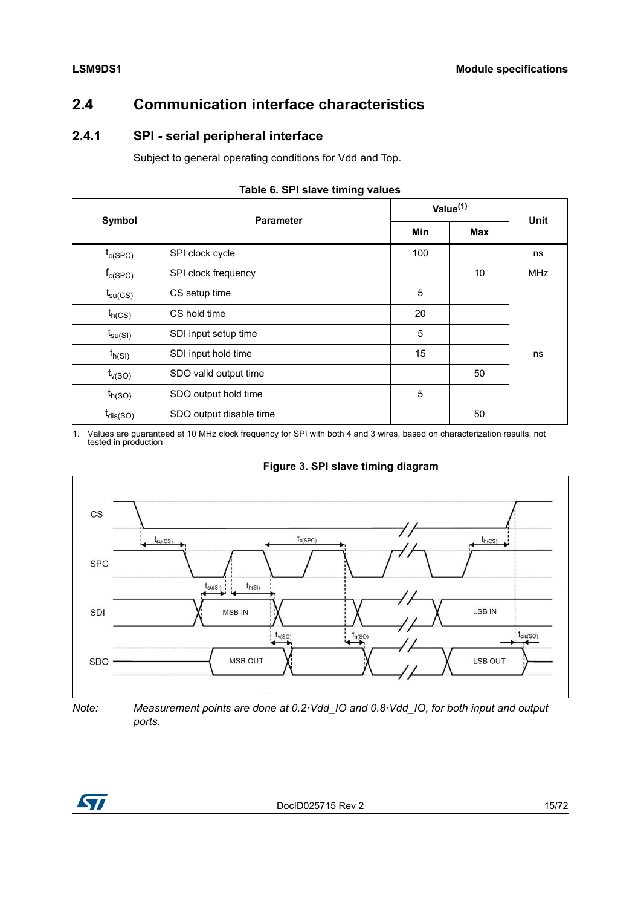## 2.4 Communication interface characteristics

### 2.4.1 SPI - serial peripheral interface

Subject to general operating conditions for Vdd and Top.

**Table 6. SPI slave timing values**

| Symbol | Parameter | Value[(1)] | | Unit |
|---|---|---|---|---|
| | | Min | Max | |
| $t_{c(SPC)}$ | SPI clock cycle | 100 | | ns |
| $f_{c(SPC)}$ | SPI clock frequency | | 10 | MHz |
| $t_{su(CS)}$ | CS setup time | 5 | | ns |
| $t_{h(CS)}$ | CS hold time | 20 | | ns |
| $t_{su(SI)}$ | SDI input setup time | 5 | | ns |
| $t_{h(SI)}$ | SDI input hold time | 15 | | ns |
| $t_{v(SO)}$ | SDO valid output time | | 50 | ns |
| $t_{h(SO)}$ | SDO output hold time | 5 | | ns |
| $t_{dis(SO)}$ | SDO output disable time | | 50 | ns |

1. Values are guaranteed at 10 MHz clock frequency for SPI with both 4 and 3 wires, based on characterization results, not tested in production

**Figure 3. SPI slave timing diagram**

*Note: Measurement points are done at 0.2·Vdd_IO and 0.8·Vdd_IO, for both input and output ports.*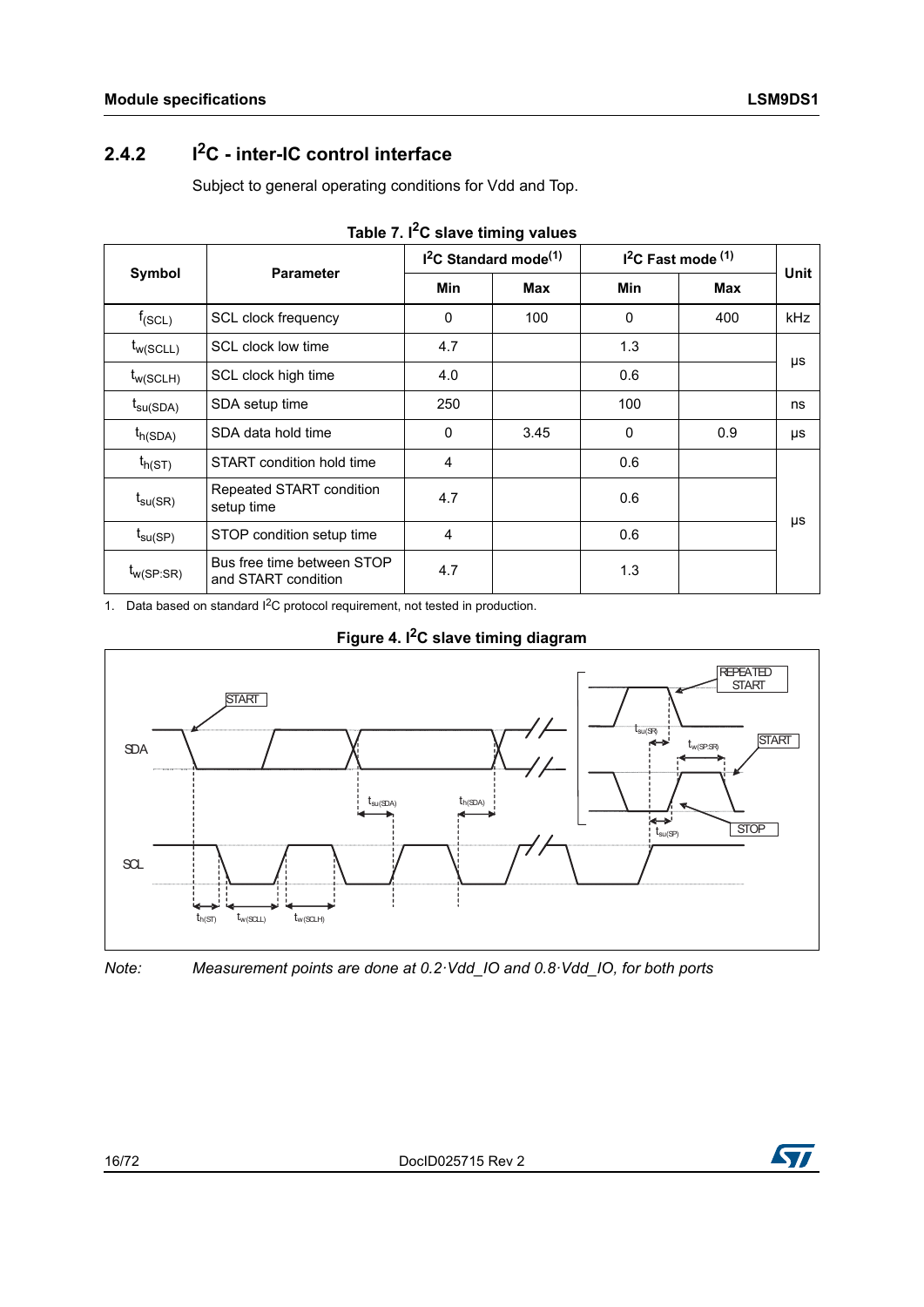### 2.4.2 $I^2C$ - inter-IC control interface

Subject to general operating conditions for Vdd and Top.

**Table 7. $I^2C$ slave timing values**

| Symbol | Parameter | $I^2C$ Standard mode[(1)] | | $I^2C$ Fast mode [(1)] | | Unit |
|---|---|---|---|---|---|---|
| | | Min | Max | Min | Max | |
| $f_{(SCL)}$ | SCL clock frequency | 0 | 100 | 0 | 400 | kHz |
| $t_{w(SCLL)}$ | SCL clock low time | 4.7 | | 1.3 | | μs |
| $t_{w(SCLH)}$ | SCL clock high time | 4.0 | | 0.6 | | μs |
| $t_{su(SDA)}$ | SDA setup time | 250 | | 100 | | ns |
| $t_{h(SDA)}$ | SDA data hold time | 0 | 3.45 | 0 | 0.9 | μs |
| $t_{h(ST)}$ | START condition hold time | 4 | | 0.6 | | μs |
| $t_{su(SR)}$ | Repeated START condition setup time | 4.7 | | 0.6 | | μs |
| $t_{su(SP)}$ | STOP condition setup time | 4 | | 0.6 | | μs |
| $t_{w(SP:SR)}$ | Bus free time between STOP and START condition | 4.7 | | 1.3 | | μs |

1. Data based on standard $I^2C$ protocol requirement, not tested in production.

**Figure 4. $I^2C$ slave timing diagram**

*Note: Measurement points are done at 0.2·Vdd_IO and 0.8·Vdd_IO, for both ports*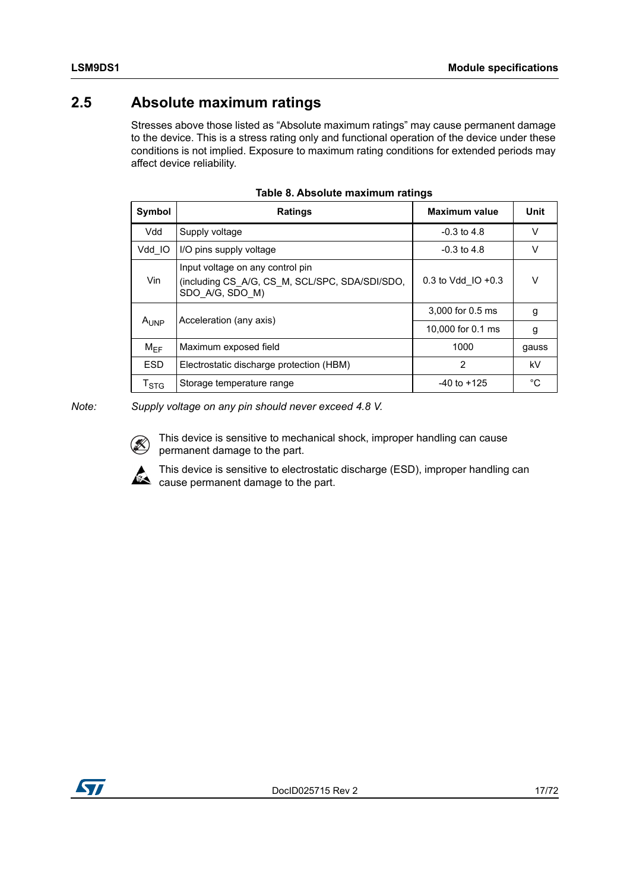## 2.5 Absolute maximum ratings

Stresses above those listed as "Absolute maximum ratings" may cause permanent damage to the device. This is a stress rating only and functional operation of the device under these conditions is not implied. Exposure to maximum rating conditions for extended periods may affect device reliability.

**Table 8. Absolute maximum ratings**

| Symbol | Ratings | Maximum value | Unit |
|---|---|---|---|
| Vdd | Supply voltage | -0.3 to 4.8 | V |
| Vdd_IO | I/O pins supply voltage | -0.3 to 4.8 | V |
| Vin | Input voltage on any control pin (including CS_A/G, CS_M, SCL/SPC, SDA/SDI/SDO, SDO_A/G, SDO_M) | 0.3 to Vdd_IO +0.3 | V |
| $A_{UNP}$ | Acceleration (any axis) | 3,000 for 0.5 ms | g |
| | | 10,000 for 0.1 ms | g |
| $M_{EF}$ | Maximum exposed field | 1000 | gauss |
| ESD | Electrostatic discharge protection (HBM) | 2 | kV |
| $T_{STG}$ | Storage temperature range | -40 to +125 | °C |

*Note: Supply voltage on any pin should never exceed 4.8 V.*

This device is sensitive to mechanical shock, improper handling can cause permanent damage to the part.

This device is sensitive to electrostatic discharge (ESD), improper handling can cause permanent damage to the part.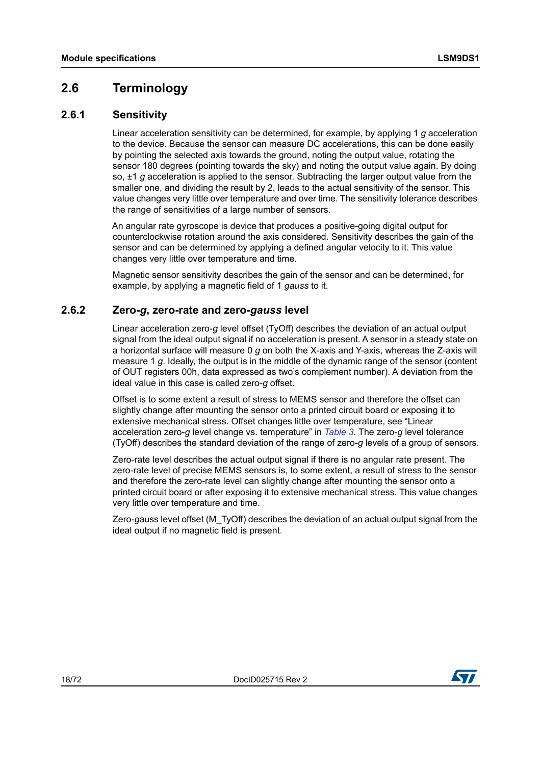## 2.6 Terminology

### 2.6.1 Sensitivity

Linear acceleration sensitivity can be determined, for example, by applying 1 *g* acceleration to the device. Because the sensor can measure DC accelerations, this can be done easily by pointing the selected axis towards the ground, noting the output value, rotating the sensor 180 degrees (pointing towards the sky) and noting the output value again. By doing so, ±1 *g* acceleration is applied to the sensor. Subtracting the larger output value from the smaller one, and dividing the result by 2, leads to the actual sensitivity of the sensor. This value changes very little over temperature and over time. The sensitivity tolerance describes the range of sensitivities of a large number of sensors.

An angular rate gyroscope is device that produces a positive-going digital output for counterclockwise rotation around the axis considered. Sensitivity describes the gain of the sensor and can be determined by applying a defined angular velocity to it. This value changes very little over temperature and time.

Magnetic sensor sensitivity describes the gain of the sensor and can be determined, for example, by applying a magnetic field of 1 *gauss* to it.

### 2.6.2 Zero-*g*, zero-rate and zero-*gauss* level

Linear acceleration zero-*g* level offset (TyOff) describes the deviation of an actual output signal from the ideal output signal if no acceleration is present. A sensor in a steady state on a horizontal surface will measure 0 *g* on both the X-axis and Y-axis, whereas the Z-axis will measure 1 *g*. Ideally, the output is in the middle of the dynamic range of the sensor (content of OUT registers 00h, data expressed as two's complement number). A deviation from the ideal value in this case is called zero-*g* offset.

Offset is to some extent a result of stress to MEMS sensor and therefore the offset can slightly change after mounting the sensor onto a printed circuit board or exposing it to extensive mechanical stress. Offset changes little over temperature, see "Linear acceleration zero-*g* level change vs. temperature" in *Table 3*. The zero-*g* level tolerance (TyOff) describes the standard deviation of the range of zero-*g* levels of a group of sensors.

Zero-rate level describes the actual output signal if there is no angular rate present. The zero-rate level of precise MEMS sensors is, to some extent, a result of stress to the sensor and therefore the zero-rate level can slightly change after mounting the sensor onto a printed circuit board or after exposing it to extensive mechanical stress. This value changes very little over temperature and time.

Zero-*g*auss level offset (M_TyOff) describes the deviation of an actual output signal from the ideal output if no magnetic field is present.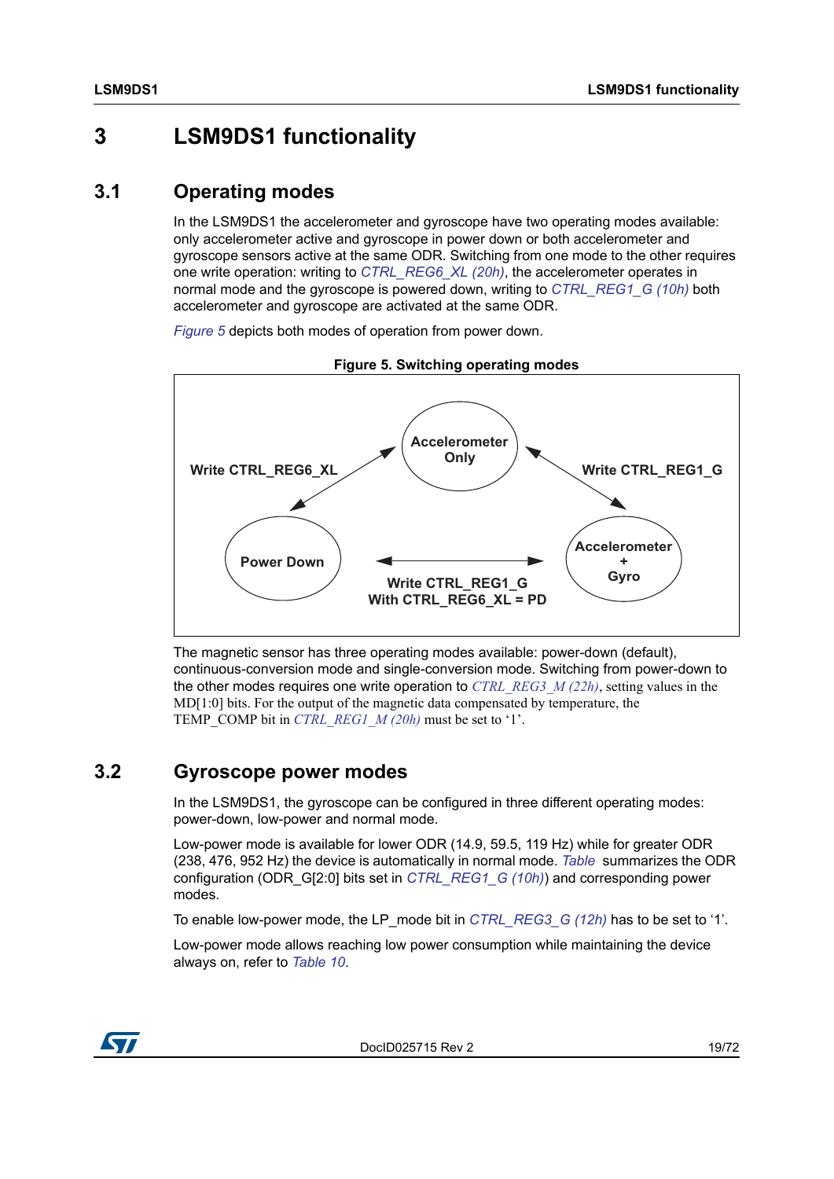# 3 LSM9DS1 functionality

## 3.1 Operating modes

In the LSM9DS1 the accelerometer and gyroscope have two operating modes available: only accelerometer active and gyroscope in power down or both accelerometer and gyroscope sensors active at the same ODR. Switching from one mode to the other requires one write operation: writing to *CTRL_REG6_XL (20h)*, the accelerometer operates in normal mode and the gyroscope is powered down, writing to *CTRL_REG1_G (10h)* both accelerometer and gyroscope are activated at the same ODR.

*Figure 5* depicts both modes of operation from power down.

**Figure 5. Switching operating modes**

Accelerometer Only

Write CTRL_REG6_XL

Write CTRL_REG1_G

Power Down

Accelerometer + Gyro

Write CTRL_REG1_G
With CTRL_REG6_XL = PD

The magnetic sensor has three operating modes available: power-down (default), continuous-conversion mode and single-conversion mode. Switching from power-down to the other modes requires one write operation to *CTRL_REG3_M (22h)*, setting values in the MD[1:0] bits. For the output of the magnetic data compensated by temperature, the TEMP_COMP bit in *CTRL_REG1_M (20h)* must be set to '1'.

## 3.2 Gyroscope power modes

In the LSM9DS1, the gyroscope can be configured in three different operating modes: power-down, low-power and normal mode.

Low-power mode is available for lower ODR (14.9, 59.5, 119 Hz) while for greater ODR (238, 476, 952 Hz) the device is automatically in normal mode. *Table* summarizes the ODR configuration (ODR_G[2:0] bits set in *CTRL_REG1_G (10h)*) and corresponding power modes.

To enable low-power mode, the LP_mode bit in *CTRL_REG3_G (12h)* has to be set to '1'.

Low-power mode allows reaching low power consumption while maintaining the device always on, refer to *Table 10*.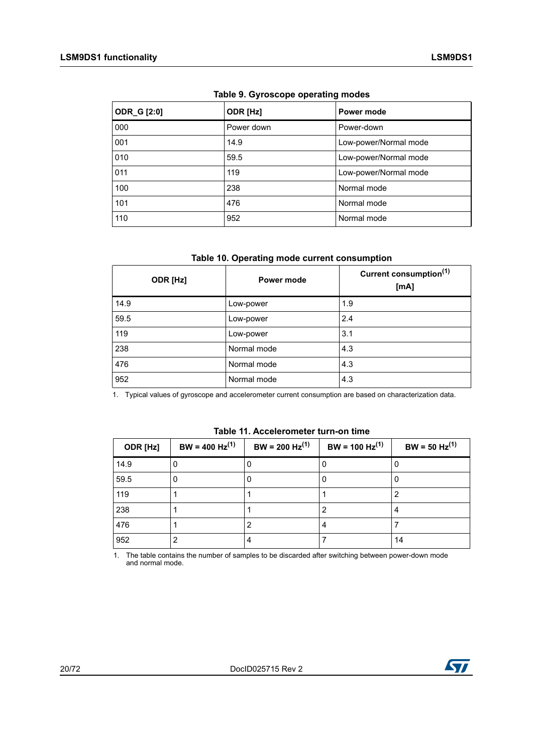**Table 9. Gyroscope operating modes**

| ODR_G [2:0] | ODR [Hz] | Power mode |
|---|---|---|
| 000 | Power down | Power-down |
| 001 | 14.9 | Low-power/Normal mode |
| 010 | 59.5 | Low-power/Normal mode |
| 011 | 119 | Low-power/Normal mode |
| 100 | 238 | Normal mode |
| 101 | 476 | Normal mode |
| 110 | 952 | Normal mode |

**Table 10. Operating mode current consumption**

| ODR [Hz] | Power mode | Current consumption[(1)] [mA] |
|---|---|---|
| 14.9 | Low-power | 1.9 |
| 59.5 | Low-power | 2.4 |
| 119 | Low-power | 3.1 |
| 238 | Normal mode | 4.3 |
| 476 | Normal mode | 4.3 |
| 952 | Normal mode | 4.3 |

1. Typical values of gyroscope and accelerometer current consumption are based on characterization data.

**Table 11. Accelerometer turn-on time**

| ODR [Hz] | BW = 400 Hz[(1)] | BW = 200 Hz[(1)] | BW = 100 Hz[(1)] | BW = 50 Hz[(1)] |
|---|---|---|---|---|
| 14.9 | 0 | 0 | 0 | 0 |
| 59.5 | 0 | 0 | 0 | 0 |
| 119 | 1 | 1 | 1 | 2 |
| 238 | 1 | 1 | 2 | 4 |
| 476 | 1 | 2 | 4 | 7 |
| 952 | 2 | 4 | 7 | 14 |

1. The table contains the number of samples to be discarded after switching between power-down mode and normal mode.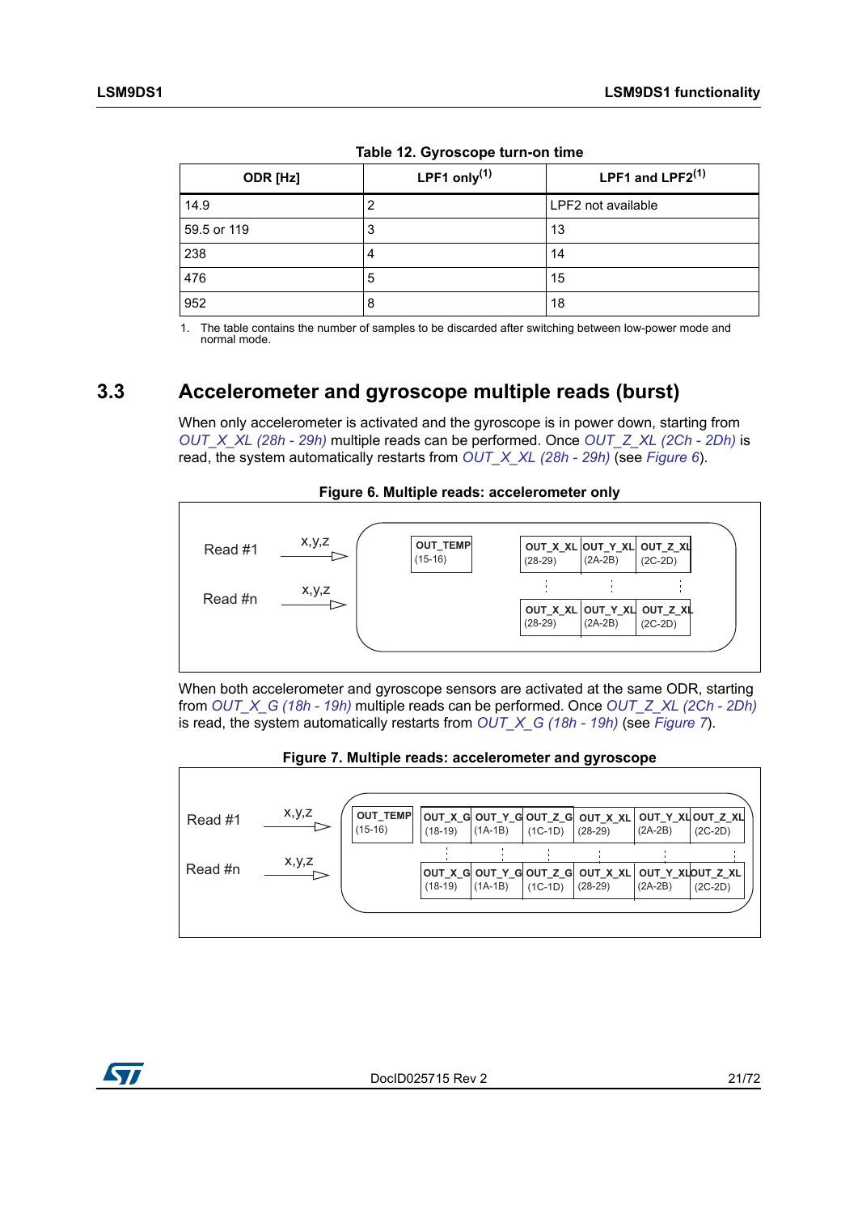**Table 12. Gyroscope turn-on time**

| ODR [Hz] | LPF1 only[(1)] | LPF1 and LPF2[(1)] |
|---|---|---|
| 14.9 | 2 | LPF2 not available |
| 59.5 or 119 | 3 | 13 |
| 238 | 4 | 14 |
| 476 | 5 | 15 |
| 952 | 8 | 18 |

1. The table contains the number of samples to be discarded after switching between low-power mode and normal mode.

## 3.3 Accelerometer and gyroscope multiple reads (burst)

When only accelerometer is activated and the gyroscope is in power down, starting from *OUT_X_XL (28h - 29h)* multiple reads can be performed. Once *OUT_Z_XL (2Ch - 2Dh)* is read, the system automatically restarts from *OUT_X_XL (28h - 29h)* (see *Figure 6*).

**Figure 6. Multiple reads: accelerometer only**

Read #1 — x,y,z: OUT_TEMP (15-16) | OUT_X_XL (28-29) | OUT_Y_XL (2A-2B) | OUT_Z_XL (2C-2D)

Read #n — x,y,z: OUT_X_XL (28-29) | OUT_Y_XL (2A-2B) | OUT_Z_XL (2C-2D)

When both accelerometer and gyroscope sensors are activated at the same ODR, starting from *OUT_X_G (18h - 19h)* multiple reads can be performed. Once *OUT_Z_XL (2Ch - 2Dh)* is read, the system automatically restarts from *OUT_X_G (18h - 19h)* (see *Figure 7*).

**Figure 7. Multiple reads: accelerometer and gyroscope**

Read #1 — x,y,z: OUT_TEMP (15-16) | OUT_X_G (18-19) | OUT_Y_G (1A-1B) | OUT_Z_G (1C-1D) | OUT_X_XL (28-29) | OUT_Y_XL (2A-2B) | OUT_Z_XL (2C-2D)

Read #n — x,y,z: OUT_X_G (18-19) | OUT_Y_G (1A-1B) | OUT_Z_G (1C-1D) | OUT_X_XL (28-29) | OUT_Y_XL (2A-2B) | OUT_Z_XL (2C-2D)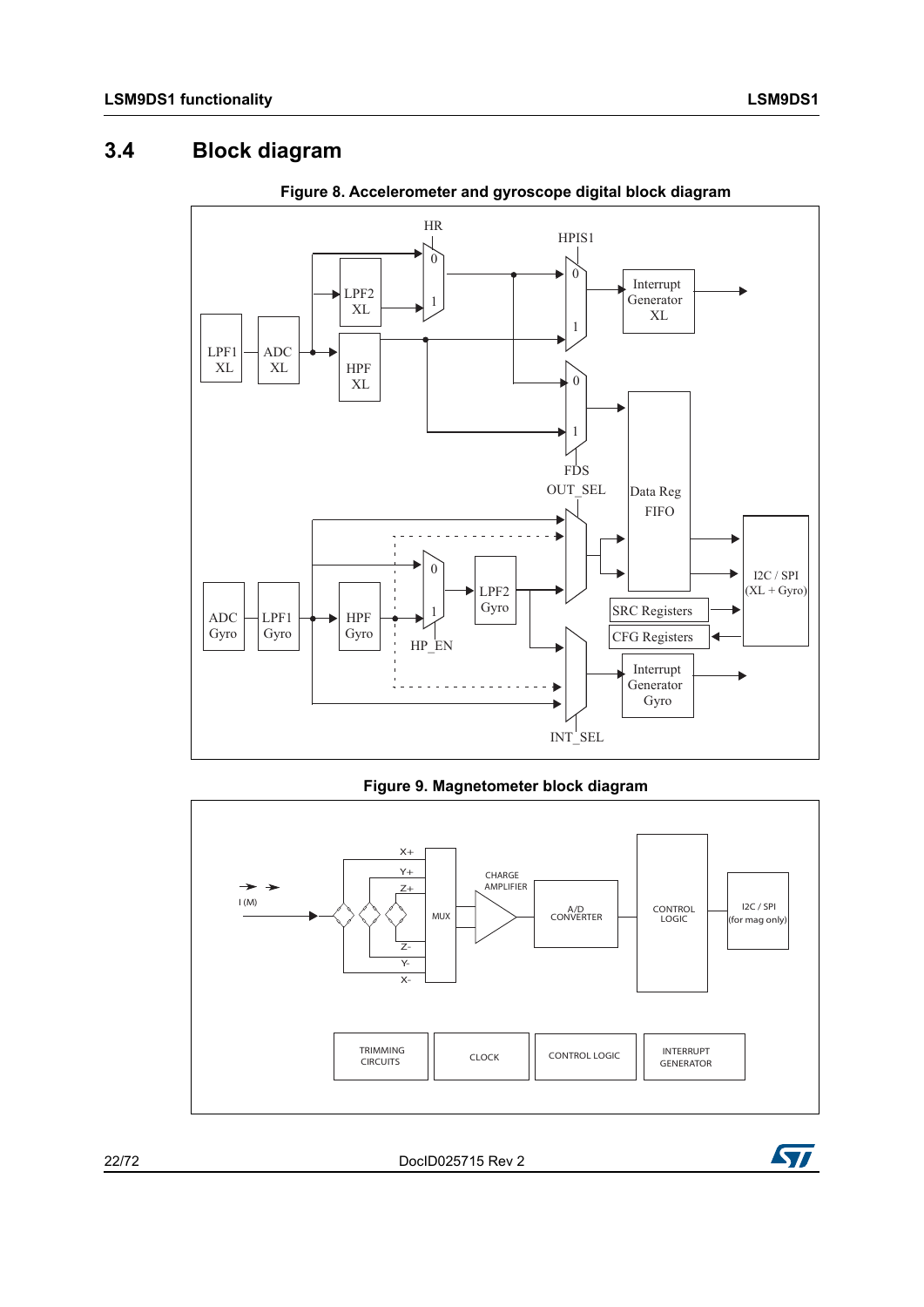## 3.4 Block diagram

**Figure 8. Accelerometer and gyroscope digital block diagram**

**Figure 9. Magnetometer block diagram**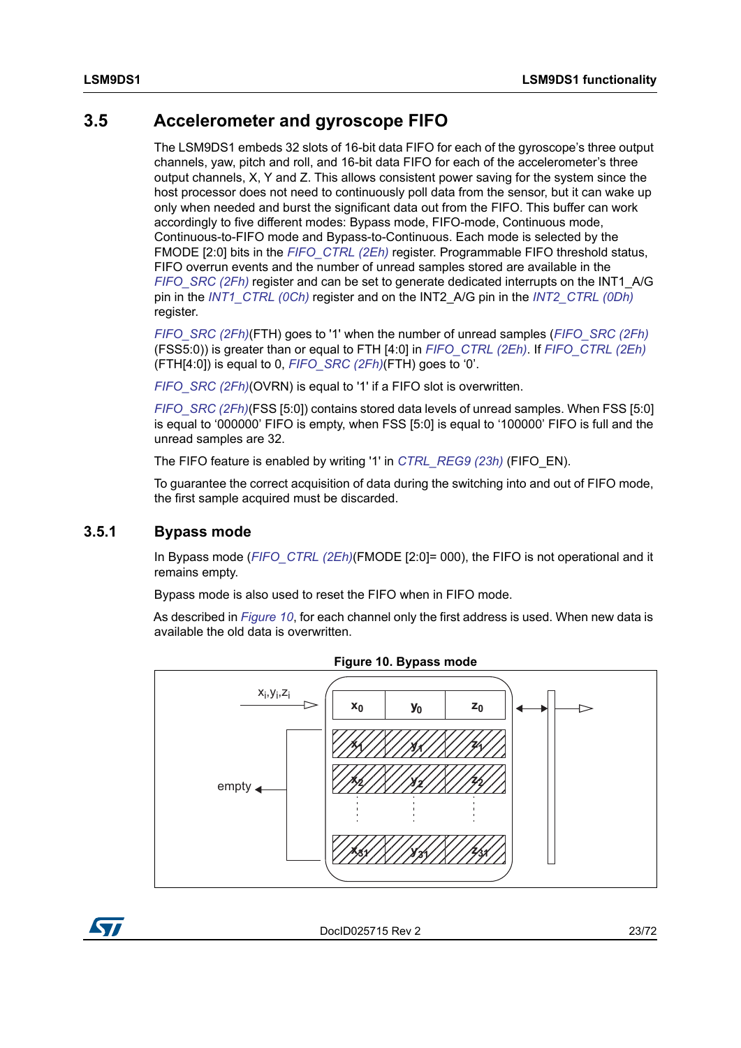## 3.5 Accelerometer and gyroscope FIFO

The LSM9DS1 embeds 32 slots of 16-bit data FIFO for each of the gyroscope's three output channels, yaw, pitch and roll, and 16-bit data FIFO for each of the accelerometer's three output channels, X, Y and Z. This allows consistent power saving for the system since the host processor does not need to continuously poll data from the sensor, but it can wake up only when needed and burst the significant data out from the FIFO. This buffer can work accordingly to five different modes: Bypass mode, FIFO-mode, Continuous mode, Continuous-to-FIFO mode and Bypass-to-Continuous. Each mode is selected by the FMODE [2:0] bits in the *FIFO_CTRL (2Eh)* register. Programmable FIFO threshold status, FIFO overrun events and the number of unread samples stored are available in the *FIFO_SRC (2Fh)* register and can be set to generate dedicated interrupts on the INT1_A/G pin in the *INT1_CTRL (0Ch)* register and on the INT2_A/G pin in the *INT2_CTRL (0Dh)* register.

*FIFO_SRC (2Fh)*(FTH) goes to '1' when the number of unread samples (*FIFO_SRC (2Fh)* (FSS5:0)) is greater than or equal to FTH [4:0] in *FIFO_CTRL (2Eh)*. If *FIFO_CTRL (2Eh)* (FTH[4:0]) is equal to 0, *FIFO_SRC (2Fh)*(FTH) goes to '0'.

*FIFO_SRC (2Fh)*(OVRN) is equal to '1' if a FIFO slot is overwritten.

*FIFO_SRC (2Fh)*(FSS [5:0]) contains stored data levels of unread samples. When FSS [5:0] is equal to '000000' FIFO is empty, when FSS [5:0] is equal to '100000' FIFO is full and the unread samples are 32.

The FIFO feature is enabled by writing '1' in *CTRL_REG9 (23h)* (FIFO_EN).

To guarantee the correct acquisition of data during the switching into and out of FIFO mode, the first sample acquired must be discarded.

### 3.5.1 Bypass mode

In Bypass mode (*FIFO_CTRL (2Eh)*(FMODE [2:0]= 000), the FIFO is not operational and it remains empty.

Bypass mode is also used to reset the FIFO when in FIFO mode.

As described in *Figure 10*, for each channel only the first address is used. When new data is available the old data is overwritten.

**Figure 10. Bypass mode**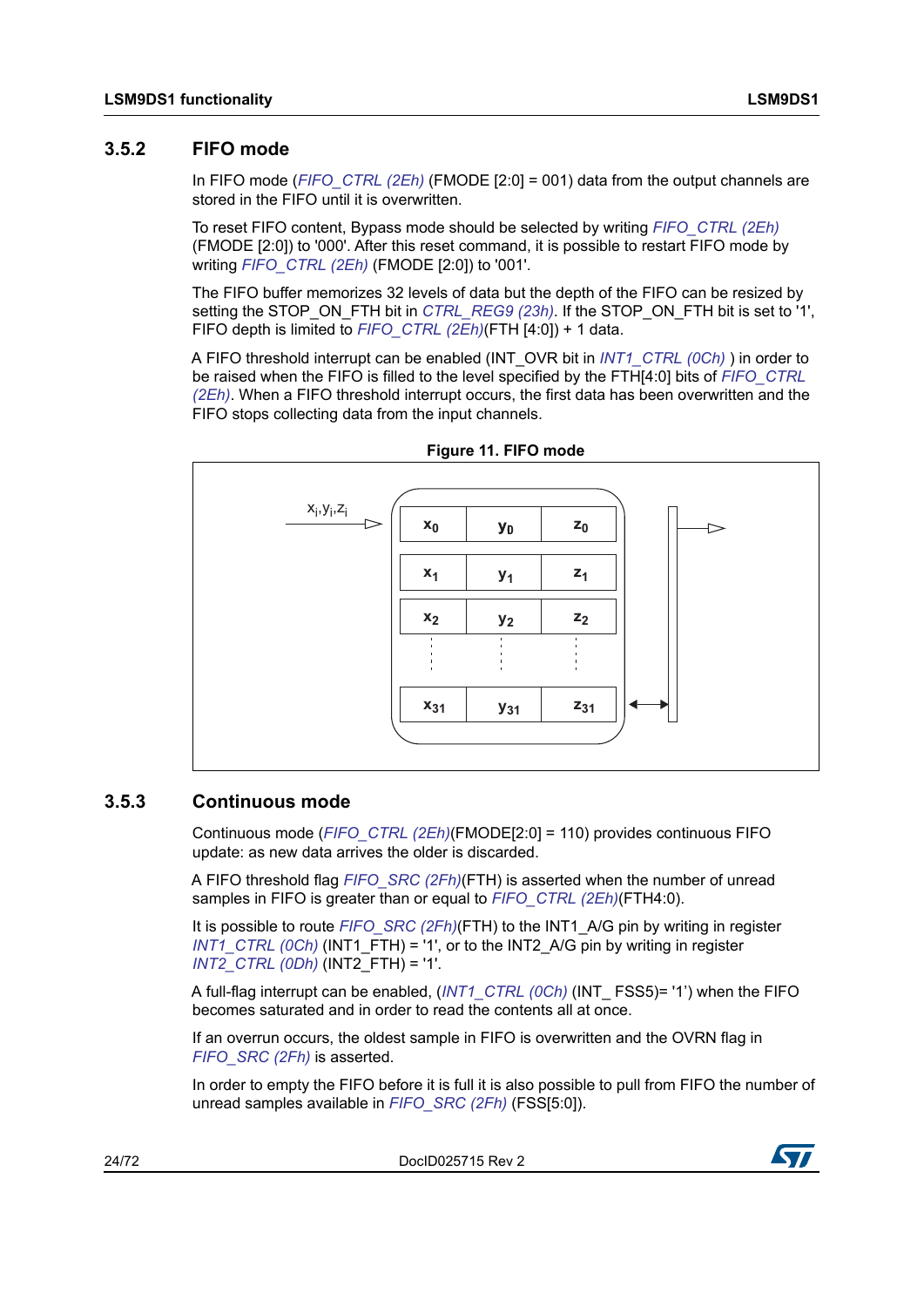### 3.5.2 FIFO mode

In FIFO mode (*FIFO_CTRL (2Eh)* (FMODE [2:0] = 001) data from the output channels are stored in the FIFO until it is overwritten.

To reset FIFO content, Bypass mode should be selected by writing *FIFO_CTRL (2Eh)* (FMODE [2:0]) to '000'. After this reset command, it is possible to restart FIFO mode by writing *FIFO_CTRL (2Eh)* (FMODE [2:0]) to '001'.

The FIFO buffer memorizes 32 levels of data but the depth of the FIFO can be resized by setting the STOP_ON_FTH bit in *CTRL_REG9 (23h)*. If the STOP_ON_FTH bit is set to '1', FIFO depth is limited to *FIFO_CTRL (2Eh)*(FTH [4:0]) + 1 data.

A FIFO threshold interrupt can be enabled (INT_OVR bit in *INT1_CTRL (0Ch)* ) in order to be raised when the FIFO is filled to the level specified by the FTH[4:0] bits of *FIFO_CTRL (2Eh)*. When a FIFO threshold interrupt occurs, the first data has been overwritten and the FIFO stops collecting data from the input channels.

**Figure 11. FIFO mode**

### 3.5.3 Continuous mode

Continuous mode (*FIFO_CTRL (2Eh)*(FMODE[2:0] = 110) provides continuous FIFO update: as new data arrives the older is discarded.

A FIFO threshold flag *FIFO_SRC (2Fh)*(FTH) is asserted when the number of unread samples in FIFO is greater than or equal to *FIFO_CTRL (2Eh)*(FTH4:0).

It is possible to route *FIFO_SRC (2Fh)*(FTH) to the INT1_A/G pin by writing in register *INT1_CTRL (0Ch)* (INT1_FTH) = '1', or to the INT2_A/G pin by writing in register *INT2_CTRL (0Dh)* (INT2_FTH) = '1'.

A full-flag interrupt can be enabled, (*INT1_CTRL (0Ch)* (INT_ FSS5)= '1') when the FIFO becomes saturated and in order to read the contents all at once.

If an overrun occurs, the oldest sample in FIFO is overwritten and the OVRN flag in *FIFO_SRC (2Fh)* is asserted.

In order to empty the FIFO before it is full it is also possible to pull from FIFO the number of unread samples available in *FIFO_SRC (2Fh)* (FSS[5:0]).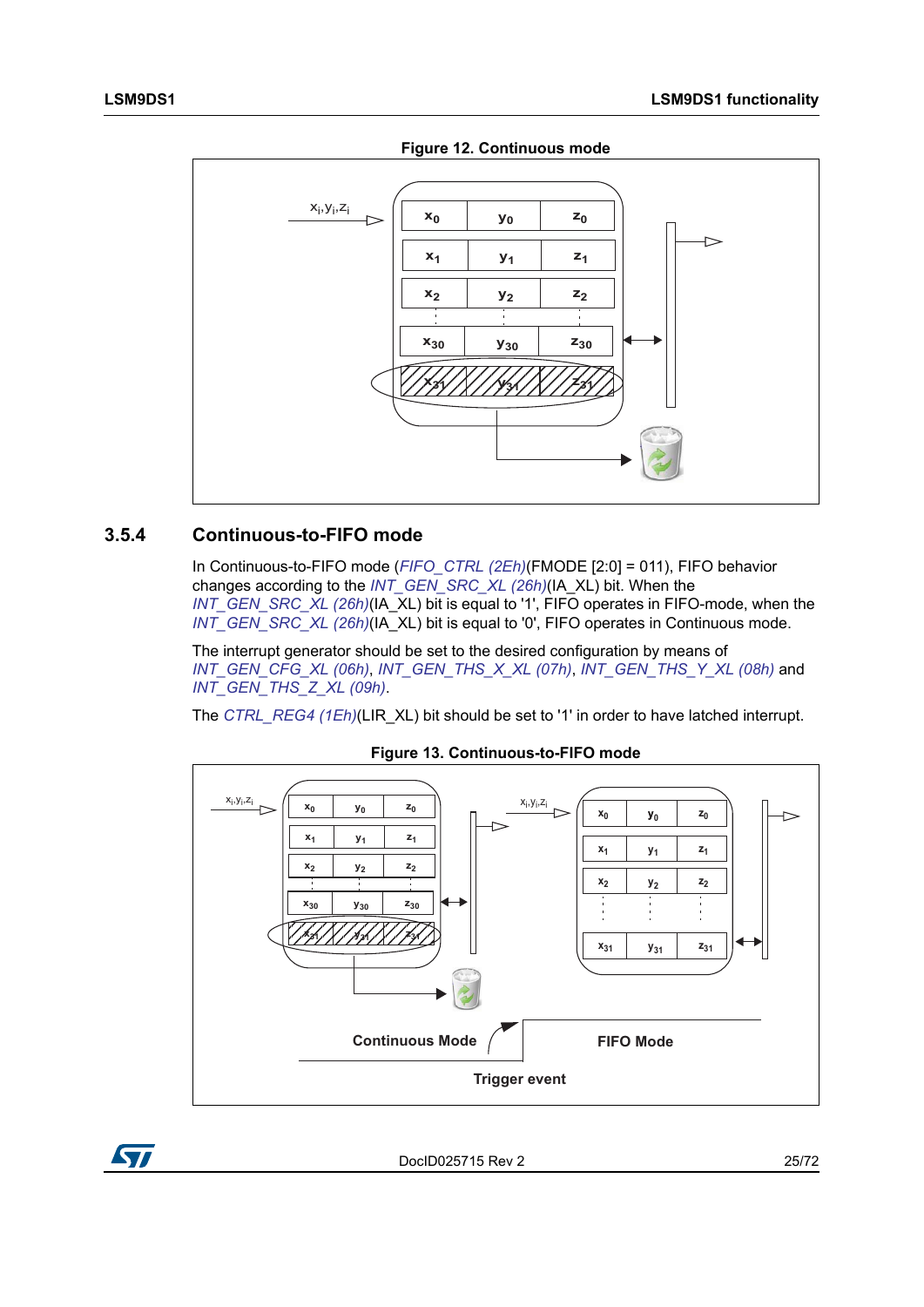Figure 12. Continuous mode

### 3.5.4 Continuous-to-FIFO mode

In Continuous-to-FIFO mode (*FIFO_CTRL (2Eh)*(FMODE [2:0] = 011), FIFO behavior changes according to the *INT_GEN_SRC_XL (26h)*(IA_XL) bit. When the *INT_GEN_SRC_XL (26h)*(IA_XL) bit is equal to '1', FIFO operates in FIFO-mode, when the *INT_GEN_SRC_XL (26h)*(IA_XL) bit is equal to '0', FIFO operates in Continuous mode.

The interrupt generator should be set to the desired configuration by means of *INT_GEN_CFG_XL (06h)*, *INT_GEN_THS_X_XL (07h)*, *INT_GEN_THS_Y_XL (08h)* and *INT_GEN_THS_Z_XL (09h)*.

The *CTRL_REG4 (1Eh)*(LIR_XL) bit should be set to '1' in order to have latched interrupt.

Figure 13. Continuous-to-FIFO mode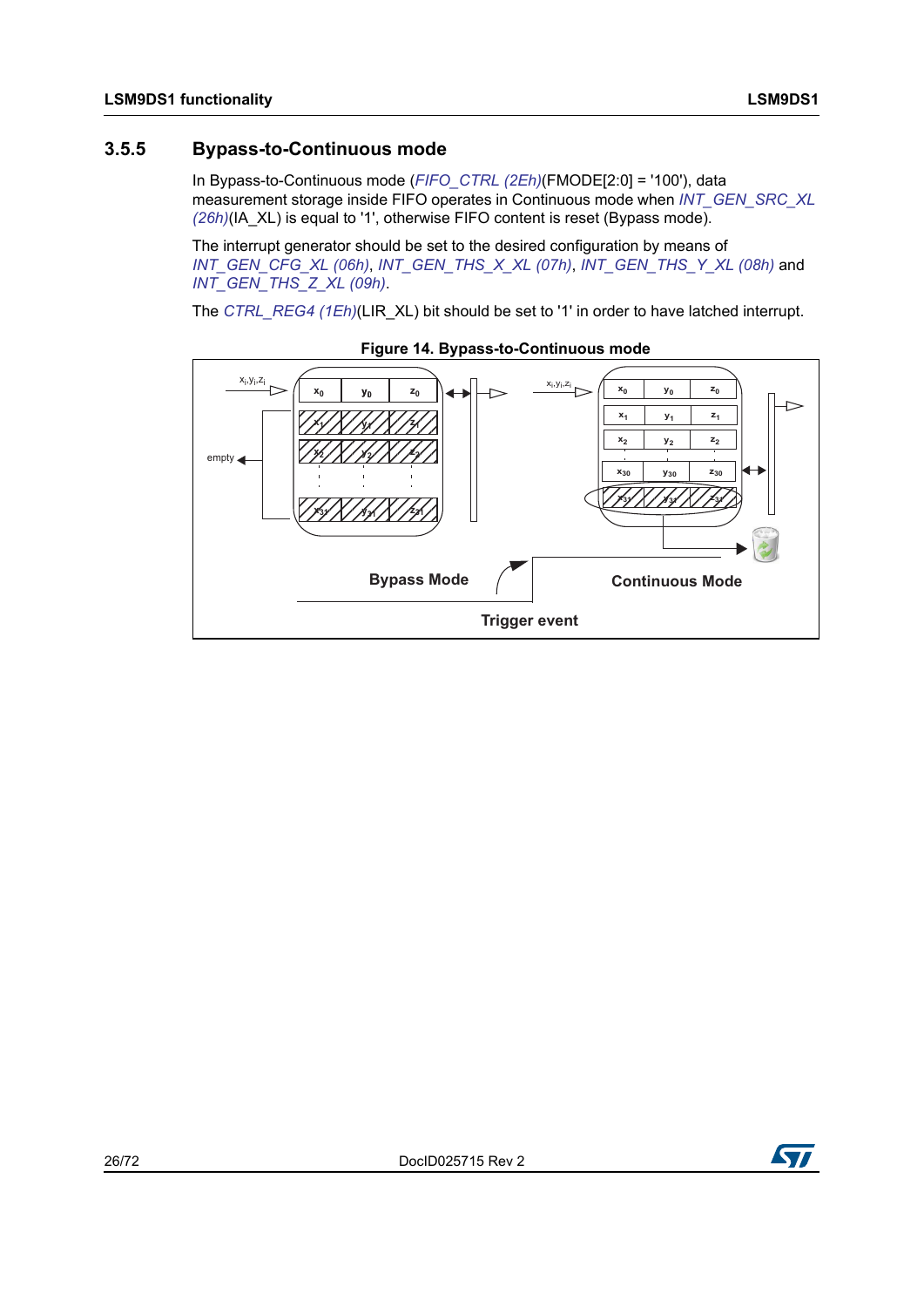### 3.5.5 Bypass-to-Continuous mode

In Bypass-to-Continuous mode (*FIFO_CTRL (2Eh)*(FMODE[2:0] = '100'), data measurement storage inside FIFO operates in Continuous mode when *INT_GEN_SRC_XL (26h)*(IA_XL) is equal to '1', otherwise FIFO content is reset (Bypass mode).

The interrupt generator should be set to the desired configuration by means of *INT_GEN_CFG_XL (06h)*, *INT_GEN_THS_X_XL (07h)*, *INT_GEN_THS_Y_XL (08h)* and *INT_GEN_THS_Z_XL (09h)*.

The *CTRL_REG4 (1Eh)*(LIR_XL) bit should be set to '1' in order to have latched interrupt.

**Figure 14. Bypass-to-Continuous mode**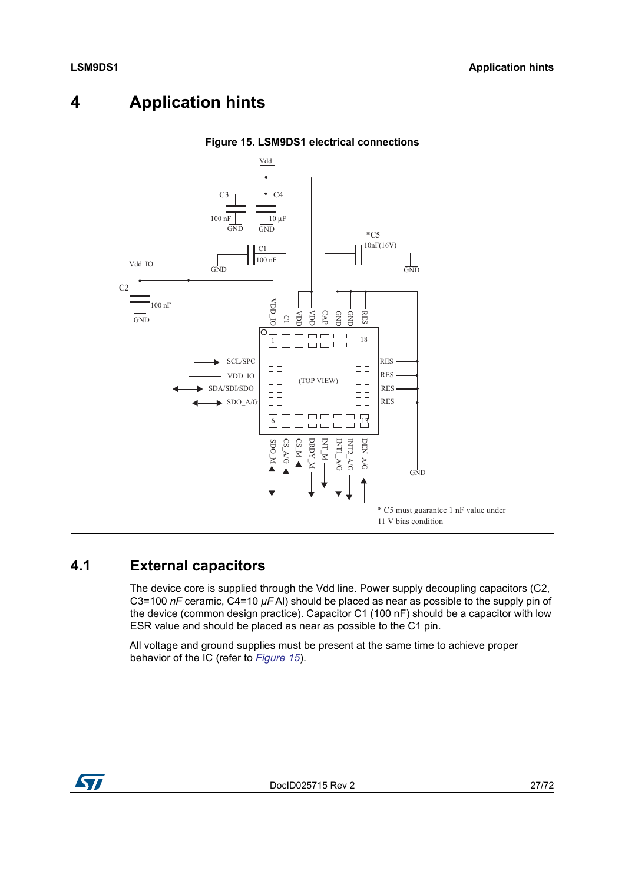# 4 Application hints

**Figure 15. LSM9DS1 electrical connections**

## 4.1 External capacitors

The device core is supplied through the Vdd line. Power supply decoupling capacitors (C2, C3=100 *nF* ceramic, C4=10 *µF* Al) should be placed as near as possible to the supply pin of the device (common design practice). Capacitor C1 (100 nF) should be a capacitor with low ESR value and should be placed as near as possible to the C1 pin.

All voltage and ground supplies must be present at the same time to achieve proper behavior of the IC (refer to *Figure 15*).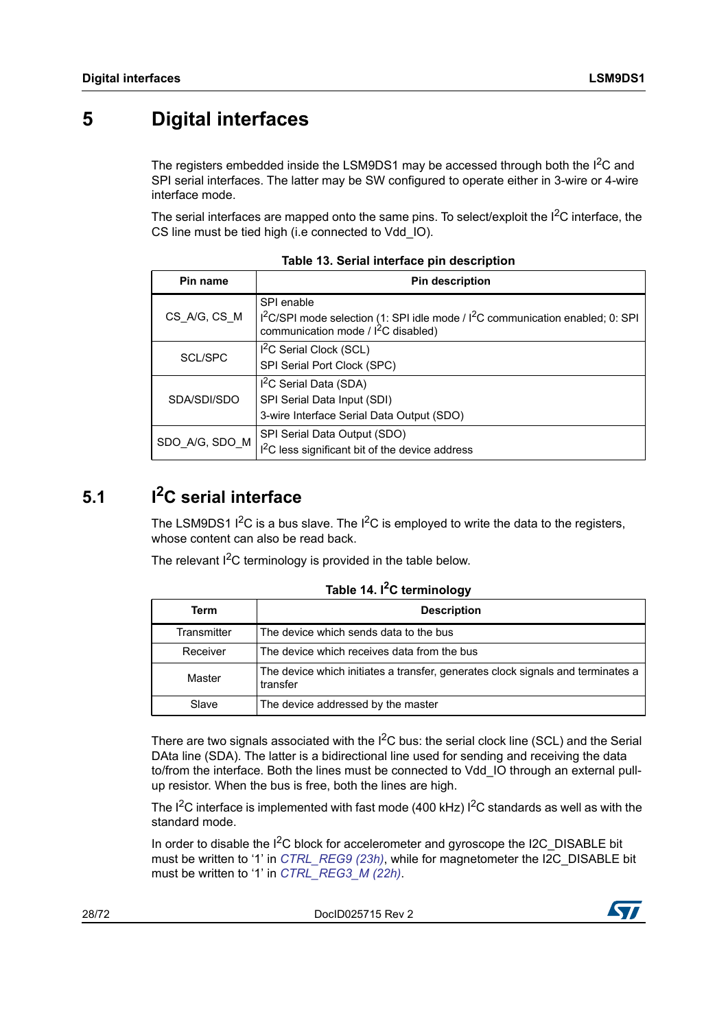# 5 Digital interfaces

The registers embedded inside the LSM9DS1 may be accessed through both the $I^2C$ and SPI serial interfaces. The latter may be SW configured to operate either in 3-wire or 4-wire interface mode.

The serial interfaces are mapped onto the same pins. To select/exploit the $I^2C$ interface, the CS line must be tied high (i.e connected to Vdd_IO).

**Table 13. Serial interface pin description**

| Pin name | Pin description |
|---|---|
| CS_A/G, CS_M | SPI enable<br>$I^2C$/SPI mode selection (1: SPI idle mode / $I^2C$ communication enabled; 0: SPI communication mode / $I^2C$ disabled) |
| SCL/SPC | $I^2C$ Serial Clock (SCL)<br>SPI Serial Port Clock (SPC) |
| SDA/SDI/SDO | $I^2C$ Serial Data (SDA)<br>SPI Serial Data Input (SDI)<br>3-wire Interface Serial Data Output (SDO) |
| SDO_A/G, SDO_M | SPI Serial Data Output (SDO)<br>$I^2C$ less significant bit of the device address |

## 5.1 $I^2C$ serial interface

The LSM9DS1 $I^2C$ is a bus slave. The $I^2C$ is employed to write the data to the registers, whose content can also be read back.

The relevant $I^2C$ terminology is provided in the table below.

**Table 14. $I^2C$ terminology**

| Term | Description |
|---|---|
| Transmitter | The device which sends data to the bus |
| Receiver | The device which receives data from the bus |
| Master | The device which initiates a transfer, generates clock signals and terminates a transfer |
| Slave | The device addressed by the master |

There are two signals associated with the $I^2C$ bus: the serial clock line (SCL) and the Serial DAta line (SDA). The latter is a bidirectional line used for sending and receiving the data to/from the interface. Both the lines must be connected to Vdd_IO through an external pull-up resistor. When the bus is free, both the lines are high.

The $I^2C$ interface is implemented with fast mode (400 kHz) $I^2C$ standards as well as with the standard mode.

In order to disable the $I^2C$ block for accelerometer and gyroscope the I2C_DISABLE bit must be written to '1' in *CTRL_REG9 (23h)*, while for magnetometer the I2C_DISABLE bit must be written to '1' in *CTRL_REG3_M (22h)*.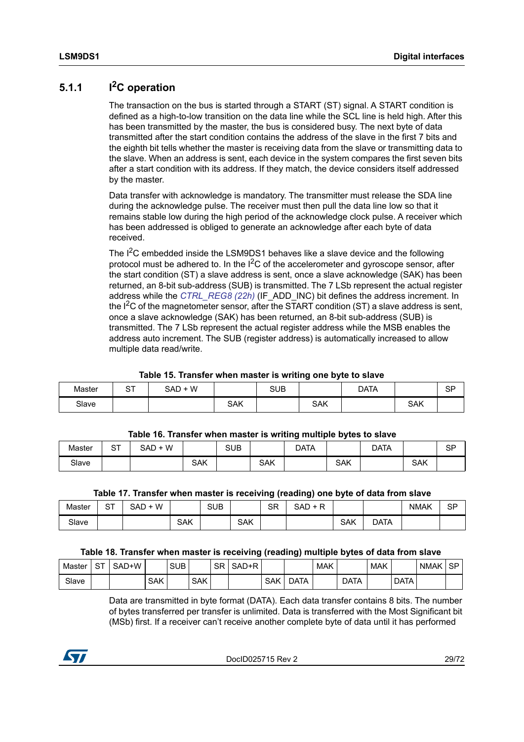### 5.1.1 I$^2$C operation

The transaction on the bus is started through a START (ST) signal. A START condition is defined as a high-to-low transition on the data line while the SCL line is held high. After this has been transmitted by the master, the bus is considered busy. The next byte of data transmitted after the start condition contains the address of the slave in the first 7 bits and the eighth bit tells whether the master is receiving data from the slave or transmitting data to the slave. When an address is sent, each device in the system compares the first seven bits after a start condition with its address. If they match, the device considers itself addressed by the master.

Data transfer with acknowledge is mandatory. The transmitter must release the SDA line during the acknowledge pulse. The receiver must then pull the data line low so that it remains stable low during the high period of the acknowledge clock pulse. A receiver which has been addressed is obliged to generate an acknowledge after each byte of data received.

The I$^2$C embedded inside the LSM9DS1 behaves like a slave device and the following protocol must be adhered to. In the I$^2$C of the accelerometer and gyroscope sensor, after the start condition (ST) a slave address is sent, once a slave acknowledge (SAK) has been returned, an 8-bit sub-address (SUB) is transmitted. The 7 LSb represent the actual register address while the *CTRL_REG8 (22h)* (IF_ADD_INC) bit defines the address increment. In the I$^2$C of the magnetometer sensor, after the START condition (ST) a slave address is sent, once a slave acknowledge (SAK) has been returned, an 8-bit sub-address (SUB) is transmitted. The 7 LSb represent the actual register address while the MSB enables the address auto increment. The SUB (register address) is automatically increased to allow multiple data read/write.

**Table 15. Transfer when master is writing one byte to slave**

| Master | ST | SAD + W | | SUB | | DATA | | SP |
|---|---|---|---|---|---|---|---|---|
| Slave | | | SAK | | SAK | | SAK | |

**Table 16. Transfer when master is writing multiple bytes to slave**

| Master | ST | SAD + W | | SUB | | DATA | | DATA | | SP |
|---|---|---|---|---|---|---|---|---|---|---|
| Slave | | | SAK | | SAK | | SAK | | SAK | |

**Table 17. Transfer when master is receiving (reading) one byte of data from slave**

| Master | ST | SAD + W | | SUB | | SR | SAD + R | | | NMAK | SP |
|---|---|---|---|---|---|---|---|---|---|---|---|
| Slave | | | SAK | | SAK | | | SAK | DATA | | |

**Table 18. Transfer when master is receiving (reading) multiple bytes of data from slave**

| Master | ST | SAD+W | | SUB | | SR | SAD+R | | | MAK | | MAK | | NMAK | SP |
|---|---|---|---|---|---|---|---|---|---|---|---|---|---|---|---|
| Slave | | | SAK | | SAK | | | SAK | DATA | | DATA | | DATA | | |

Data are transmitted in byte format (DATA). Each data transfer contains 8 bits. The number of bytes transferred per transfer is unlimited. Data is transferred with the Most Significant bit (MSb) first. If a receiver can't receive another complete byte of data until it has performed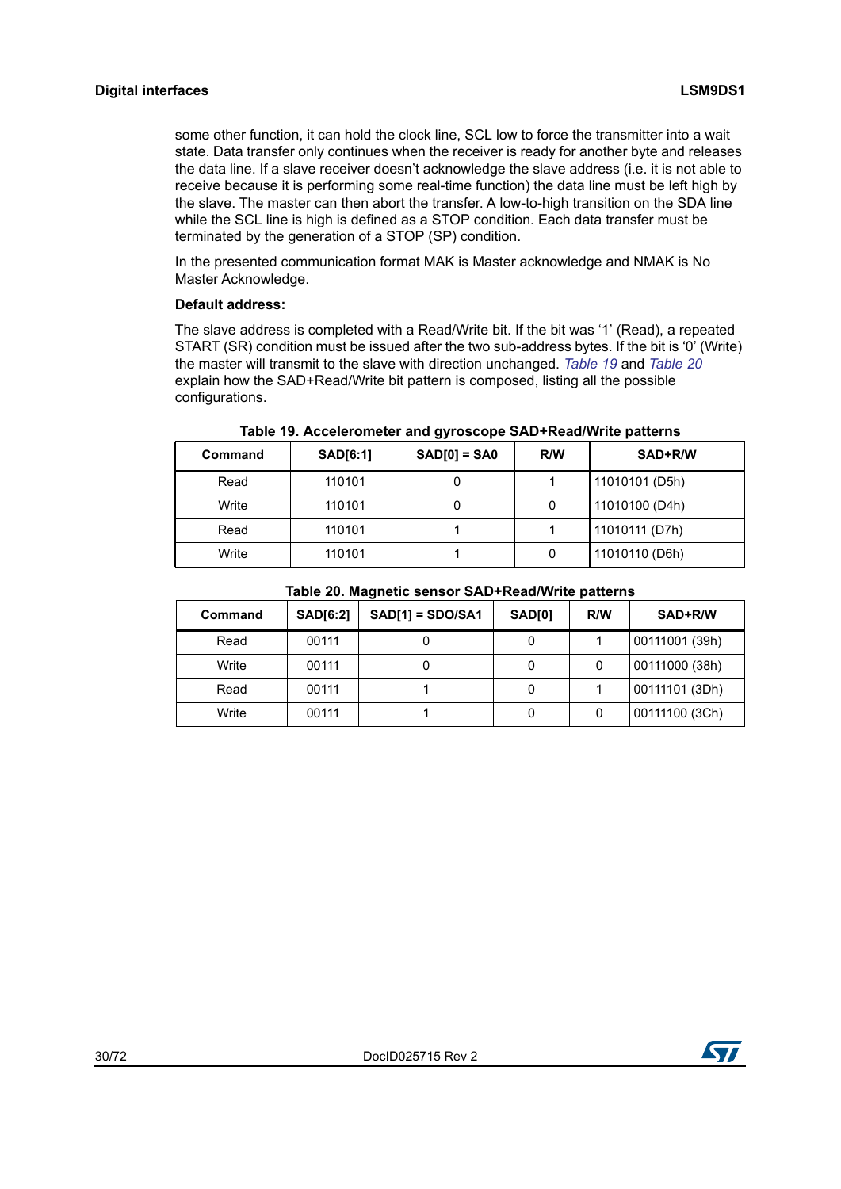some other function, it can hold the clock line, SCL low to force the transmitter into a wait state. Data transfer only continues when the receiver is ready for another byte and releases the data line. If a slave receiver doesn't acknowledge the slave address (i.e. it is not able to receive because it is performing some real-time function) the data line must be left high by the slave. The master can then abort the transfer. A low-to-high transition on the SDA line while the SCL line is high is defined as a STOP condition. Each data transfer must be terminated by the generation of a STOP (SP) condition.

In the presented communication format MAK is Master acknowledge and NMAK is No Master Acknowledge.

**Default address:**

The slave address is completed with a Read/Write bit. If the bit was '1' (Read), a repeated START (SR) condition must be issued after the two sub-address bytes. If the bit is '0' (Write) the master will transmit to the slave with direction unchanged. *Table 19* and *Table 20* explain how the SAD+Read/Write bit pattern is composed, listing all the possible configurations.

**Table 19. Accelerometer and gyroscope SAD+Read/Write patterns**

| Command | SAD[6:1] | SAD[0] = SA0 | R/W | SAD+R/W |
|---|---|---|---|---|
| Read | 110101 | 0 | 1 | 11010101 (D5h) |
| Write | 110101 | 0 | 0 | 11010100 (D4h) |
| Read | 110101 | 1 | 1 | 11010111 (D7h) |
| Write | 110101 | 1 | 0 | 11010110 (D6h) |

**Table 20. Magnetic sensor SAD+Read/Write patterns**

| Command | SAD[6:2] | SAD[1] = SDO/SA1 | SAD[0] | R/W | SAD+R/W |
|---|---|---|---|---|---|
| Read | 00111 | 0 | 0 | 1 | 00111001 (39h) |
| Write | 00111 | 0 | 0 | 0 | 00111000 (38h) |
| Read | 00111 | 1 | 0 | 1 | 00111101 (3Dh) |
| Write | 00111 | 1 | 0 | 0 | 00111100 (3Ch) |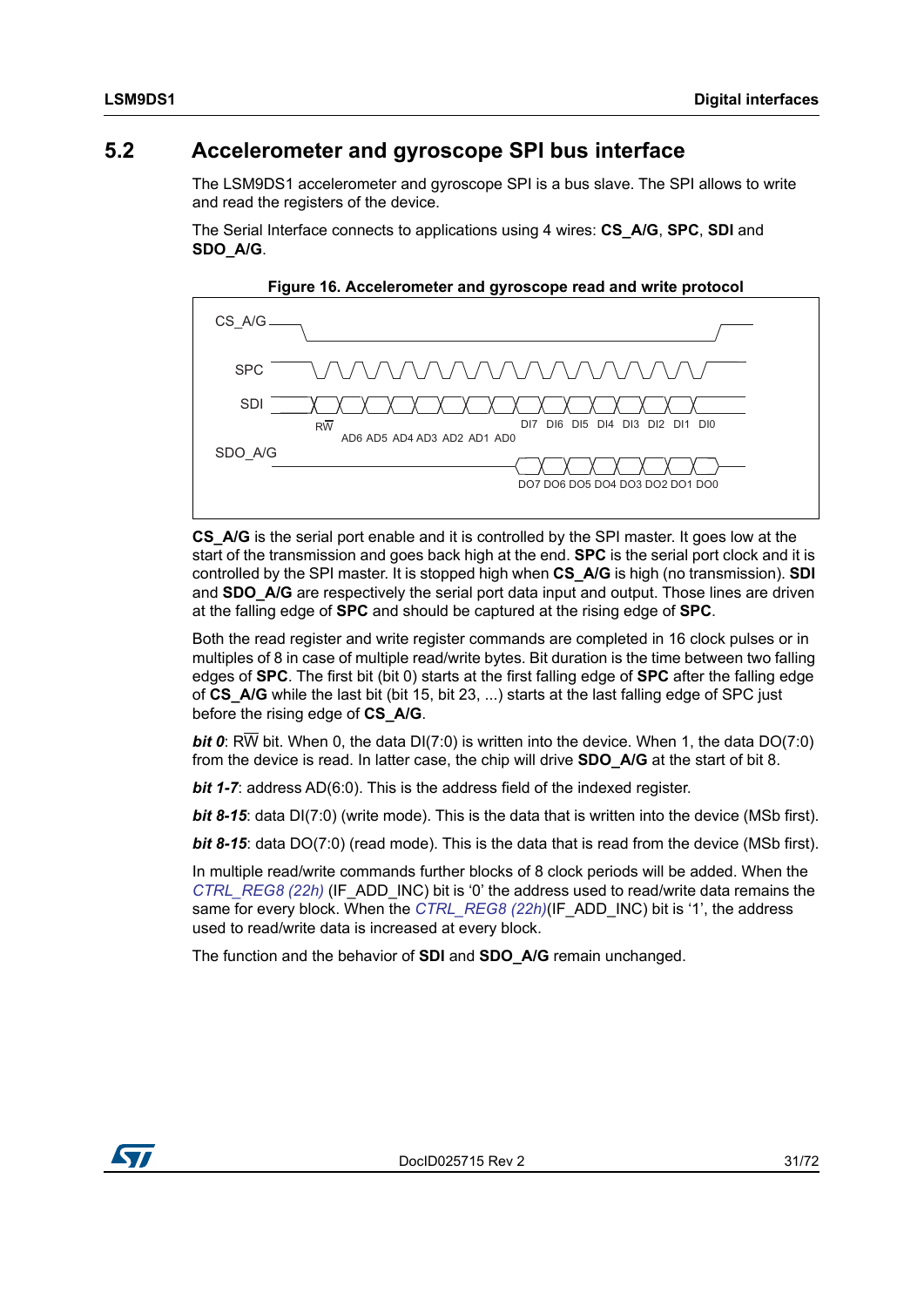## 5.2 Accelerometer and gyroscope SPI bus interface

The LSM9DS1 accelerometer and gyroscope SPI is a bus slave. The SPI allows to write and read the registers of the device.

The Serial Interface connects to applications using 4 wires: **CS_A/G**, **SPC**, **SDI** and **SDO_A/G**.

**Figure 16. Accelerometer and gyroscope read and write protocol**

CS_A/G

SPC

SDI

RW̄ AD6 AD5 AD4 AD3 AD2 AD1 AD0 DI7 DI6 DI5 DI4 DI3 DI2 DI1 DI0

SDO_A/G

DO7 DO6 DO5 DO4 DO3 DO2 DO1 DO0

**CS_A/G** is the serial port enable and it is controlled by the SPI master. It goes low at the start of the transmission and goes back high at the end. **SPC** is the serial port clock and it is controlled by the SPI master. It is stopped high when **CS_A/G** is high (no transmission). **SDI** and **SDO_A/G** are respectively the serial port data input and output. Those lines are driven at the falling edge of **SPC** and should be captured at the rising edge of **SPC**.

Both the read register and write register commands are completed in 16 clock pulses or in multiples of 8 in case of multiple read/write bytes. Bit duration is the time between two falling edges of **SPC**. The first bit (bit 0) starts at the first falling edge of **SPC** after the falling edge of **CS_A/G** while the last bit (bit 15, bit 23, ...) starts at the last falling edge of SPC just before the rising edge of **CS_A/G**.

***bit 0***: RW̄ bit. When 0, the data DI(7:0) is written into the device. When 1, the data DO(7:0) from the device is read. In latter case, the chip will drive **SDO_A/G** at the start of bit 8.

***bit 1-7***: address AD(6:0). This is the address field of the indexed register.

***bit 8-15***: data DI(7:0) (write mode). This is the data that is written into the device (MSb first).

***bit 8-15***: data DO(7:0) (read mode). This is the data that is read from the device (MSb first).

In multiple read/write commands further blocks of 8 clock periods will be added. When the *CTRL_REG8 (22h)* (IF_ADD_INC) bit is '0' the address used to read/write data remains the same for every block. When the *CTRL_REG8 (22h)*(IF_ADD_INC) bit is '1', the address used to read/write data is increased at every block.

The function and the behavior of **SDI** and **SDO_A/G** remain unchanged.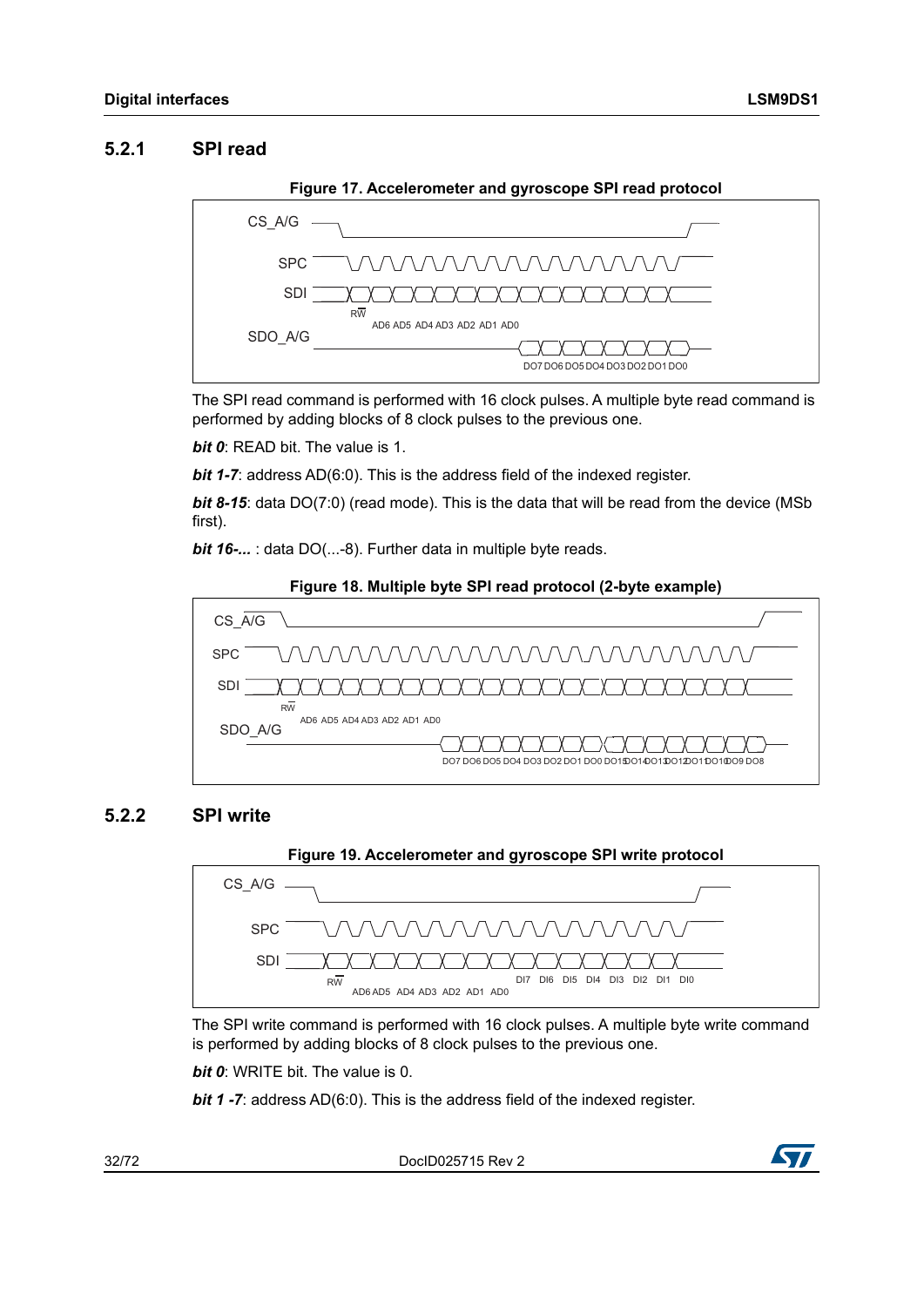### 5.2.1 SPI read

**Figure 17. Accelerometer and gyroscope SPI read protocol**

The SPI read command is performed with 16 clock pulses. A multiple byte read command is performed by adding blocks of 8 clock pulses to the previous one.

***bit 0***: READ bit. The value is 1.

***bit 1-7***: address AD(6:0). This is the address field of the indexed register.

***bit 8-15***: data DO(7:0) (read mode). This is the data that will be read from the device (MSb first).

***bit 16-...*** : data DO(...-8). Further data in multiple byte reads.

**Figure 18. Multiple byte SPI read protocol (2-byte example)**

### 5.2.2 SPI write

**Figure 19. Accelerometer and gyroscope SPI write protocol**

The SPI write command is performed with 16 clock pulses. A multiple byte write command is performed by adding blocks of 8 clock pulses to the previous one.

***bit 0***: WRITE bit. The value is 0.

***bit 1 -7***: address AD(6:0). This is the address field of the indexed register.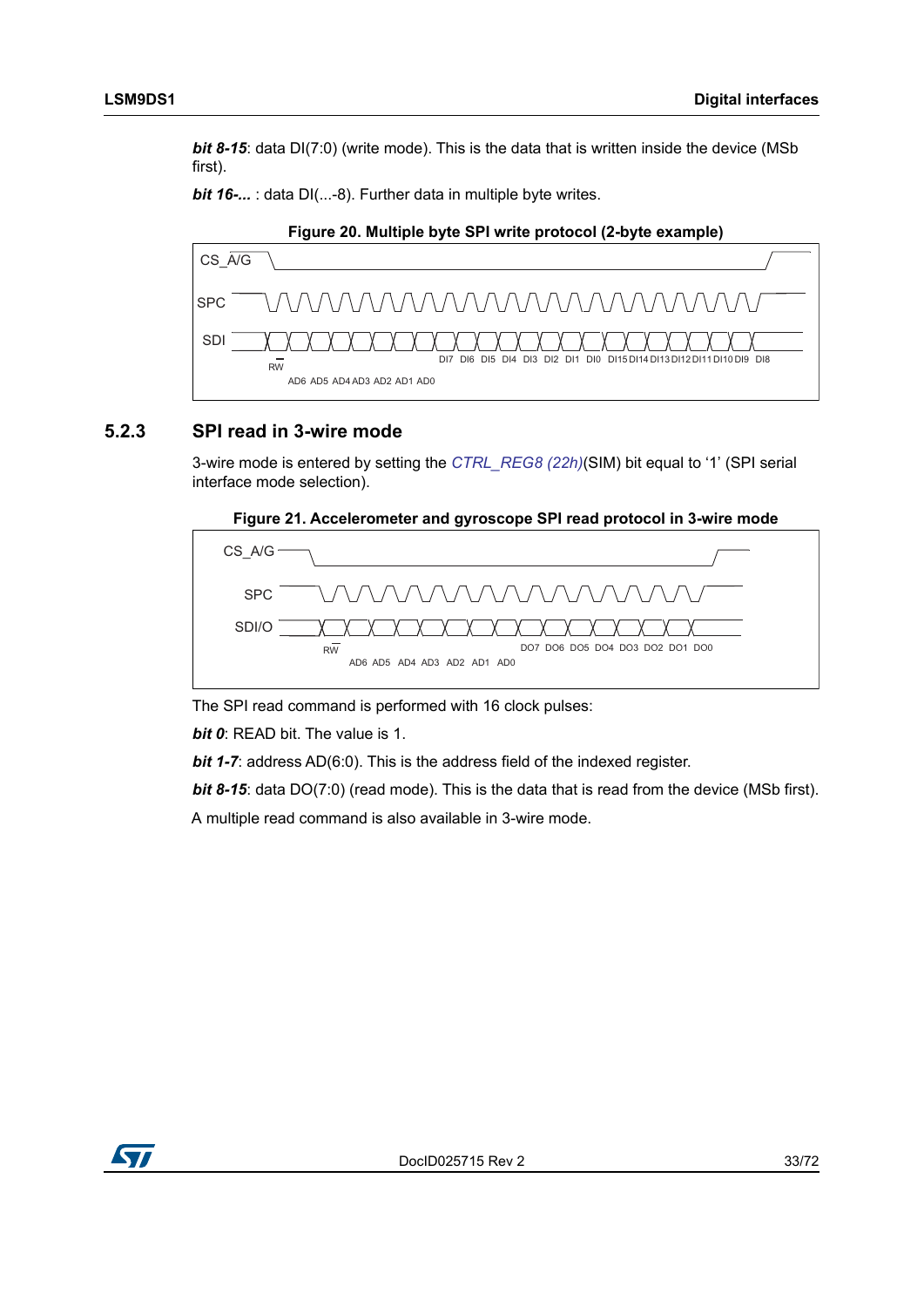***bit 8-15***: data DI(7:0) (write mode). This is the data that is written inside the device (MSb first).

***bit 16-...*** : data DI(...-8). Further data in multiple byte writes.

**Figure 20. Multiple byte SPI write protocol (2-byte example)**

CS_A/G

SPC

SDI

RW

AD6 AD5 AD4 AD3 AD2 AD1 AD0

DI7 DI6 DI5 DI4 DI3 DI2 DI1 DI0 DI15 DI14 DI13 DI12 DI11 DI10 DI9 DI8

### 5.2.3 SPI read in 3-wire mode

3-wire mode is entered by setting the *CTRL_REG8 (22h)*(SIM) bit equal to ‘1’ (SPI serial interface mode selection).

**Figure 21. Accelerometer and gyroscope SPI read protocol in 3-wire mode**

CS_A/G

SPC

SDI/O

RW

AD6 AD5 AD4 AD3 AD2 AD1 AD0

DO7 DO6 DO5 DO4 DO3 DO2 DO1 DO0

The SPI read command is performed with 16 clock pulses:

***bit 0***: READ bit. The value is 1.

***bit 1-7***: address AD(6:0). This is the address field of the indexed register.

***bit 8-15***: data DO(7:0) (read mode). This is the data that is read from the device (MSb first).

A multiple read command is also available in 3-wire mode.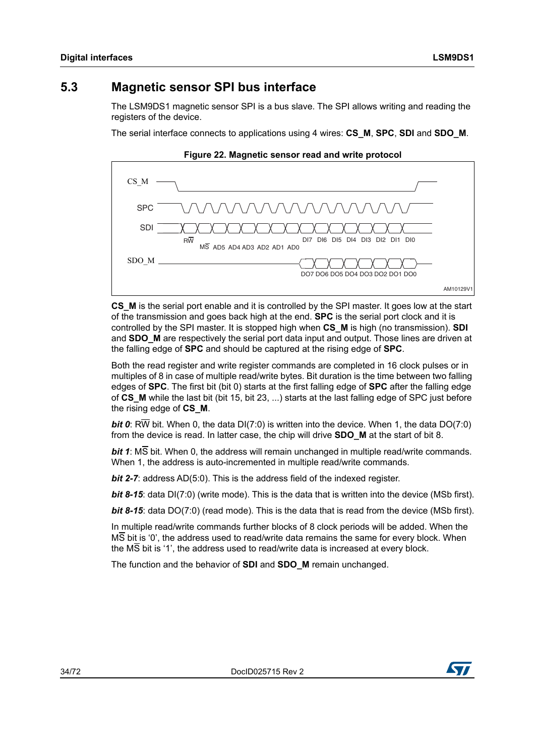## 5.3 Magnetic sensor SPI bus interface

The LSM9DS1 magnetic sensor SPI is a bus slave. The SPI allows writing and reading the registers of the device.

The serial interface connects to applications using 4 wires: **CS_M**, **SPC**, **SDI** and **SDO_M**.

**Figure 22. Magnetic sensor read and write protocol**

**CS_M** is the serial port enable and it is controlled by the SPI master. It goes low at the start of the transmission and goes back high at the end. **SPC** is the serial port clock and it is controlled by the SPI master. It is stopped high when **CS_M** is high (no transmission). **SDI** and **SDO_M** are respectively the serial port data input and output. Those lines are driven at the falling edge of **SPC** and should be captured at the rising edge of **SPC**.

Both the read register and write register commands are completed in 16 clock pulses or in multiples of 8 in case of multiple read/write bytes. Bit duration is the time between two falling edges of **SPC**. The first bit (bit 0) starts at the first falling edge of **SPC** after the falling edge of **CS_M** while the last bit (bit 15, bit 23, ...) starts at the last falling edge of SPC just before the rising edge of **CS_M**.

***bit 0***: R$\overline{\text{W}}$ bit. When 0, the data DI(7:0) is written into the device. When 1, the data DO(7:0) from the device is read. In latter case, the chip will drive **SDO_M** at the start of bit 8.

***bit 1***: M$\overline{\text{S}}$ bit. When 0, the address will remain unchanged in multiple read/write commands. When 1, the address is auto-incremented in multiple read/write commands.

***bit 2-7***: address AD(5:0). This is the address field of the indexed register.

***bit 8-15***: data DI(7:0) (write mode). This is the data that is written into the device (MSb first).

***bit 8-15***: data DO(7:0) (read mode). This is the data that is read from the device (MSb first).

In multiple read/write commands further blocks of 8 clock periods will be added. When the M$\overline{\text{S}}$ bit is '0', the address used to read/write data remains the same for every block. When the M$\overline{\text{S}}$ bit is '1', the address used to read/write data is increased at every block.

The function and the behavior of **SDI** and **SDO_M** remain unchanged.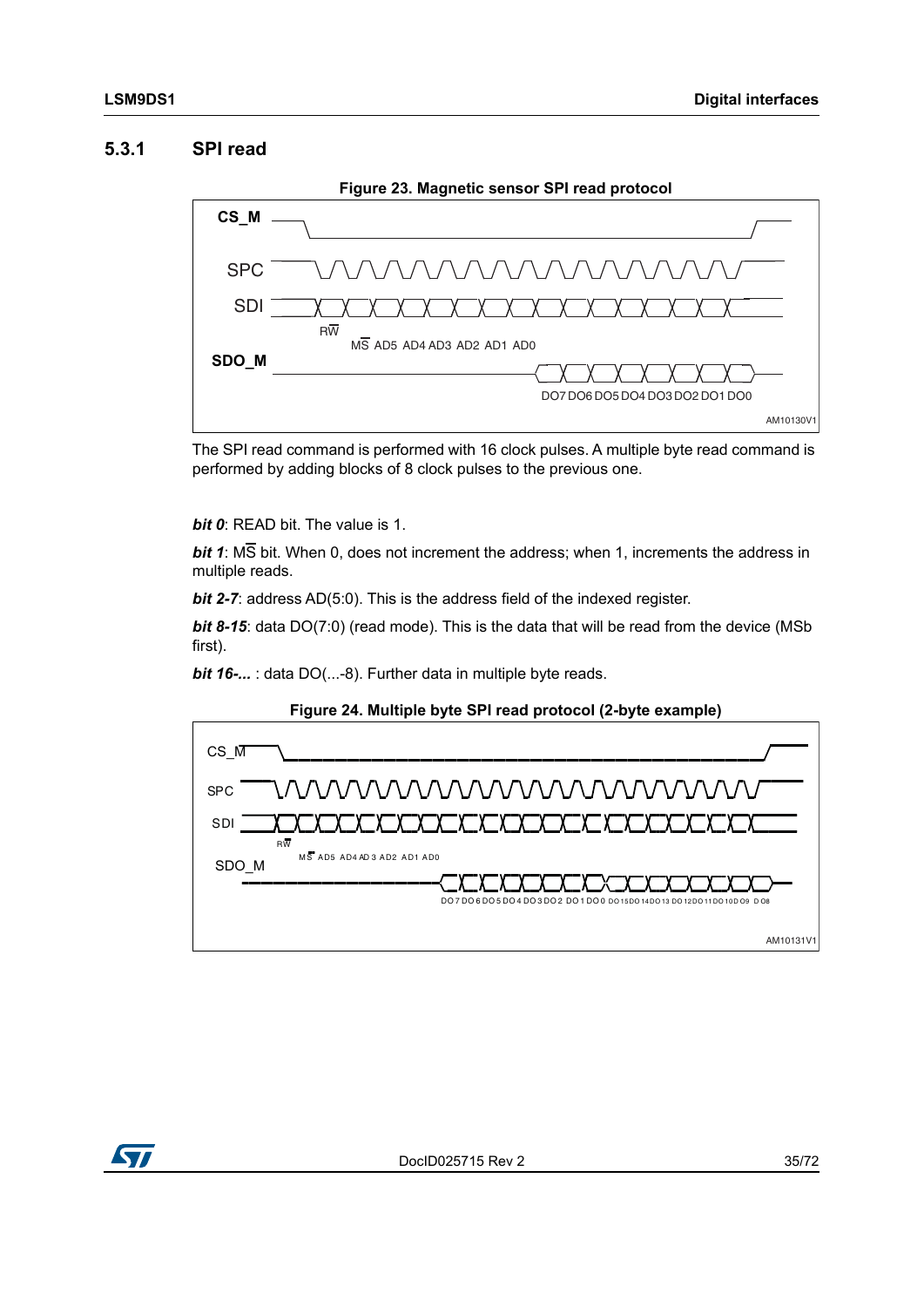### 5.3.1 SPI read

**Figure 23. Magnetic sensor SPI read protocol**

The SPI read command is performed with 16 clock pulses. A multiple byte read command is performed by adding blocks of 8 clock pulses to the previous one.

***bit 0***: READ bit. The value is 1.

***bit 1***: M$\overline{S}$ bit. When 0, does not increment the address; when 1, increments the address in multiple reads.

***bit 2-7***: address AD(5:0). This is the address field of the indexed register.

***bit 8-15***: data DO(7:0) (read mode). This is the data that will be read from the device (MSb first).

***bit 16-...*** : data DO(...-8). Further data in multiple byte reads.

**Figure 24. Multiple byte SPI read protocol (2-byte example)**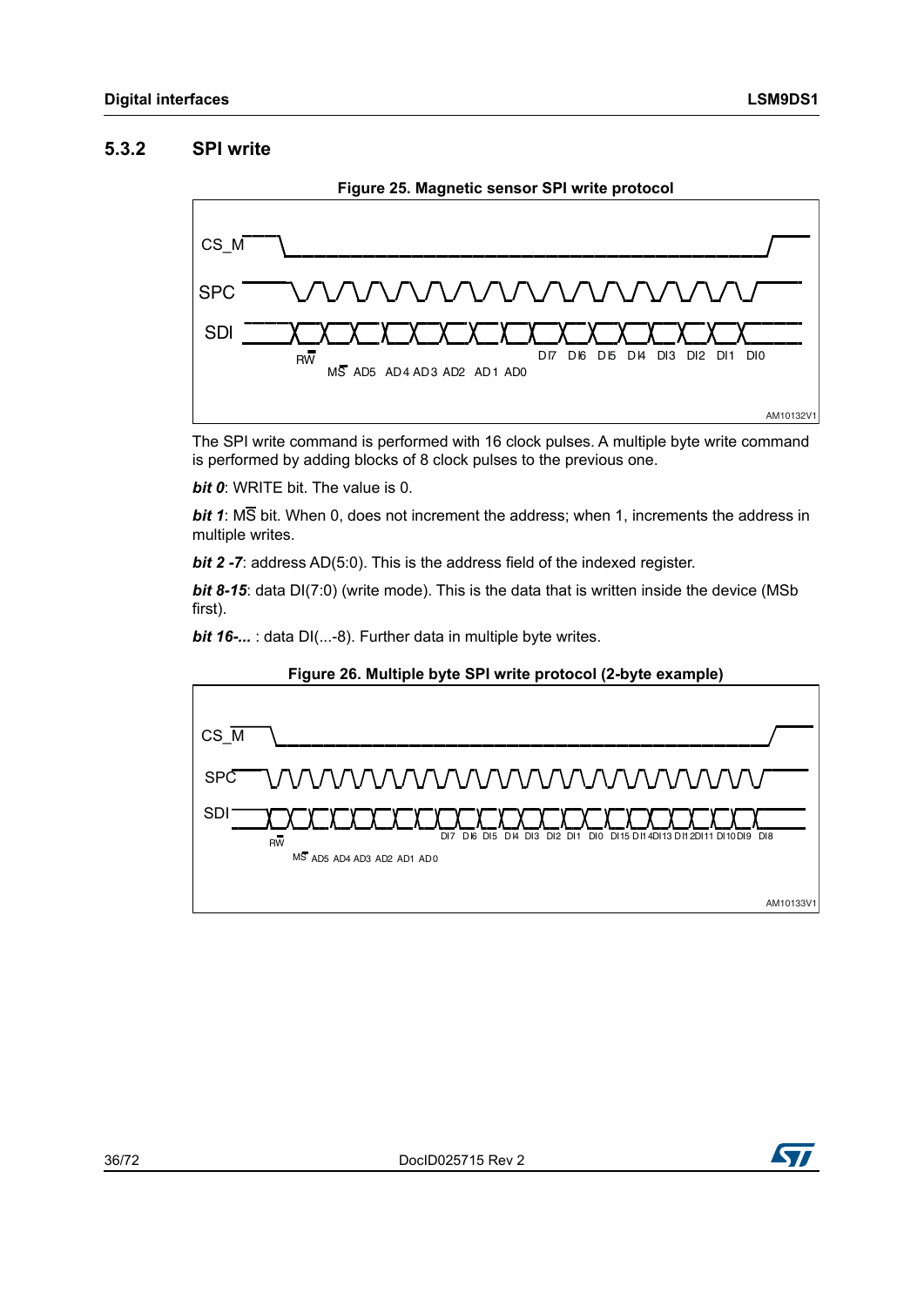### 5.3.2 SPI write

**Figure 25. Magnetic sensor SPI write protocol**

The SPI write command is performed with 16 clock pulses. A multiple byte write command is performed by adding blocks of 8 clock pulses to the previous one.

***bit 0***: WRITE bit. The value is 0.

***bit 1***: M$\overline{\text{S}}$ bit. When 0, does not increment the address; when 1, increments the address in multiple writes.

***bit 2 -7***: address AD(5:0). This is the address field of the indexed register.

***bit 8-15***: data DI(7:0) (write mode). This is the data that is written inside the device (MSb first).

***bit 16-...*** : data DI(...-8). Further data in multiple byte writes.

**Figure 26. Multiple byte SPI write protocol (2-byte example)**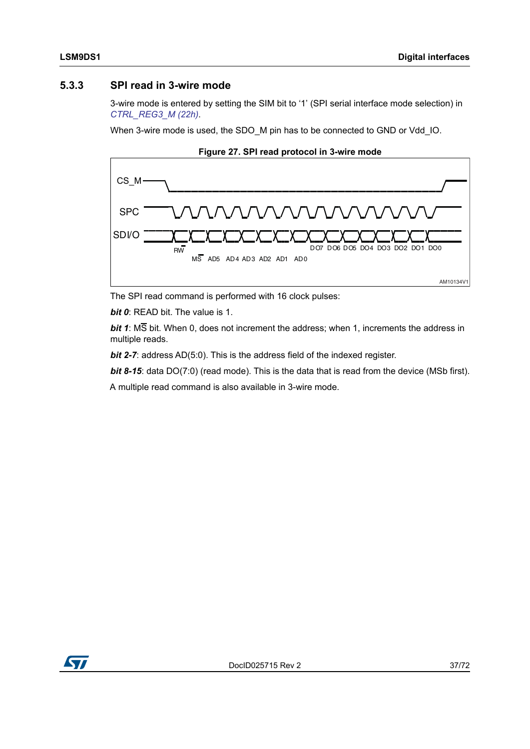### 5.3.3 SPI read in 3-wire mode

3-wire mode is entered by setting the SIM bit to ‘1’ (SPI serial interface mode selection) in *CTRL_REG3_M (22h)*.

When 3-wire mode is used, the SDO_M pin has to be connected to GND or Vdd_IO.

**Figure 27. SPI read protocol in 3-wire mode**

The SPI read command is performed with 16 clock pulses:

***bit 0***: READ bit. The value is 1.

***bit 1***: M$\overline{\text{S}}$ bit. When 0, does not increment the address; when 1, increments the address in multiple reads.

***bit 2-7***: address AD(5:0). This is the address field of the indexed register.

***bit 8-15***: data DO(7:0) (read mode). This is the data that is read from the device (MSb first).

A multiple read command is also available in 3-wire mode.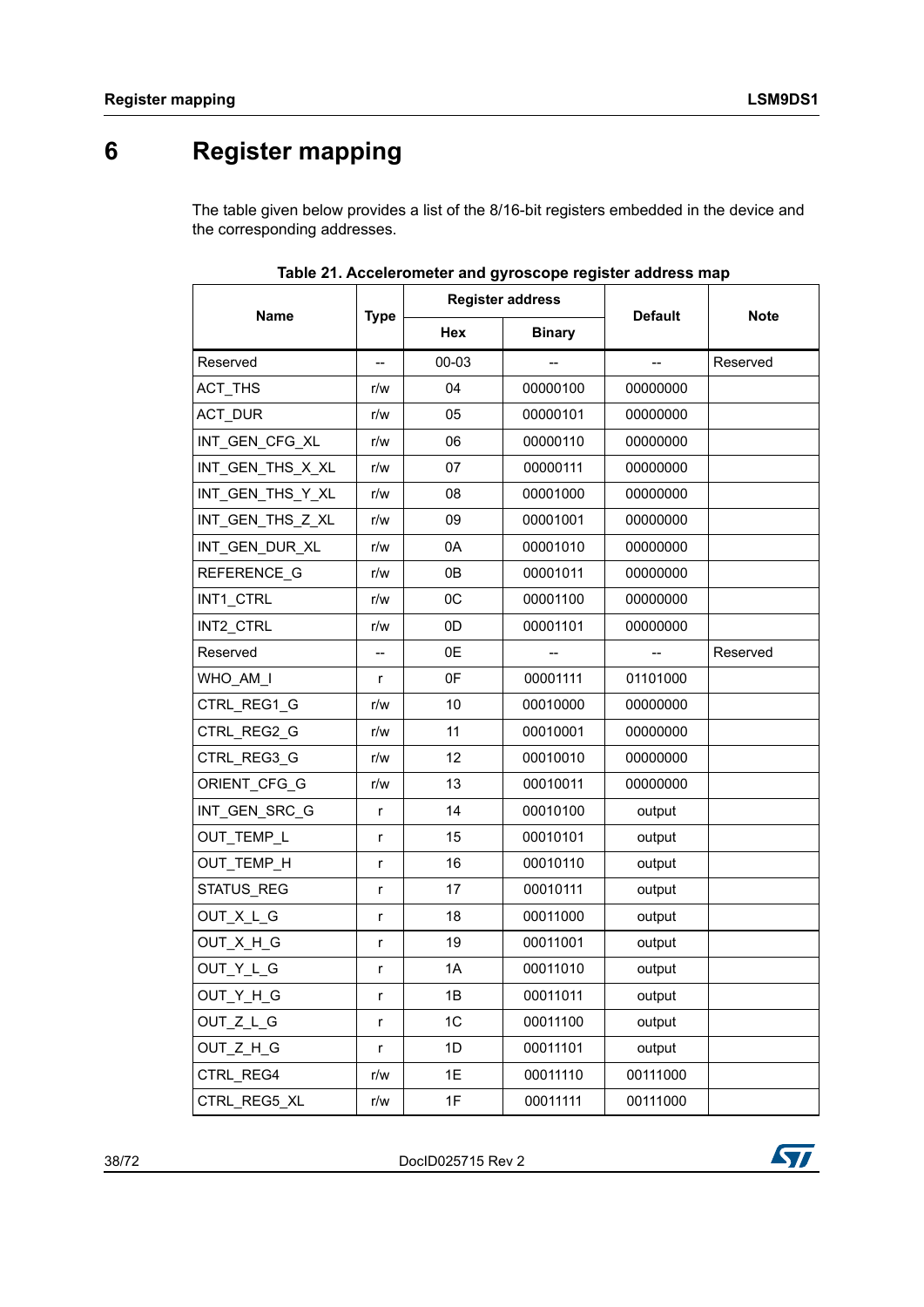# 6 Register mapping

The table given below provides a list of the 8/16-bit registers embedded in the device and the corresponding addresses.

**Table 21. Accelerometer and gyroscope register address map**

| Name | Type | Register address | | Default | Note |
|---|---|---|---|---|---|
| | | Hex | Binary | | |
| Reserved | -- | 00-03 | -- | -- | Reserved |
| ACT_THS | r/w | 04 | 00000100 | 00000000 | |
| ACT_DUR | r/w | 05 | 00000101 | 00000000 | |
| INT_GEN_CFG_XL | r/w | 06 | 00000110 | 00000000 | |
| INT_GEN_THS_X_XL | r/w | 07 | 00000111 | 00000000 | |
| INT_GEN_THS_Y_XL | r/w | 08 | 00001000 | 00000000 | |
| INT_GEN_THS_Z_XL | r/w | 09 | 00001001 | 00000000 | |
| INT_GEN_DUR_XL | r/w | 0A | 00001010 | 00000000 | |
| REFERENCE_G | r/w | 0B | 00001011 | 00000000 | |
| INT1_CTRL | r/w | 0C | 00001100 | 00000000 | |
| INT2_CTRL | r/w | 0D | 00001101 | 00000000 | |
| Reserved | -- | 0E | -- | -- | Reserved |
| WHO_AM_I | r | 0F | 00001111 | 01101000 | |
| CTRL_REG1_G | r/w | 10 | 00010000 | 00000000 | |
| CTRL_REG2_G | r/w | 11 | 00010001 | 00000000 | |
| CTRL_REG3_G | r/w | 12 | 00010010 | 00000000 | |
| ORIENT_CFG_G | r/w | 13 | 00010011 | 00000000 | |
| INT_GEN_SRC_G | r | 14 | 00010100 | output | |
| OUT_TEMP_L | r | 15 | 00010101 | output | |
| OUT_TEMP_H | r | 16 | 00010110 | output | |
| STATUS_REG | r | 17 | 00010111 | output | |
| OUT_X_L_G | r | 18 | 00011000 | output | |
| OUT_X_H_G | r | 19 | 00011001 | output | |
| OUT_Y_L_G | r | 1A | 00011010 | output | |
| OUT_Y_H_G | r | 1B | 00011011 | output | |
| OUT_Z_L_G | r | 1C | 00011100 | output | |
| OUT_Z_H_G | r | 1D | 00011101 | output | |
| CTRL_REG4 | r/w | 1E | 00011110 | 00111000 | |
| CTRL_REG5_XL | r/w | 1F | 00011111 | 00111000 | |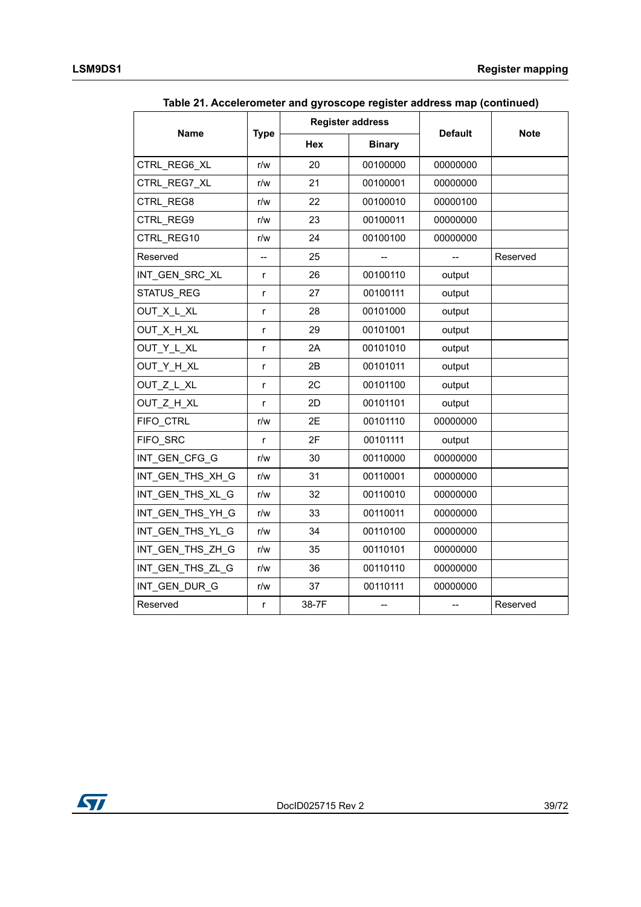Table 21. Accelerometer and gyroscope register address map (continued)

| Name | Type | Register address | | Default | Note |
|---|---|---|---|---|---|
| | | Hex | Binary | | |
| CTRL_REG6_XL | r/w | 20 | 00100000 | 00000000 | |
| CTRL_REG7_XL | r/w | 21 | 00100001 | 00000000 | |
| CTRL_REG8 | r/w | 22 | 00100010 | 00000100 | |
| CTRL_REG9 | r/w | 23 | 00100011 | 00000000 | |
| CTRL_REG10 | r/w | 24 | 00100100 | 00000000 | |
| Reserved | -- | 25 | -- | -- | Reserved |
| INT_GEN_SRC_XL | r | 26 | 00100110 | output | |
| STATUS_REG | r | 27 | 00100111 | output | |
| OUT_X_L_XL | r | 28 | 00101000 | output | |
| OUT_X_H_XL | r | 29 | 00101001 | output | |
| OUT_Y_L_XL | r | 2A | 00101010 | output | |
| OUT_Y_H_XL | r | 2B | 00101011 | output | |
| OUT_Z_L_XL | r | 2C | 00101100 | output | |
| OUT_Z_H_XL | r | 2D | 00101101 | output | |
| FIFO_CTRL | r/w | 2E | 00101110 | 00000000 | |
| FIFO_SRC | r | 2F | 00101111 | output | |
| INT_GEN_CFG_G | r/w | 30 | 00110000 | 00000000 | |
| INT_GEN_THS_XH_G | r/w | 31 | 00110001 | 00000000 | |
| INT_GEN_THS_XL_G | r/w | 32 | 00110010 | 00000000 | |
| INT_GEN_THS_YH_G | r/w | 33 | 00110011 | 00000000 | |
| INT_GEN_THS_YL_G | r/w | 34 | 00110100 | 00000000 | |
| INT_GEN_THS_ZH_G | r/w | 35 | 00110101 | 00000000 | |
| INT_GEN_THS_ZL_G | r/w | 36 | 00110110 | 00000000 | |
| INT_GEN_DUR_G | r/w | 37 | 00110111 | 00000000 | |
| Reserved | r | 38-7F | -- | -- | Reserved |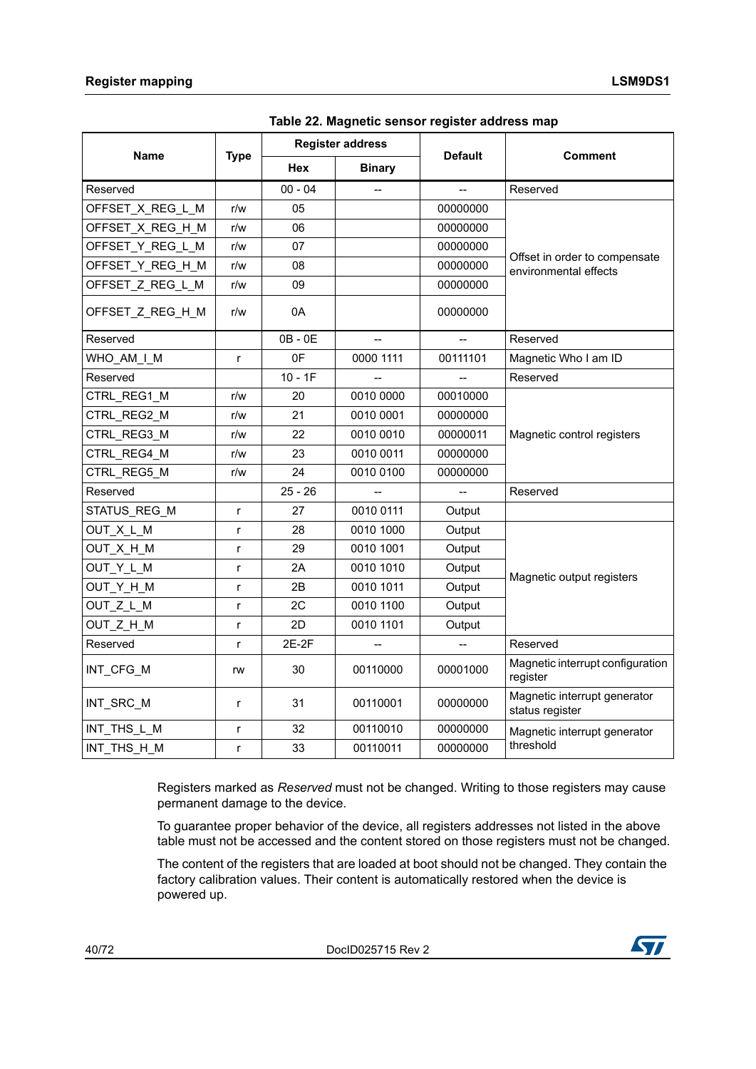**Table 22. Magnetic sensor register address map**

| Name | Type | Register address | | Default | Comment |
|---|---|---|---|---|---|
| | | Hex | Binary | | |
| Reserved | | 00 - 04 | -- | -- | Reserved |
| OFFSET_X_REG_L_M | r/w | 05 | | 00000000 | Offset in order to compensate environmental effects |
| OFFSET_X_REG_H_M | r/w | 06 | | 00000000 | |
| OFFSET_Y_REG_L_M | r/w | 07 | | 00000000 | |
| OFFSET_Y_REG_H_M | r/w | 08 | | 00000000 | |
| OFFSET_Z_REG_L_M | r/w | 09 | | 00000000 | |
| OFFSET_Z_REG_H_M | r/w | 0A | | 00000000 | |
| Reserved | | 0B - 0E | -- | -- | Reserved |
| WHO_AM_I_M | r | 0F | 0000 1111 | 00111101 | Magnetic Who I am ID |
| Reserved | | 10 - 1F | -- | -- | Reserved |
| CTRL_REG1_M | r/w | 20 | 0010 0000 | 00010000 | Magnetic control registers |
| CTRL_REG2_M | r/w | 21 | 0010 0001 | 00000000 | |
| CTRL_REG3_M | r/w | 22 | 0010 0010 | 00000011 | |
| CTRL_REG4_M | r/w | 23 | 0010 0011 | 00000000 | |
| CTRL_REG5_M | r/w | 24 | 0010 0100 | 00000000 | |
| Reserved | | 25 - 26 | -- | -- | Reserved |
| STATUS_REG_M | r | 27 | 0010 0111 | Output | |
| OUT_X_L_M | r | 28 | 0010 1000 | Output | Magnetic output registers |
| OUT_X_H_M | r | 29 | 0010 1001 | Output | |
| OUT_Y_L_M | r | 2A | 0010 1010 | Output | |
| OUT_Y_H_M | r | 2B | 0010 1011 | Output | |
| OUT_Z_L_M | r | 2C | 0010 1100 | Output | |
| OUT_Z_H_M | r | 2D | 0010 1101 | Output | |
| Reserved | r | 2E-2F | -- | -- | Reserved |
| INT_CFG_M | rw | 30 | 00110000 | 00001000 | Magnetic interrupt configuration register |
| INT_SRC_M | r | 31 | 00110001 | 00000000 | Magnetic interrupt generator status register |
| INT_THS_L_M | r | 32 | 00110010 | 00000000 | Magnetic interrupt generator threshold |
| INT_THS_H_M | r | 33 | 00110011 | 00000000 | |

Registers marked as *Reserved* must not be changed. Writing to those registers may cause permanent damage to the device.

To guarantee proper behavior of the device, all registers addresses not listed in the above table must not be accessed and the content stored on those registers must not be changed.

The content of the registers that are loaded at boot should not be changed. They contain the factory calibration values. Their content is automatically restored when the device is powered up.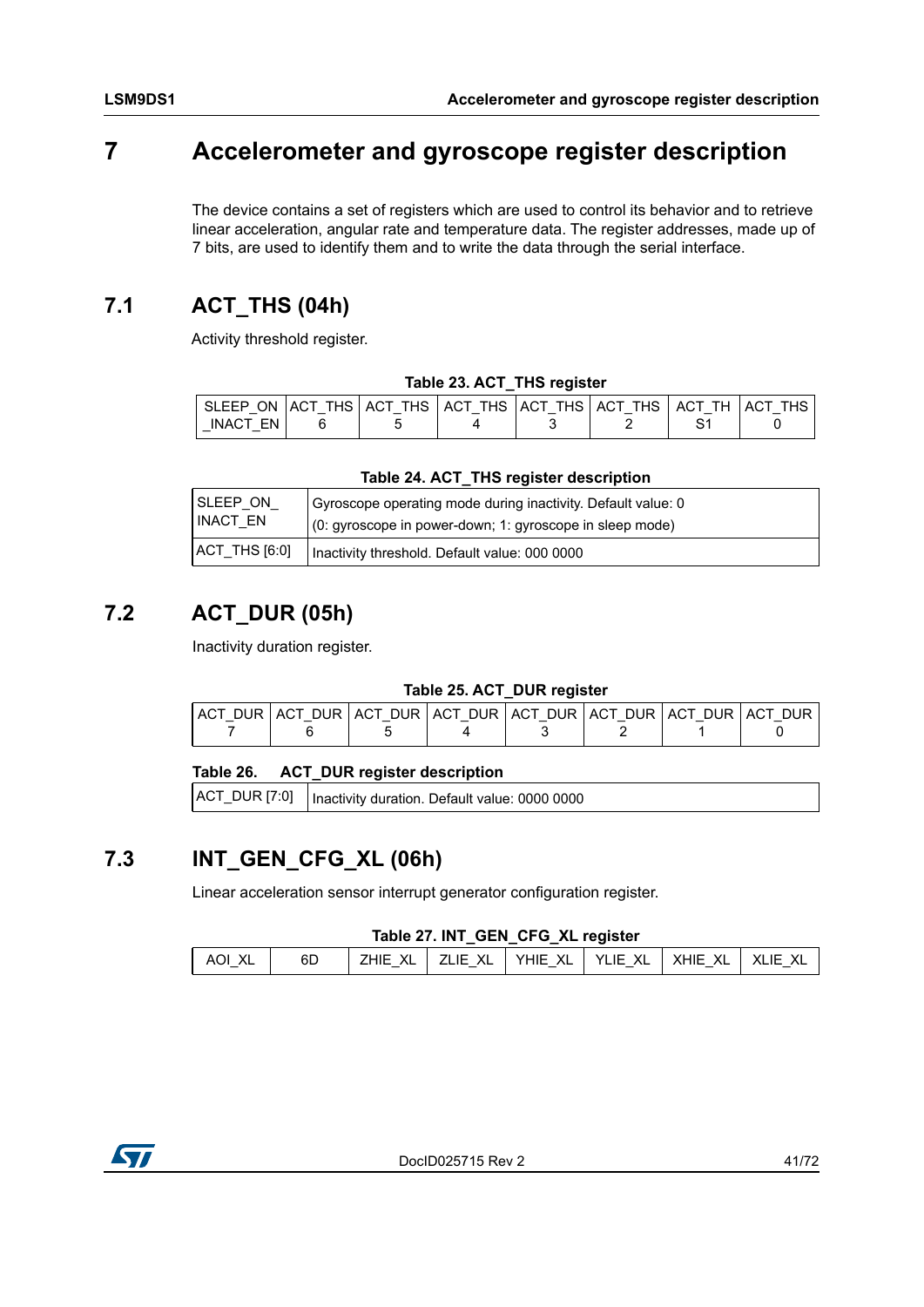# 7 Accelerometer and gyroscope register description

The device contains a set of registers which are used to control its behavior and to retrieve linear acceleration, angular rate and temperature data. The register addresses, made up of 7 bits, are used to identify them and to write the data through the serial interface.

## 7.1 ACT_THS (04h)

Activity threshold register.

**Table 23. ACT_THS register**

| SLEEP_ON_INACT_EN | ACT_THS 6 | ACT_THS 5 | ACT_THS 4 | ACT_THS 3 | ACT_THS 2 | ACT_THS1 | ACT_THS 0 |
|---|---|---|---|---|---|---|---|

**Table 24. ACT_THS register description**

| | |
|---|---|
| SLEEP_ON_INACT_EN | Gyroscope operating mode during inactivity. Default value: 0<br>(0: gyroscope in power-down; 1: gyroscope in sleep mode) |
| ACT_THS [6:0] | Inactivity threshold. Default value: 000 0000 |

## 7.2 ACT_DUR (05h)

Inactivity duration register.

**Table 25. ACT_DUR register**

| ACT_DUR 7 | ACT_DUR 6 | ACT_DUR 5 | ACT_DUR 4 | ACT_DUR 3 | ACT_DUR 2 | ACT_DUR 1 | ACT_DUR 0 |
|---|---|---|---|---|---|---|---|

**Table 26. ACT_DUR register description**

| | |
|---|---|
| ACT_DUR [7:0] | Inactivity duration. Default value: 0000 0000 |

## 7.3 INT_GEN_CFG_XL (06h)

Linear acceleration sensor interrupt generator configuration register.

**Table 27. INT_GEN_CFG_XL register**

| AOI_XL | 6D | ZHIE_XL | ZLIE_XL | YHIE_XL | YLIE_XL | XHIE_XL | XLIE_XL |
|---|---|---|---|---|---|---|---|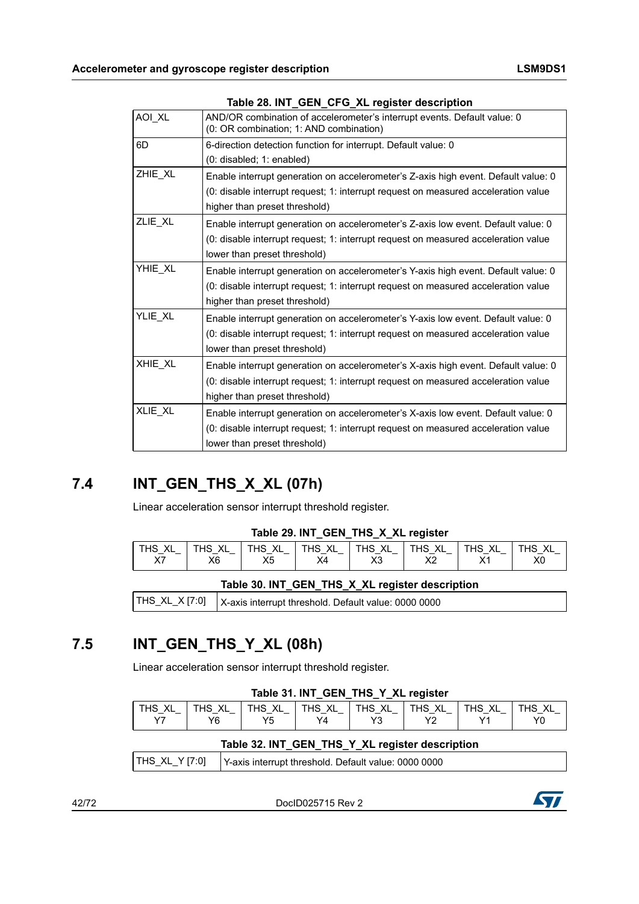**Table 28. INT_GEN_CFG_XL register description**

| | |
|---|---|
| AOI_XL | AND/OR combination of accelerometer's interrupt events. Default value: 0 (0: OR combination; 1: AND combination) |
| 6D | 6-direction detection function for interrupt. Default value: 0 (0: disabled; 1: enabled) |
| ZHIE_XL | Enable interrupt generation on accelerometer's Z-axis high event. Default value: 0 (0: disable interrupt request; 1: interrupt request on measured acceleration value higher than preset threshold) |
| ZLIE_XL | Enable interrupt generation on accelerometer's Z-axis low event. Default value: 0 (0: disable interrupt request; 1: interrupt request on measured acceleration value lower than preset threshold) |
| YHIE_XL | Enable interrupt generation on accelerometer's Y-axis high event. Default value: 0 (0: disable interrupt request; 1: interrupt request on measured acceleration value higher than preset threshold) |
| YLIE_XL | Enable interrupt generation on accelerometer's Y-axis low event. Default value: 0 (0: disable interrupt request; 1: interrupt request on measured acceleration value lower than preset threshold) |
| XHIE_XL | Enable interrupt generation on accelerometer's X-axis high event. Default value: 0 (0: disable interrupt request; 1: interrupt request on measured acceleration value higher than preset threshold) |
| XLIE_XL | Enable interrupt generation on accelerometer's X-axis low event. Default value: 0 (0: disable interrupt request; 1: interrupt request on measured acceleration value lower than preset threshold) |

## 7.4 INT_GEN_THS_X_XL (07h)

Linear acceleration sensor interrupt threshold register.

**Table 29. INT_GEN_THS_X_XL register**

| THS_XL_X7 | THS_XL_X6 | THS_XL_X5 | THS_XL_X4 | THS_XL_X3 | THS_XL_X2 | THS_XL_X1 | THS_XL_X0 |
|---|---|---|---|---|---|---|---|

**Table 30. INT_GEN_THS_X_XL register description**

| | |
|---|---|
| THS_XL_X [7:0] | X-axis interrupt threshold. Default value: 0000 0000 |

## 7.5 INT_GEN_THS_Y_XL (08h)

Linear acceleration sensor interrupt threshold register.

**Table 31. INT_GEN_THS_Y_XL register**

| THS_XL_Y7 | THS_XL_Y6 | THS_XL_Y5 | THS_XL_Y4 | THS_XL_Y3 | THS_XL_Y2 | THS_XL_Y1 | THS_XL_Y0 |
|---|---|---|---|---|---|---|---|

**Table 32. INT_GEN_THS_Y_XL register description**

| | |
|---|---|
| THS_XL_Y [7:0] | Y-axis interrupt threshold. Default value: 0000 0000 |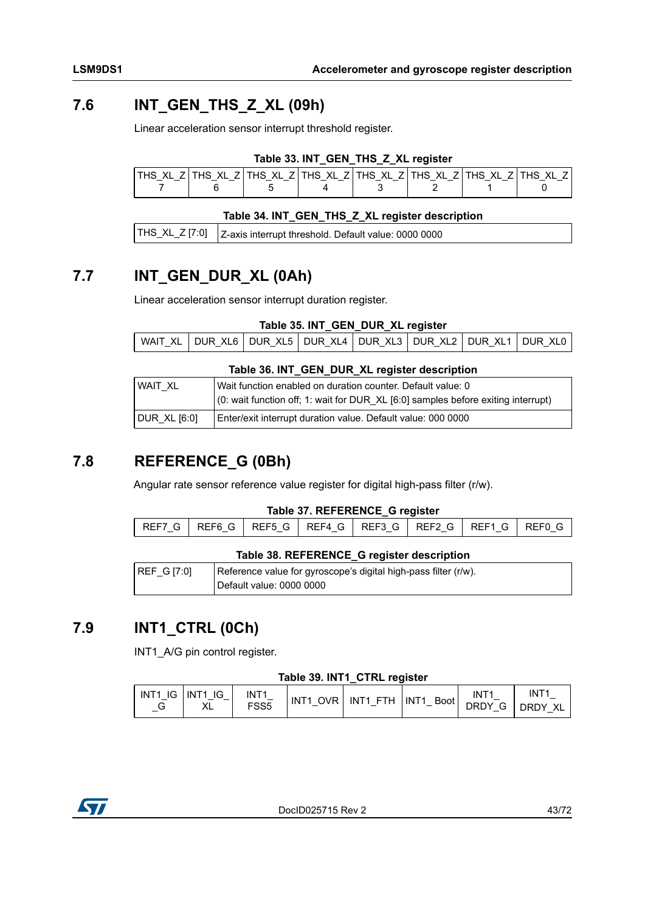## 7.6 INT_GEN_THS_Z_XL (09h)

Linear acceleration sensor interrupt threshold register.

**Table 33. INT_GEN_THS_Z_XL register**

| THS_XL_Z 7 | THS_XL_Z 6 | THS_XL_Z 5 | THS_XL_Z 4 | THS_XL_Z 3 | THS_XL_Z 2 | THS_XL_Z 1 | THS_XL_Z 0 |
|---|---|---|---|---|---|---|---|

**Table 34. INT_GEN_THS_Z_XL register description**

| | |
|---|---|
| THS_XL_Z [7:0] | Z-axis interrupt threshold. Default value: 0000 0000 |

## 7.7 INT_GEN_DUR_XL (0Ah)

Linear acceleration sensor interrupt duration register.

**Table 35. INT_GEN_DUR_XL register**

| WAIT_XL | DUR_XL6 | DUR_XL5 | DUR_XL4 | DUR_XL3 | DUR_XL2 | DUR_XL1 | DUR_XL0 |
|---|---|---|---|---|---|---|---|

**Table 36. INT_GEN_DUR_XL register description**

| | |
|---|---|
| WAIT_XL | Wait function enabled on duration counter. Default value: 0<br>(0: wait function off; 1: wait for DUR_XL [6:0] samples before exiting interrupt) |
| DUR_XL [6:0] | Enter/exit interrupt duration value. Default value: 000 0000 |

## 7.8 REFERENCE_G (0Bh)

Angular rate sensor reference value register for digital high-pass filter (r/w).

**Table 37. REFERENCE_G register**

| REF7_G | REF6_G | REF5_G | REF4_G | REF3_G | REF2_G | REF1_G | REF0_G |
|---|---|---|---|---|---|---|---|

**Table 38. REFERENCE_G register description**

| | |
|---|---|
| REF_G [7:0] | Reference value for gyroscope's digital high-pass filter (r/w).<br>Default value: 0000 0000 |

## 7.9 INT1_CTRL (0Ch)

INT1_A/G pin control register.

**Table 39. INT1_CTRL register**

| INT1_IG_G | INT1_IG_XL | INT1_FSS5 | INT1_OVR | INT1_FTH | INT1_ Boot | INT1_DRDY_G | INT1_DRDY_XL |
|---|---|---|---|---|---|---|---|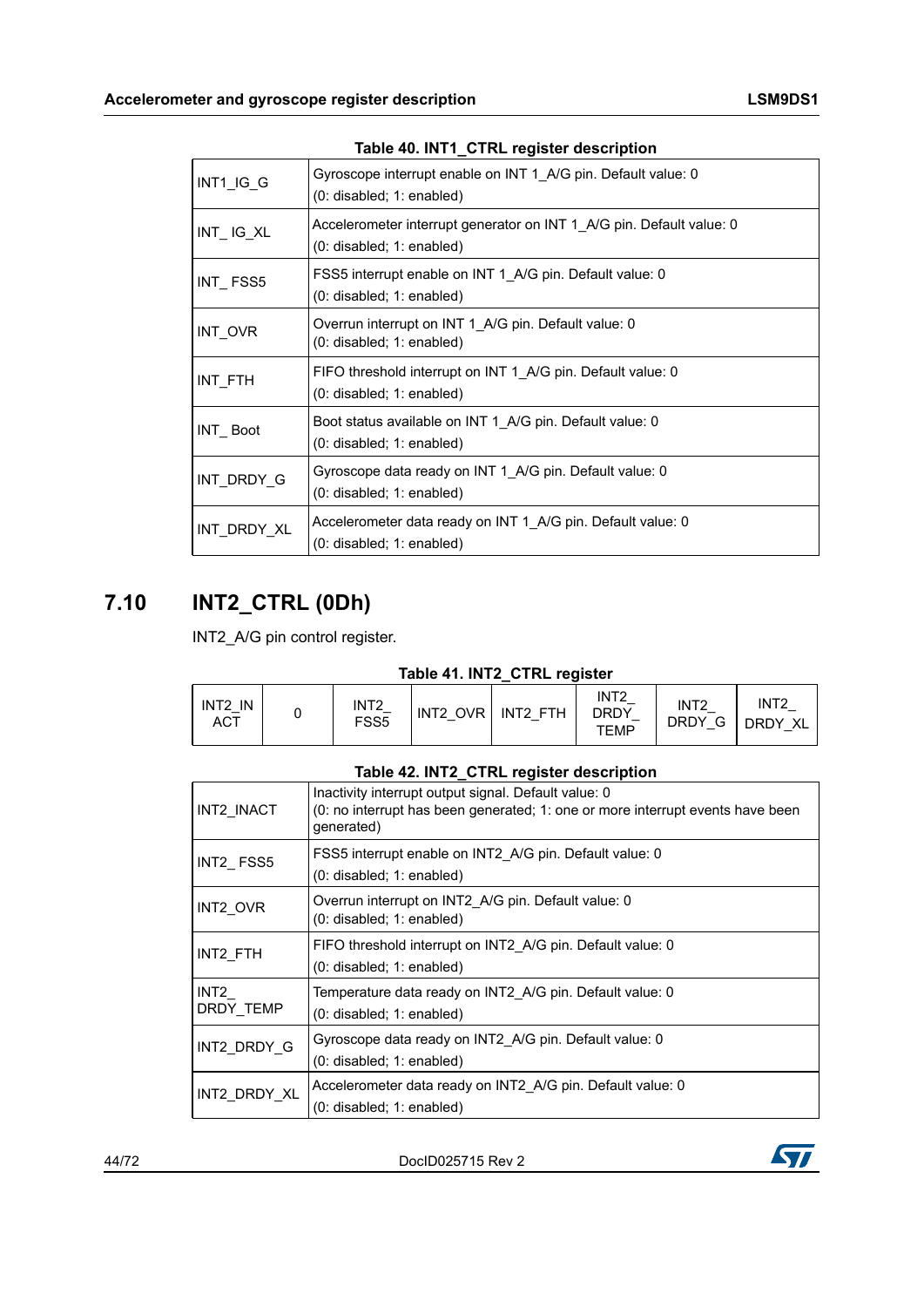**Table 40. INT1_CTRL register description**

| | |
|---|---|
| INT1_IG_G | Gyroscope interrupt enable on INT 1_A/G pin. Default value: 0<br>(0: disabled; 1: enabled) |
| INT_ IG_XL | Accelerometer interrupt generator on INT 1_A/G pin. Default value: 0<br>(0: disabled; 1: enabled) |
| INT_ FSS5 | FSS5 interrupt enable on INT 1_A/G pin. Default value: 0<br>(0: disabled; 1: enabled) |
| INT_OVR | Overrun interrupt on INT 1_A/G pin. Default value: 0<br>(0: disabled; 1: enabled) |
| INT_FTH | FIFO threshold interrupt on INT 1_A/G pin. Default value: 0<br>(0: disabled; 1: enabled) |
| INT_ Boot | Boot status available on INT 1_A/G pin. Default value: 0<br>(0: disabled; 1: enabled) |
| INT_DRDY_G | Gyroscope data ready on INT 1_A/G pin. Default value: 0<br>(0: disabled; 1: enabled) |
| INT_DRDY_XL | Accelerometer data ready on INT 1_A/G pin. Default value: 0<br>(0: disabled; 1: enabled) |

## 7.10 INT2_CTRL (0Dh)

INT2_A/G pin control register.

**Table 41. INT2_CTRL register**

| INT2_INACT | 0 | INT2_FSS5 | INT2_OVR | INT2_FTH | INT2_DRDY_TEMP | INT2_DRDY_G | INT2_DRDY_XL |
|---|---|---|---|---|---|---|---|

**Table 42. INT2_CTRL register description**

| | |
|---|---|
| INT2_INACT | Inactivity interrupt output signal. Default value: 0<br>(0: no interrupt has been generated; 1: one or more interrupt events have been generated) |
| INT2_ FSS5 | FSS5 interrupt enable on INT2_A/G pin. Default value: 0<br>(0: disabled; 1: enabled) |
| INT2_OVR | Overrun interrupt on INT2_A/G pin. Default value: 0<br>(0: disabled; 1: enabled) |
| INT2_FTH | FIFO threshold interrupt on INT2_A/G pin. Default value: 0<br>(0: disabled; 1: enabled) |
| INT2_DRDY_TEMP | Temperature data ready on INT2_A/G pin. Default value: 0<br>(0: disabled; 1: enabled) |
| INT2_DRDY_G | Gyroscope data ready on INT2_A/G pin. Default value: 0<br>(0: disabled; 1: enabled) |
| INT2_DRDY_XL | Accelerometer data ready on INT2_A/G pin. Default value: 0<br>(0: disabled; 1: enabled) |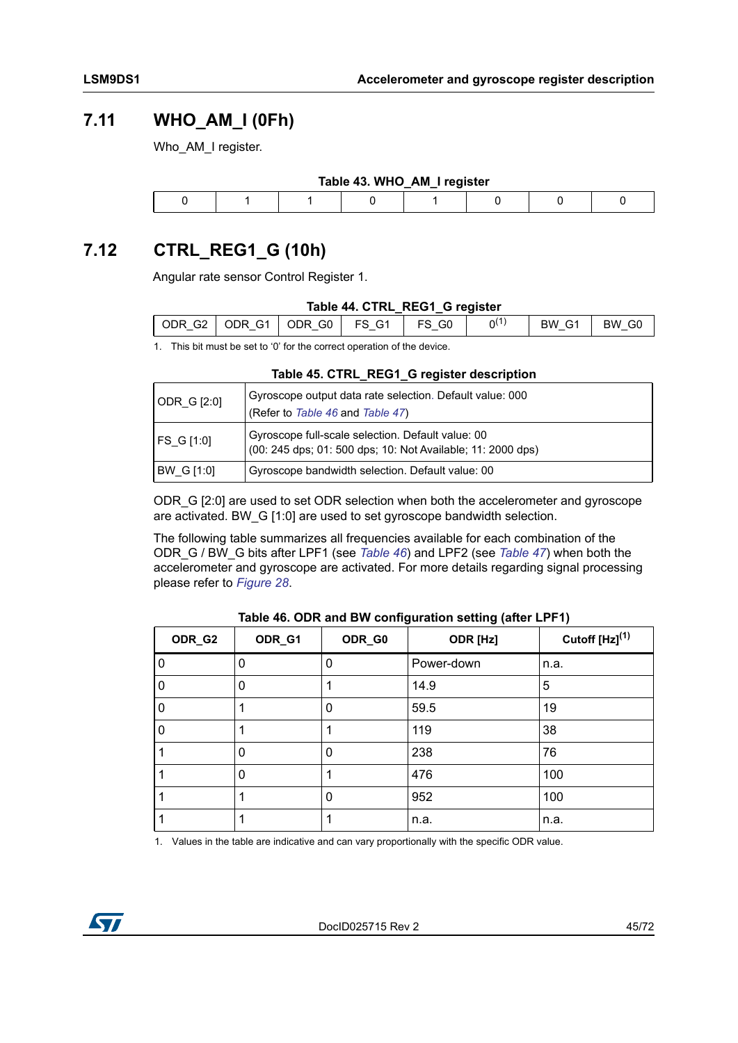## 7.11 WHO_AM_I (0Fh)

Who_AM_I register.

**Table 43. WHO_AM_I register**

| | | | | | | | |
|---|---|---|---|---|---|---|---|
| 0 | 1 | 1 | 0 | 1 | 0 | 0 | 0 |

## 7.12 CTRL_REG1_G (10h)

Angular rate sensor Control Register 1.

**Table 44. CTRL_REG1_G register**

| | | | | | | | |
|---|---|---|---|---|---|---|---|
| ODR_G2 | ODR_G1 | ODR_G0 | FS_G1 | FS_G0 | 0[(1)] | BW_G1 | BW_G0 |

1. This bit must be set to '0' for the correct operation of the device.

**Table 45. CTRL_REG1_G register description**

| | |
|---|---|
| ODR_G [2:0] | Gyroscope output data rate selection. Default value: 000<br>(Refer to *Table 46* and *Table 47*) |
| FS_G [1:0] | Gyroscope full-scale selection. Default value: 00<br>(00: 245 dps; 01: 500 dps; 10: Not Available; 11: 2000 dps) |
| BW_G [1:0] | Gyroscope bandwidth selection. Default value: 00 |

ODR_G [2:0] are used to set ODR selection when both the accelerometer and gyroscope are activated. BW_G [1:0] are used to set gyroscope bandwidth selection.

The following table summarizes all frequencies available for each combination of the ODR_G / BW_G bits after LPF1 (see *Table 46*) and LPF2 (see *Table 47*) when both the accelerometer and gyroscope are activated. For more details regarding signal processing please refer to *Figure 28*.

**Table 46. ODR and BW configuration setting (after LPF1)**

| ODR_G2 | ODR_G1 | ODR_G0 | ODR [Hz] | Cutoff [Hz][(1)] |
|---|---|---|---|---|
| 0 | 0 | 0 | Power-down | n.a. |
| 0 | 0 | 1 | 14.9 | 5 |
| 0 | 1 | 0 | 59.5 | 19 |
| 0 | 1 | 1 | 119 | 38 |
| 1 | 0 | 0 | 238 | 76 |
| 1 | 0 | 1 | 476 | 100 |
| 1 | 1 | 0 | 952 | 100 |
| 1 | 1 | 1 | n.a. | n.a. |

1. Values in the table are indicative and can vary proportionally with the specific ODR value.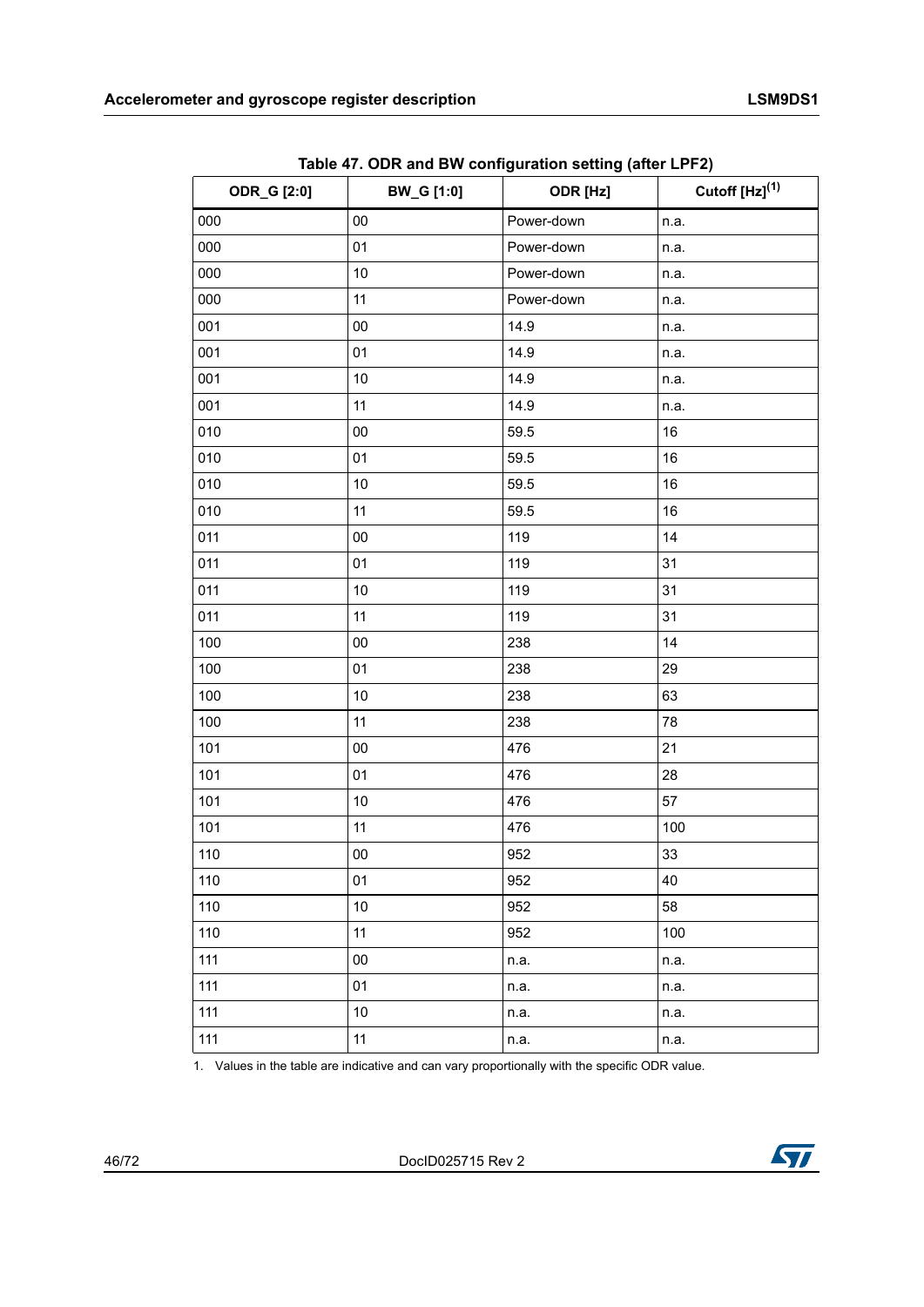**Table 47. ODR and BW configuration setting (after LPF2)**

| ODR_G [2:0] | BW_G [1:0] | ODR [Hz] | Cutoff [Hz][1] |
|---|---|---|---|
| 000 | 00 | Power-down | n.a. |
| 000 | 01 | Power-down | n.a. |
| 000 | 10 | Power-down | n.a. |
| 000 | 11 | Power-down | n.a. |
| 001 | 00 | 14.9 | n.a. |
| 001 | 01 | 14.9 | n.a. |
| 001 | 10 | 14.9 | n.a. |
| 001 | 11 | 14.9 | n.a. |
| 010 | 00 | 59.5 | 16 |
| 010 | 01 | 59.5 | 16 |
| 010 | 10 | 59.5 | 16 |
| 010 | 11 | 59.5 | 16 |
| 011 | 00 | 119 | 14 |
| 011 | 01 | 119 | 31 |
| 011 | 10 | 119 | 31 |
| 011 | 11 | 119 | 31 |
| 100 | 00 | 238 | 14 |
| 100 | 01 | 238 | 29 |
| 100 | 10 | 238 | 63 |
| 100 | 11 | 238 | 78 |
| 101 | 00 | 476 | 21 |
| 101 | 01 | 476 | 28 |
| 101 | 10 | 476 | 57 |
| 101 | 11 | 476 | 100 |
| 110 | 00 | 952 | 33 |
| 110 | 01 | 952 | 40 |
| 110 | 10 | 952 | 58 |
| 110 | 11 | 952 | 100 |
| 111 | 00 | n.a. | n.a. |
| 111 | 01 | n.a. | n.a. |
| 111 | 10 | n.a. | n.a. |
| 111 | 11 | n.a. | n.a. |

1. Values in the table are indicative and can vary proportionally with the specific ODR value.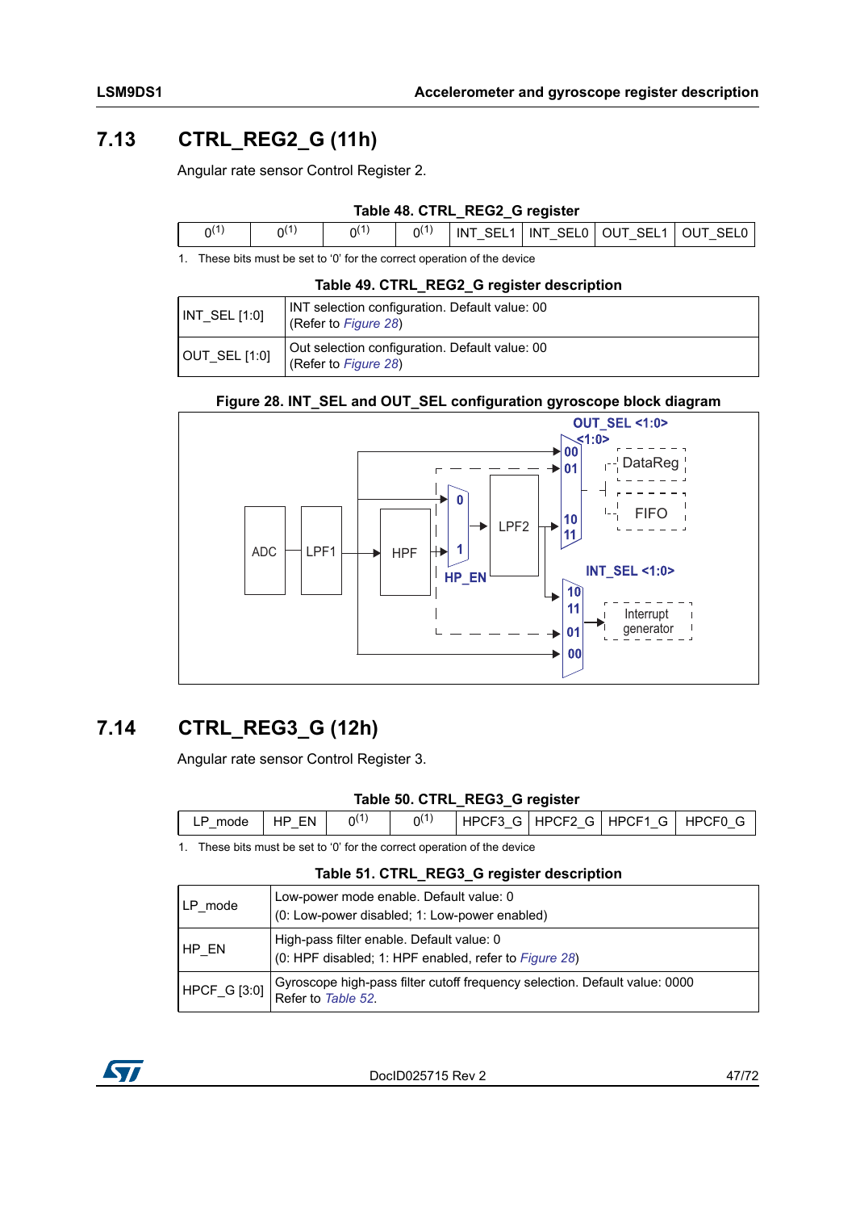## 7.13 CTRL_REG2_G (11h)

Angular rate sensor Control Register 2.

**Table 48. CTRL_REG2_G register**

| 0[(1)] | 0[(1)] | 0[(1)] | 0[(1)] | INT_SEL1 | INT_SEL0 | OUT_SEL1 | OUT_SEL0 |
|---|---|---|---|---|---|---|---|

1. These bits must be set to '0' for the correct operation of the device

**Table 49. CTRL_REG2_G register description**

| | |
|---|---|
| INT_SEL [1:0] | INT selection configuration. Default value: 00 (Refer to *Figure 28*) |
| OUT_SEL [1:0] | Out selection configuration. Default value: 00 (Refer to *Figure 28*) |

**Figure 28. INT_SEL and OUT_SEL configuration gyroscope block diagram**

## 7.14 CTRL_REG3_G (12h)

Angular rate sensor Control Register 3.

**Table 50. CTRL_REG3_G register**

| LP_mode | HP_EN | 0[(1)] | 0[(1)] | HPCF3_G | HPCF2_G | HPCF1_G | HPCF0_G |
|---|---|---|---|---|---|---|---|

1. These bits must be set to '0' for the correct operation of the device

**Table 51. CTRL_REG3_G register description**

| | |
|---|---|
| LP_mode | Low-power mode enable. Default value: 0 (0: Low-power disabled; 1: Low-power enabled) |
| HP_EN | High-pass filter enable. Default value: 0 (0: HPF disabled; 1: HPF enabled, refer to *Figure 28*) |
| HPCF_G [3:0] | Gyroscope high-pass filter cutoff frequency selection. Default value: 0000 Refer to *Table 52*. |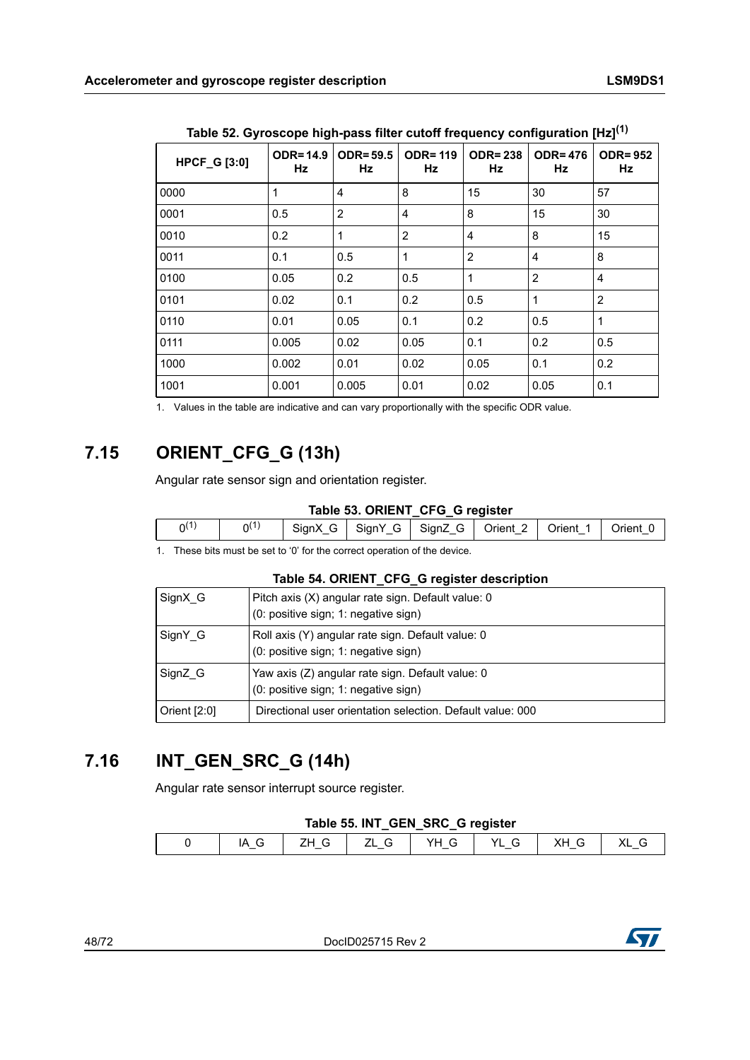**Table 52. Gyroscope high-pass filter cutoff frequency configuration [Hz][1]**

| HPCF_G [3:0] | ODR= 14.9 Hz | ODR= 59.5 Hz | ODR= 119 Hz | ODR= 238 Hz | ODR= 476 Hz | ODR= 952 Hz |
|---|---|---|---|---|---|---|
| 0000 | 1 | 4 | 8 | 15 | 30 | 57 |
| 0001 | 0.5 | 2 | 4 | 8 | 15 | 30 |
| 0010 | 0.2 | 1 | 2 | 4 | 8 | 15 |
| 0011 | 0.1 | 0.5 | 1 | 2 | 4 | 8 |
| 0100 | 0.05 | 0.2 | 0.5 | 1 | 2 | 4 |
| 0101 | 0.02 | 0.1 | 0.2 | 0.5 | 1 | 2 |
| 0110 | 0.01 | 0.05 | 0.1 | 0.2 | 0.5 | 1 |
| 0111 | 0.005 | 0.02 | 0.05 | 0.1 | 0.2 | 0.5 |
| 1000 | 0.002 | 0.01 | 0.02 | 0.05 | 0.1 | 0.2 |
| 1001 | 0.001 | 0.005 | 0.01 | 0.02 | 0.05 | 0.1 |

1. Values in the table are indicative and can vary proportionally with the specific ODR value.

## 7.15 ORIENT_CFG_G (13h)

Angular rate sensor sign and orientation register.

**Table 53. ORIENT_CFG_G register**

| 0[1] | 0[1] | SignX_G | SignY_G | SignZ_G | Orient_2 | Orient_1 | Orient_0 |
|---|---|---|---|---|---|---|---|

1. These bits must be set to '0' for the correct operation of the device.

**Table 54. ORIENT_CFG_G register description**

| | |
|---|---|
| SignX_G | Pitch axis (X) angular rate sign. Default value: 0<br>(0: positive sign; 1: negative sign) |
| SignY_G | Roll axis (Y) angular rate sign. Default value: 0<br>(0: positive sign; 1: negative sign) |
| SignZ_G | Yaw axis (Z) angular rate sign. Default value: 0<br>(0: positive sign; 1: negative sign) |
| Orient [2:0] | Directional user orientation selection. Default value: 000 |

## 7.16 INT_GEN_SRC_G (14h)

Angular rate sensor interrupt source register.

**Table 55. INT_GEN_SRC_G register**

| 0 | IA_G | ZH_G | ZL_G | YH_G | YL_G | XH_G | XL_G |
|---|---|---|---|---|---|---|---|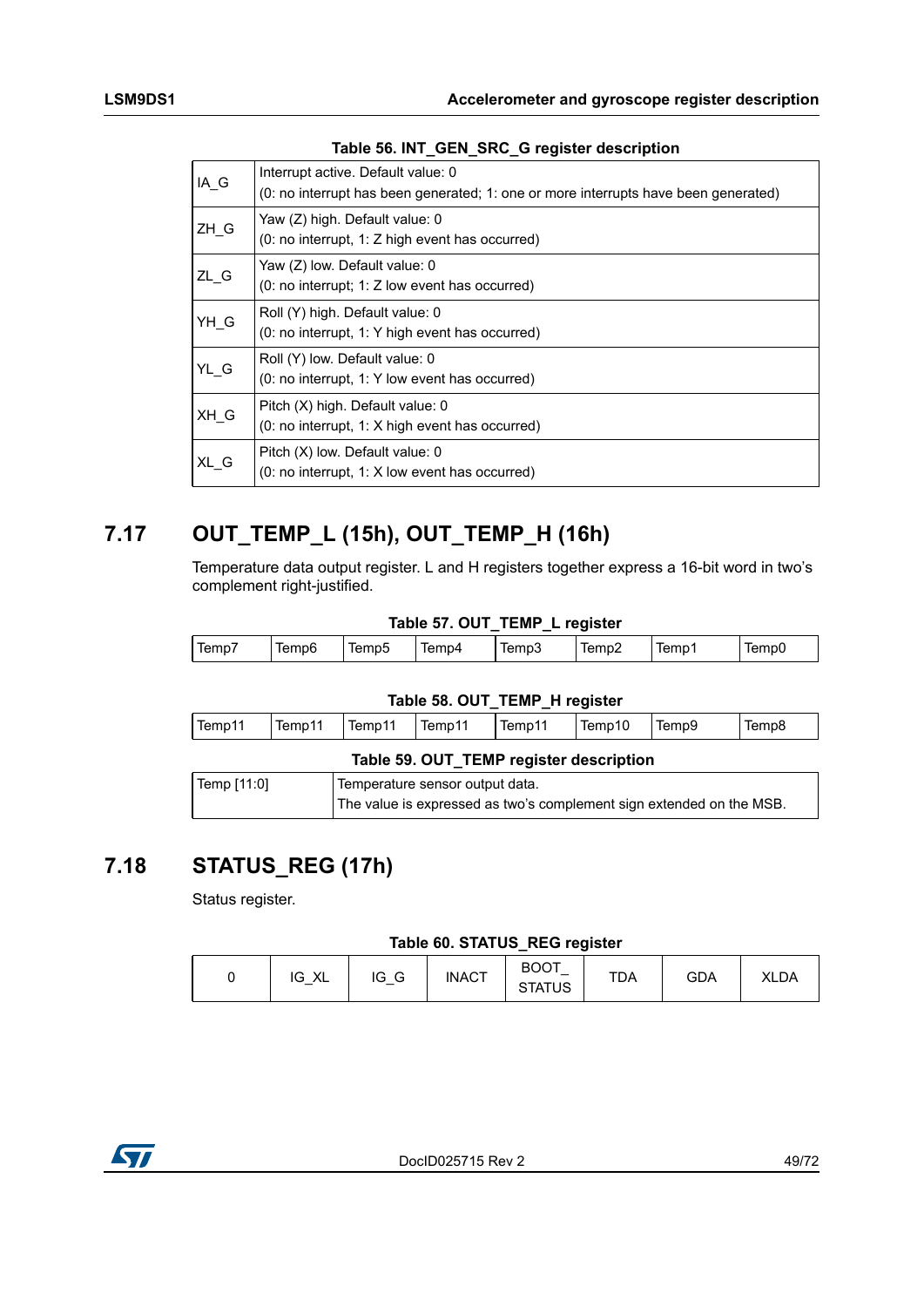**Table 56. INT_GEN_SRC_G register description**

| | |
|---|---|
| IA_G | Interrupt active. Default value: 0<br>(0: no interrupt has been generated; 1: one or more interrupts have been generated) |
| ZH_G | Yaw (Z) high. Default value: 0<br>(0: no interrupt, 1: Z high event has occurred) |
| ZL_G | Yaw (Z) low. Default value: 0<br>(0: no interrupt; 1: Z low event has occurred) |
| YH_G | Roll (Y) high. Default value: 0<br>(0: no interrupt, 1: Y high event has occurred) |
| YL_G | Roll (Y) low. Default value: 0<br>(0: no interrupt, 1: Y low event has occurred) |
| XH_G | Pitch (X) high. Default value: 0<br>(0: no interrupt, 1: X high event has occurred) |
| XL_G | Pitch (X) low. Default value: 0<br>(0: no interrupt, 1: X low event has occurred) |

## 7.17 OUT_TEMP_L (15h), OUT_TEMP_H (16h)

Temperature data output register. L and H registers together express a 16-bit word in two's complement right-justified.

**Table 57. OUT_TEMP_L register**

| Temp7 | Temp6 | Temp5 | Temp4 | Temp3 | Temp2 | Temp1 | Temp0 |
|---|---|---|---|---|---|---|---|

**Table 58. OUT_TEMP_H register**

| Temp11 | Temp11 | Temp11 | Temp11 | Temp11 | Temp10 | Temp9 | Temp8 |
|---|---|---|---|---|---|---|---|

**Table 59. OUT_TEMP register description**

| | |
|---|---|
| Temp [11:0] | Temperature sensor output data.<br>The value is expressed as two's complement sign extended on the MSB. |

## 7.18 STATUS_REG (17h)

Status register.

**Table 60. STATUS_REG register**

| 0 | IG_XL | IG_G | INACT | BOOT_ STATUS | TDA | GDA | XLDA |
|---|---|---|---|---|---|---|---|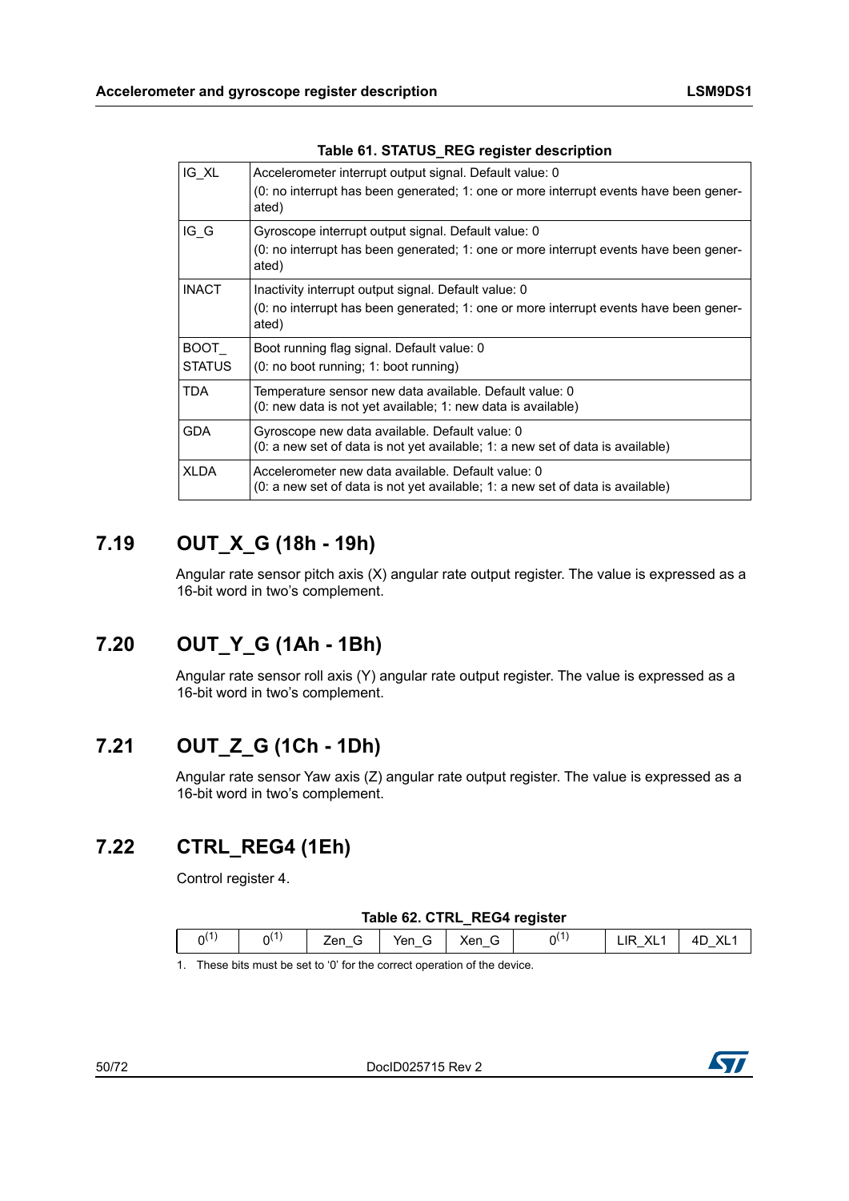**Table 61. STATUS_REG register description**

| | |
|---|---|
| IG_XL | Accelerometer interrupt output signal. Default value: 0<br>(0: no interrupt has been generated; 1: one or more interrupt events have been generated) |
| IG_G | Gyroscope interrupt output signal. Default value: 0<br>(0: no interrupt has been generated; 1: one or more interrupt events have been generated) |
| INACT | Inactivity interrupt output signal. Default value: 0<br>(0: no interrupt has been generated; 1: one or more interrupt events have been generated) |
| BOOT_STATUS | Boot running flag signal. Default value: 0<br>(0: no boot running; 1: boot running) |
| TDA | Temperature sensor new data available. Default value: 0<br>(0: new data is not yet available; 1: new data is available) |
| GDA | Gyroscope new data available. Default value: 0<br>(0: a new set of data is not yet available; 1: a new set of data is available) |
| XLDA | Accelerometer new data available. Default value: 0<br>(0: a new set of data is not yet available; 1: a new set of data is available) |

## 7.19 OUT_X_G (18h - 19h)

Angular rate sensor pitch axis (X) angular rate output register. The value is expressed as a 16-bit word in two's complement.

## 7.20 OUT_Y_G (1Ah - 1Bh)

Angular rate sensor roll axis (Y) angular rate output register. The value is expressed as a 16-bit word in two's complement.

## 7.21 OUT_Z_G (1Ch - 1Dh)

Angular rate sensor Yaw axis (Z) angular rate output register. The value is expressed as a 16-bit word in two's complement.

## 7.22 CTRL_REG4 (1Eh)

Control register 4.

**Table 62. CTRL_REG4 register**

| 0[1] | 0[1] | Zen_G | Yen_G | Xen_G | 0[1] | LIR_XL1 | 4D_XL1 |
|---|---|---|---|---|---|---|---|

1. These bits must be set to '0' for the correct operation of the device.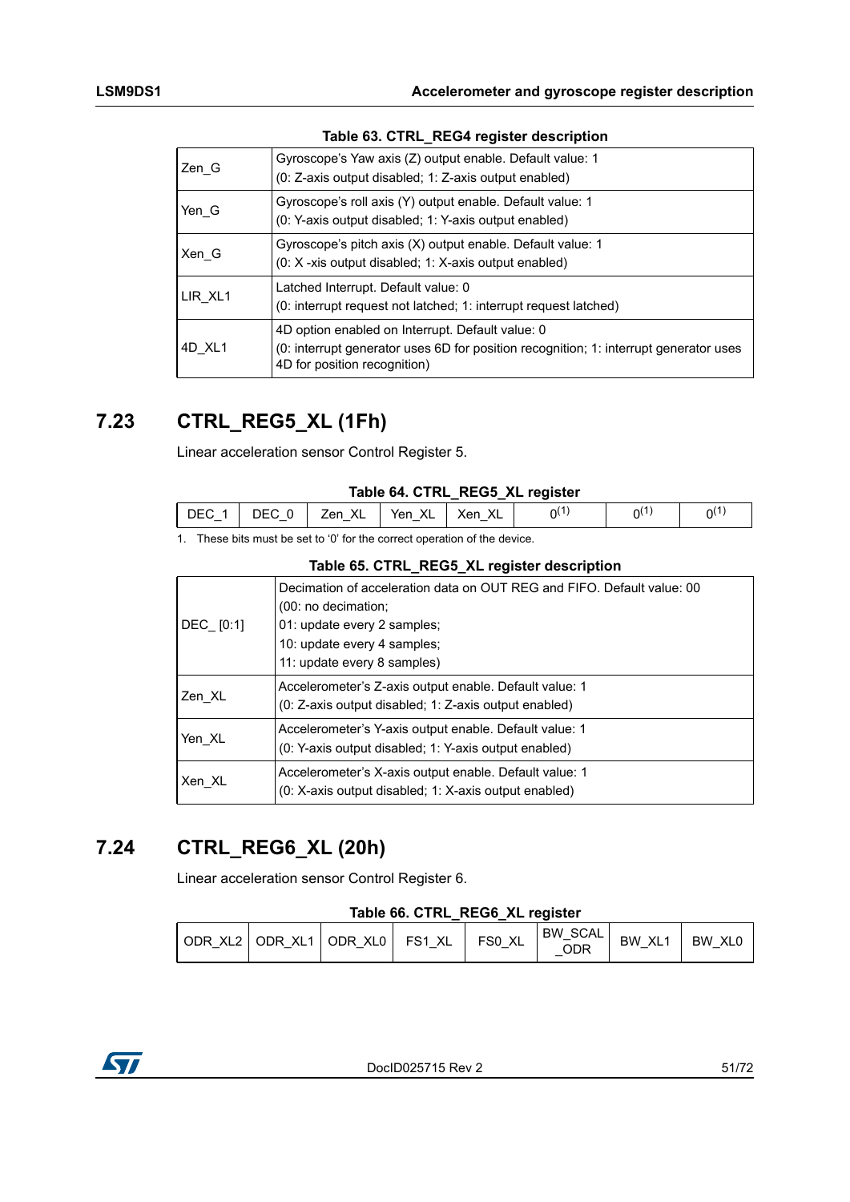**Table 63. CTRL_REG4 register description**

| | |
|---|---|
| Zen_G | Gyroscope's Yaw axis (Z) output enable. Default value: 1<br>(0: Z-axis output disabled; 1: Z-axis output enabled) |
| Yen_G | Gyroscope's roll axis (Y) output enable. Default value: 1<br>(0: Y-axis output disabled; 1: Y-axis output enabled) |
| Xen_G | Gyroscope's pitch axis (X) output enable. Default value: 1<br>(0: X -xis output disabled; 1: X-axis output enabled) |
| LIR_XL1 | Latched Interrupt. Default value: 0<br>(0: interrupt request not latched; 1: interrupt request latched) |
| 4D_XL1 | 4D option enabled on Interrupt. Default value: 0<br>(0: interrupt generator uses 6D for position recognition; 1: interrupt generator uses 4D for position recognition) |

## 7.23 CTRL_REG5_XL (1Fh)

Linear acceleration sensor Control Register 5.

**Table 64. CTRL_REG5_XL register**

| DEC_1 | DEC_0 | Zen_XL | Yen_XL | Xen_XL | 0[1] | 0[1] | 0[1] |
|---|---|---|---|---|---|---|---|

1. These bits must be set to '0' for the correct operation of the device.

**Table 65. CTRL_REG5_XL register description**

| | |
|---|---|
| DEC_ [0:1] | Decimation of acceleration data on OUT REG and FIFO. Default value: 00<br>(00: no decimation;<br>01: update every 2 samples;<br>10: update every 4 samples;<br>11: update every 8 samples) |
| Zen_XL | Accelerometer's Z-axis output enable. Default value: 1<br>(0: Z-axis output disabled; 1: Z-axis output enabled) |
| Yen_XL | Accelerometer's Y-axis output enable. Default value: 1<br>(0: Y-axis output disabled; 1: Y-axis output enabled) |
| Xen_XL | Accelerometer's X-axis output enable. Default value: 1<br>(0: X-axis output disabled; 1: X-axis output enabled) |

## 7.24 CTRL_REG6_XL (20h)

Linear acceleration sensor Control Register 6.

**Table 66. CTRL_REG6_XL register**

| ODR_XL2 | ODR_XL1 | ODR_XL0 | FS1_XL | FS0_XL | BW_SCAL_ODR | BW_XL1 | BW_XL0 |
|---|---|---|---|---|---|---|---|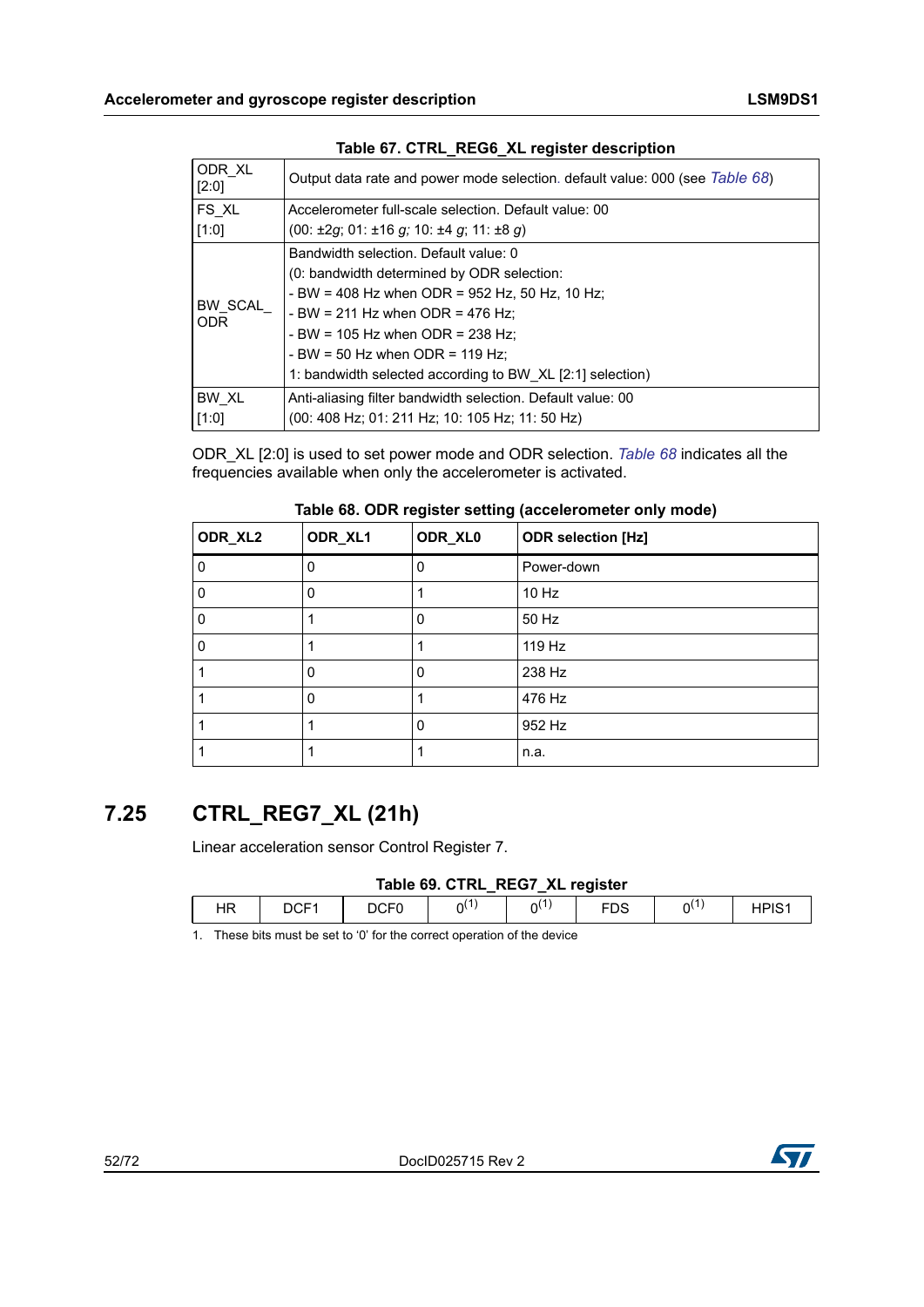**Table 67. CTRL_REG6_XL register description**

| | |
|---|---|
| ODR_XL [2:0] | Output data rate and power mode selection. default value: 000 (see *Table 68*) |
| FS_XL [1:0] | Accelerometer full-scale selection. Default value: 00<br>(00: ±2*g*; 01: ±16 *g;* 10: ±4 *g*; 11: ±8 *g*) |
| BW_SCAL_ ODR | Bandwidth selection. Default value: 0<br>(0: bandwidth determined by ODR selection:<br>- BW = 408 Hz when ODR = 952 Hz, 50 Hz, 10 Hz;<br>- BW = 211 Hz when ODR = 476 Hz;<br>- BW = 105 Hz when ODR = 238 Hz;<br>- BW = 50 Hz when ODR = 119 Hz;<br>1: bandwidth selected according to BW_XL [2:1] selection) |
| BW_XL [1:0] | Anti-aliasing filter bandwidth selection. Default value: 00<br>(00: 408 Hz; 01: 211 Hz; 10: 105 Hz; 11: 50 Hz) |

ODR_XL [2:0] is used to set power mode and ODR selection. *Table 68* indicates all the frequencies available when only the accelerometer is activated.

**Table 68. ODR register setting (accelerometer only mode)**

| ODR_XL2 | ODR_XL1 | ODR_XL0 | ODR selection [Hz] |
|---|---|---|---|
| 0 | 0 | 0 | Power-down |
| 0 | 0 | 1 | 10 Hz |
| 0 | 1 | 0 | 50 Hz |
| 0 | 1 | 1 | 119 Hz |
| 1 | 0 | 0 | 238 Hz |
| 1 | 0 | 1 | 476 Hz |
| 1 | 1 | 0 | 952 Hz |
| 1 | 1 | 1 | n.a. |

## 7.25 CTRL_REG7_XL (21h)

Linear acceleration sensor Control Register 7.

**Table 69. CTRL_REG7_XL register**

| HR | DCF1 | DCF0 | 0[1] | 0[1] | FDS | 0[1] | HPIS1 |
|---|---|---|---|---|---|---|---|

1. These bits must be set to '0' for the correct operation of the device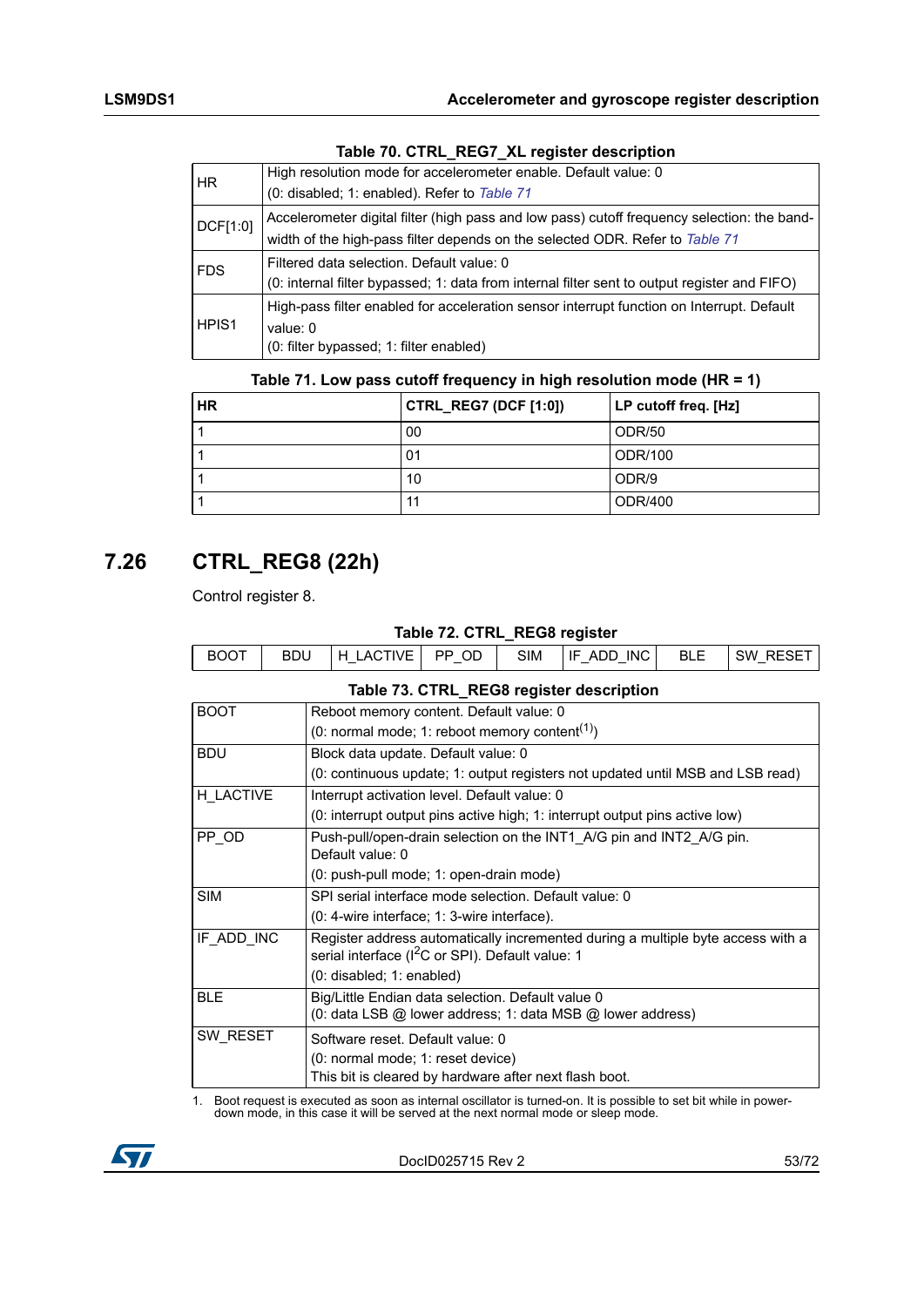**Table 70. CTRL_REG7_XL register description**

| | |
|---|---|
| HR | High resolution mode for accelerometer enable. Default value: 0<br>(0: disabled; 1: enabled). Refer to *Table 71* |
| DCF[1:0] | Accelerometer digital filter (high pass and low pass) cutoff frequency selection: the band-width of the high-pass filter depends on the selected ODR. Refer to *Table 71* |
| FDS | Filtered data selection. Default value: 0<br>(0: internal filter bypassed; 1: data from internal filter sent to output register and FIFO) |
| HPIS1 | High-pass filter enabled for acceleration sensor interrupt function on Interrupt. Default value: 0<br>(0: filter bypassed; 1: filter enabled) |

**Table 71. Low pass cutoff frequency in high resolution mode (HR = 1)**

| HR | CTRL_REG7 (DCF [1:0]) | LP cutoff freq. [Hz] |
|---|---|---|
| 1 | 00 | ODR/50 |
| 1 | 01 | ODR/100 |
| 1 | 10 | ODR/9 |
| 1 | 11 | ODR/400 |

## 7.26 CTRL_REG8 (22h)

Control register 8.

**Table 72. CTRL_REG8 register**

| BOOT | BDU | H_LACTIVE | PP_OD | SIM | IF_ADD_INC | BLE | SW_RESET |
|---|---|---|---|---|---|---|---|

**Table 73. CTRL_REG8 register description**

| | |
|---|---|
| BOOT | Reboot memory content. Default value: 0<br>(0: normal mode; 1: reboot memory content[(1)]) |
| BDU | Block data update. Default value: 0<br>(0: continuous update; 1: output registers not updated until MSB and LSB read) |
| H_LACTIVE | Interrupt activation level. Default value: 0<br>(0: interrupt output pins active high; 1: interrupt output pins active low) |
| PP_OD | Push-pull/open-drain selection on the INT1_A/G pin and INT2_A/G pin. Default value: 0<br>(0: push-pull mode; 1: open-drain mode) |
| SIM | SPI serial interface mode selection. Default value: 0<br>(0: 4-wire interface; 1: 3-wire interface). |
| IF_ADD_INC | Register address automatically incremented during a multiple byte access with a serial interface ($I^2C$ or SPI). Default value: 1<br>(0: disabled; 1: enabled) |
| BLE | Big/Little Endian data selection. Default value 0<br>(0: data LSB @ lower address; 1: data MSB @ lower address) |
| SW_RESET | Software reset. Default value: 0<br>(0: normal mode; 1: reset device)<br>This bit is cleared by hardware after next flash boot. |

1. Boot request is executed as soon as internal oscillator is turned-on. It is possible to set bit while in power-down mode, in this case it will be served at the next normal mode or sleep mode.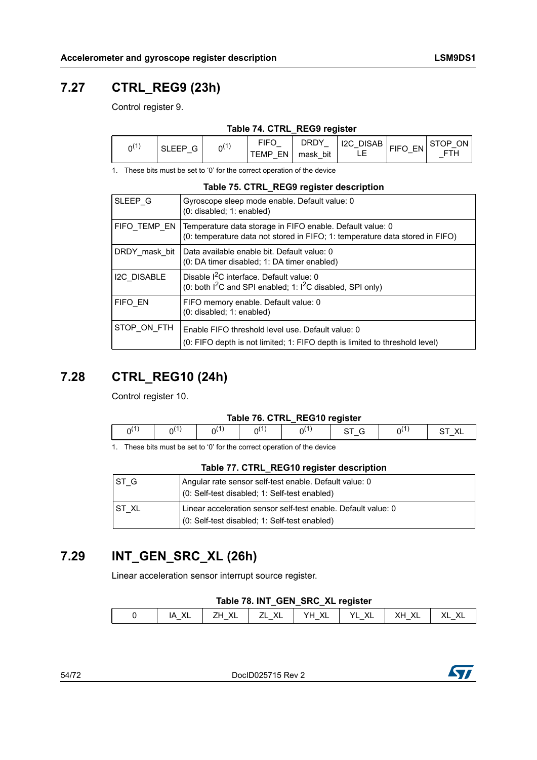## 7.27 CTRL_REG9 (23h)

Control register 9.

**Table 74. CTRL_REG9 register**

| 0[1] | SLEEP_G | 0[1] | FIFO_TEMP_EN | DRDY_mask_bit | I2C_DISABLE | FIFO_EN | STOP_ON_FTH |
|---|---|---|---|---|---|---|---|

1. These bits must be set to '0' for the correct operation of the device

**Table 75. CTRL_REG9 register description**

| | |
|---|---|
| SLEEP_G | Gyroscope sleep mode enable. Default value: 0<br>(0: disabled; 1: enabled) |
| FIFO_TEMP_EN | Temperature data storage in FIFO enable. Default value: 0<br>(0: temperature data not stored in FIFO; 1: temperature data stored in FIFO) |
| DRDY_mask_bit | Data available enable bit. Default value: 0<br>(0: DA timer disabled; 1: DA timer enabled) |
| I2C_DISABLE | Disable $I^2C$ interface. Default value: 0<br>(0: both $I^2C$ and SPI enabled; 1: $I^2C$ disabled, SPI only) |
| FIFO_EN | FIFO memory enable. Default value: 0<br>(0: disabled; 1: enabled) |
| STOP_ON_FTH | Enable FIFO threshold level use. Default value: 0<br>(0: FIFO depth is not limited; 1: FIFO depth is limited to threshold level) |

## 7.28 CTRL_REG10 (24h)

Control register 10.

**Table 76. CTRL_REG10 register**

| 0[1] | 0[1] | 0[1] | 0[1] | 0[1] | ST_G | 0[1] | ST_XL |
|---|---|---|---|---|---|---|---|

1. These bits must be set to '0' for the correct operation of the device

**Table 77. CTRL_REG10 register description**

| | |
|---|---|
| ST_G | Angular rate sensor self-test enable. Default value: 0<br>(0: Self-test disabled; 1: Self-test enabled) |
| ST_XL | Linear acceleration sensor self-test enable. Default value: 0<br>(0: Self-test disabled; 1: Self-test enabled) |

## 7.29 INT_GEN_SRC_XL (26h)

Linear acceleration sensor interrupt source register.

**Table 78. INT_GEN_SRC_XL register**

| 0 | IA_XL | ZH_XL | ZL_XL | YH_XL | YL_XL | XH_XL | XL_XL |
|---|---|---|---|---|---|---|---|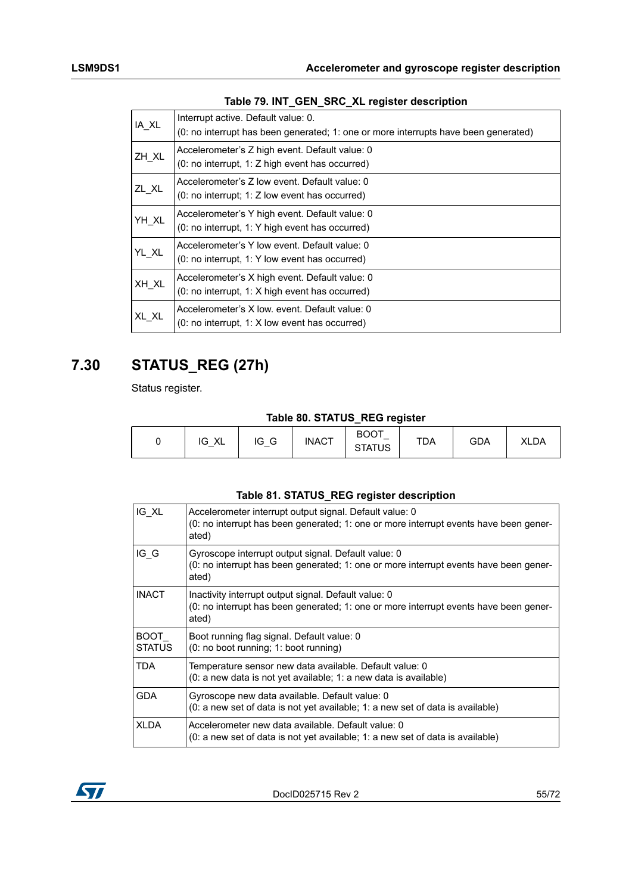**Table 79. INT_GEN_SRC_XL register description**

| | |
|---|---|
| IA_XL | Interrupt active. Default value: 0.<br>(0: no interrupt has been generated; 1: one or more interrupts have been generated) |
| ZH_XL | Accelerometer's Z high event. Default value: 0<br>(0: no interrupt, 1: Z high event has occurred) |
| ZL_XL | Accelerometer's Z low event. Default value: 0<br>(0: no interrupt; 1: Z low event has occurred) |
| YH_XL | Accelerometer's Y high event. Default value: 0<br>(0: no interrupt, 1: Y high event has occurred) |
| YL_XL | Accelerometer's Y low event. Default value: 0<br>(0: no interrupt, 1: Y low event has occurred) |
| XH_XL | Accelerometer's X high event. Default value: 0<br>(0: no interrupt, 1: X high event has occurred) |
| XL_XL | Accelerometer's X low. event. Default value: 0<br>(0: no interrupt, 1: X low event has occurred) |

## 7.30 STATUS_REG (27h)

Status register.

**Table 80. STATUS_REG register**

| 0 | IG_XL | IG_G | INACT | BOOT_ STATUS | TDA | GDA | XLDA |
|---|---|---|---|---|---|---|---|

**Table 81. STATUS_REG register description**

| | |
|---|---|
| IG_XL | Accelerometer interrupt output signal. Default value: 0<br>(0: no interrupt has been generated; 1: one or more interrupt events have been generated) |
| IG_G | Gyroscope interrupt output signal. Default value: 0<br>(0: no interrupt has been generated; 1: one or more interrupt events have been generated) |
| INACT | Inactivity interrupt output signal. Default value: 0<br>(0: no interrupt has been generated; 1: one or more interrupt events have been generated) |
| BOOT_ STATUS | Boot running flag signal. Default value: 0<br>(0: no boot running; 1: boot running) |
| TDA | Temperature sensor new data available. Default value: 0<br>(0: a new data is not yet available; 1: a new data is available) |
| GDA | Gyroscope new data available. Default value: 0<br>(0: a new set of data is not yet available; 1: a new set of data is available) |
| XLDA | Accelerometer new data available. Default value: 0<br>(0: a new set of data is not yet available; 1: a new set of data is available) |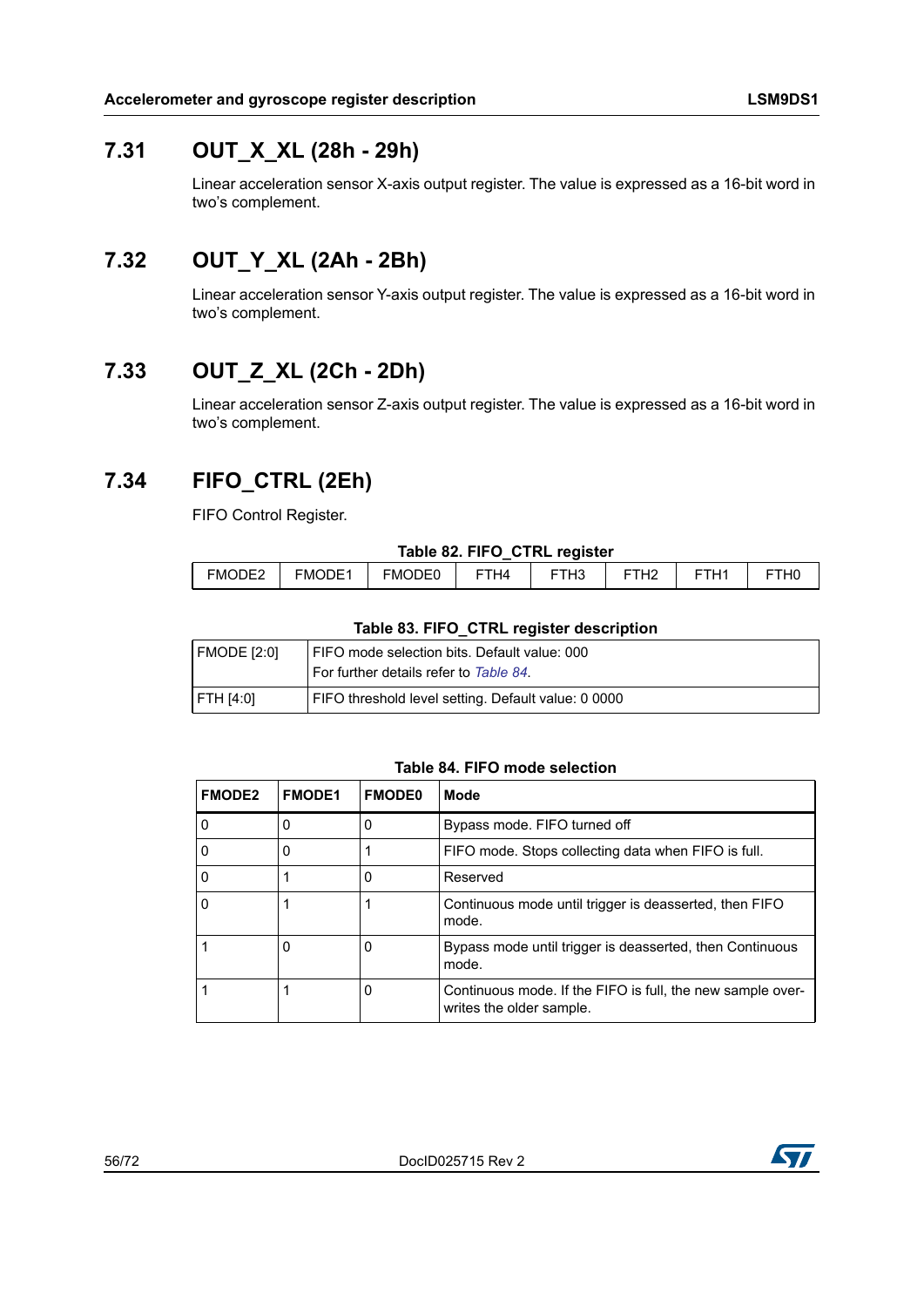## 7.31 OUT_X_XL (28h - 29h)

Linear acceleration sensor X-axis output register. The value is expressed as a 16-bit word in two's complement.

## 7.32 OUT_Y_XL (2Ah - 2Bh)

Linear acceleration sensor Y-axis output register. The value is expressed as a 16-bit word in two's complement.

## 7.33 OUT_Z_XL (2Ch - 2Dh)

Linear acceleration sensor Z-axis output register. The value is expressed as a 16-bit word in two's complement.

## 7.34 FIFO_CTRL (2Eh)

FIFO Control Register.

**Table 82. FIFO_CTRL register**

| FMODE2 | FMODE1 | FMODE0 | FTH4 | FTH3 | FTH2 | FTH1 | FTH0 |
|---|---|---|---|---|---|---|---|

**Table 83. FIFO_CTRL register description**

| | |
|---|---|
| FMODE [2:0] | FIFO mode selection bits. Default value: 000<br>For further details refer to *Table 84*. |
| FTH [4:0] | FIFO threshold level setting. Default value: 0 0000 |

**Table 84. FIFO mode selection**

| FMODE2 | FMODE1 | FMODE0 | Mode |
|---|---|---|---|
| 0 | 0 | 0 | Bypass mode. FIFO turned off |
| 0 | 0 | 1 | FIFO mode. Stops collecting data when FIFO is full. |
| 0 | 1 | 0 | Reserved |
| 0 | 1 | 1 | Continuous mode until trigger is deasserted, then FIFO mode. |
| 1 | 0 | 0 | Bypass mode until trigger is deasserted, then Continuous mode. |
| 1 | 1 | 0 | Continuous mode. If the FIFO is full, the new sample over-writes the older sample. |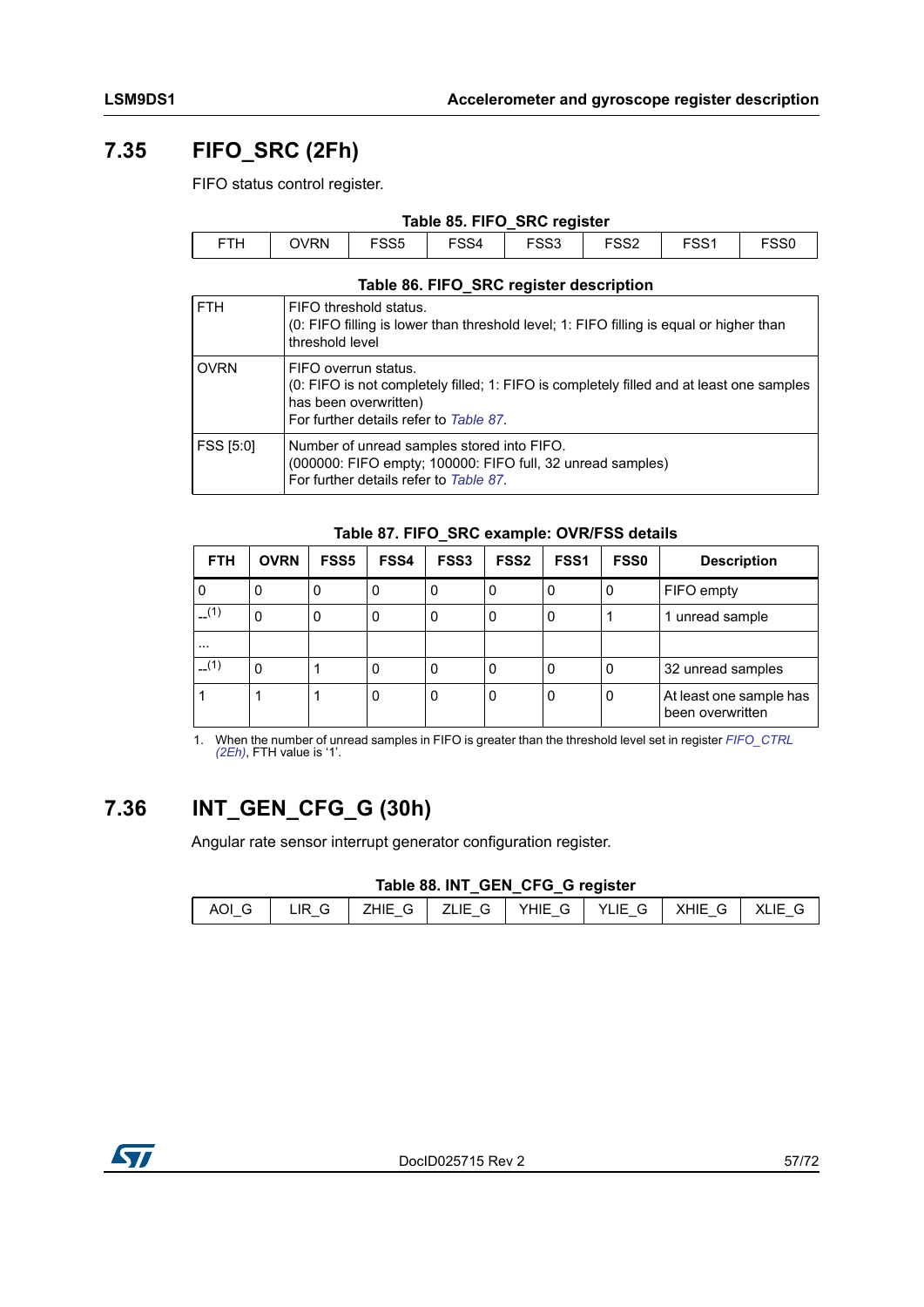## 7.35 FIFO_SRC (2Fh)

FIFO status control register.

**Table 85. FIFO_SRC register**

| FTH | OVRN | FSS5 | FSS4 | FSS3 | FSS2 | FSS1 | FSS0 |
|---|---|---|---|---|---|---|---|

**Table 86. FIFO_SRC register description**

| | |
|---|---|
| FTH | FIFO threshold status.<br>(0: FIFO filling is lower than threshold level; 1: FIFO filling is equal or higher than threshold level |
| OVRN | FIFO overrun status.<br>(0: FIFO is not completely filled; 1: FIFO is completely filled and at least one samples has been overwritten)<br>For further details refer to *Table 87*. |
| FSS [5:0] | Number of unread samples stored into FIFO.<br>(000000: FIFO empty; 100000: FIFO full, 32 unread samples)<br>For further details refer to *Table 87*. |

**Table 87. FIFO_SRC example: OVR/FSS details**

| FTH | OVRN | FSS5 | FSS4 | FSS3 | FSS2 | FSS1 | FSS0 | Description |
|---|---|---|---|---|---|---|---|---|
| 0 | 0 | 0 | 0 | 0 | 0 | 0 | 0 | FIFO empty |
| --[(1)] | 0 | 0 | 0 | 0 | 0 | 0 | 1 | 1 unread sample |
| ... | | | | | | | | |
| --[(1)] | 0 | 1 | 0 | 0 | 0 | 0 | 0 | 32 unread samples |
| 1 | 1 | 1 | 0 | 0 | 0 | 0 | 0 | At least one sample has been overwritten |

1. When the number of unread samples in FIFO is greater than the threshold level set in register *FIFO_CTRL (2Eh)*, FTH value is '1'.

## 7.36 INT_GEN_CFG_G (30h)

Angular rate sensor interrupt generator configuration register.

**Table 88. INT_GEN_CFG_G register**

| AOI_G | LIR_G | ZHIE_G | ZLIE_G | YHIE_G | YLIE_G | XHIE_G | XLIE_G |
|---|---|---|---|---|---|---|---|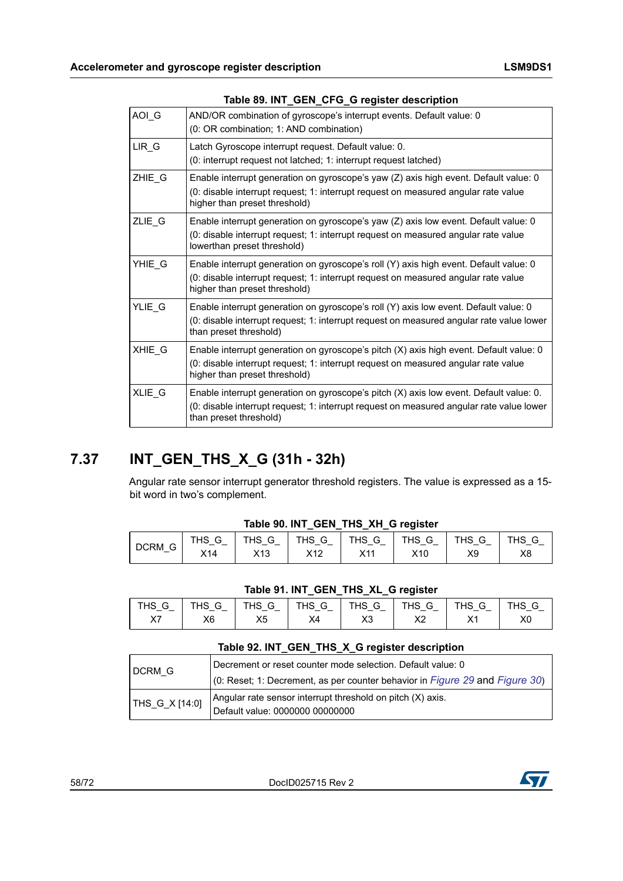**Table 89. INT_GEN_CFG_G register description**

| | |
|---|---|
| AOI_G | AND/OR combination of gyroscope's interrupt events. Default value: 0<br>(0: OR combination; 1: AND combination) |
| LIR_G | Latch Gyroscope interrupt request. Default value: 0.<br>(0: interrupt request not latched; 1: interrupt request latched) |
| ZHIE_G | Enable interrupt generation on gyroscope's yaw (Z) axis high event. Default value: 0<br>(0: disable interrupt request; 1: interrupt request on measured angular rate value higher than preset threshold) |
| ZLIE_G | Enable interrupt generation on gyroscope's yaw (Z) axis low event. Default value: 0<br>(0: disable interrupt request; 1: interrupt request on measured angular rate value lowerthan preset threshold) |
| YHIE_G | Enable interrupt generation on gyroscope's roll (Y) axis high event. Default value: 0<br>(0: disable interrupt request; 1: interrupt request on measured angular rate value higher than preset threshold) |
| YLIE_G | Enable interrupt generation on gyroscope's roll (Y) axis low event. Default value: 0<br>(0: disable interrupt request; 1: interrupt request on measured angular rate value lower than preset threshold) |
| XHIE_G | Enable interrupt generation on gyroscope's pitch (X) axis high event. Default value: 0<br>(0: disable interrupt request; 1: interrupt request on measured angular rate value higher than preset threshold) |
| XLIE_G | Enable interrupt generation on gyroscope's pitch (X) axis low event. Default value: 0.<br>(0: disable interrupt request; 1: interrupt request on measured angular rate value lower than preset threshold) |

## 7.37 INT_GEN_THS_X_G (31h - 32h)

Angular rate sensor interrupt generator threshold registers. The value is expressed as a 15-bit word in two's complement.

**Table 90. INT_GEN_THS_XH_G register**

| DCRM_G | THS_G_X14 | THS_G_X13 | THS_G_X12 | THS_G_X11 | THS_G_X10 | THS_G_X9 | THS_G_X8 |
|---|---|---|---|---|---|---|---|

**Table 91. INT_GEN_THS_XL_G register**

| THS_G_X7 | THS_G_X6 | THS_G_X5 | THS_G_X4 | THS_G_X3 | THS_G_X2 | THS_G_X1 | THS_G_X0 |
|---|---|---|---|---|---|---|---|

**Table 92. INT_GEN_THS_X_G register description**

| | |
|---|---|
| DCRM_G | Decrement or reset counter mode selection. Default value: 0<br>(0: Reset; 1: Decrement, as per counter behavior in *Figure 29* and *Figure 30*) |
| THS_G_X [14:0] | Angular rate sensor interrupt threshold on pitch (X) axis.<br>Default value: 0000000 00000000 |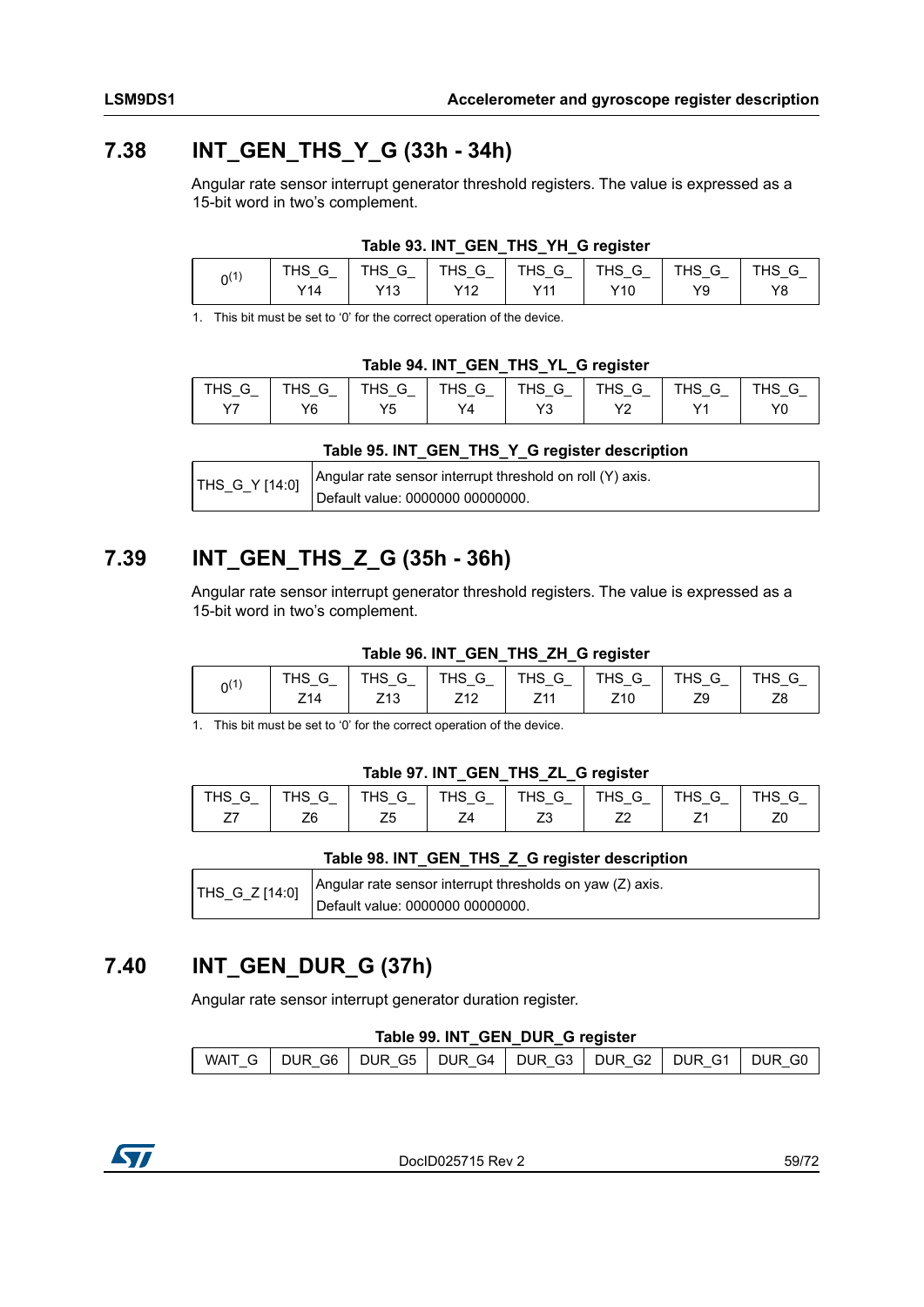## 7.38 INT_GEN_THS_Y_G (33h - 34h)

Angular rate sensor interrupt generator threshold registers. The value is expressed as a 15-bit word in two's complement.

**Table 93. INT_GEN_THS_YH_G register**

| 0[(1)] | THS_G_Y14 | THS_G_Y13 | THS_G_Y12 | THS_G_Y11 | THS_G_Y10 | THS_G_Y9 | THS_G_Y8 |
|---|---|---|---|---|---|---|---|

1. This bit must be set to '0' for the correct operation of the device.

**Table 94. INT_GEN_THS_YL_G register**

| THS_G_Y7 | THS_G_Y6 | THS_G_Y5 | THS_G_Y4 | THS_G_Y3 | THS_G_Y2 | THS_G_Y1 | THS_G_Y0 |
|---|---|---|---|---|---|---|---|

**Table 95. INT_GEN_THS_Y_G register description**

| | |
|---|---|
| THS_G_Y [14:0] | Angular rate sensor interrupt threshold on roll (Y) axis.<br>Default value: 0000000 00000000. |

## 7.39 INT_GEN_THS_Z_G (35h - 36h)

Angular rate sensor interrupt generator threshold registers. The value is expressed as a 15-bit word in two's complement.

**Table 96. INT_GEN_THS_ZH_G register**

| 0[(1)] | THS_G_Z14 | THS_G_Z13 | THS_G_Z12 | THS_G_Z11 | THS_G_Z10 | THS_G_Z9 | THS_G_Z8 |
|---|---|---|---|---|---|---|---|

1. This bit must be set to '0' for the correct operation of the device.

**Table 97. INT_GEN_THS_ZL_G register**

| THS_G_Z7 | THS_G_Z6 | THS_G_Z5 | THS_G_Z4 | THS_G_Z3 | THS_G_Z2 | THS_G_Z1 | THS_G_Z0 |
|---|---|---|---|---|---|---|---|

**Table 98. INT_GEN_THS_Z_G register description**

| | |
|---|---|
| THS_G_Z [14:0] | Angular rate sensor interrupt thresholds on yaw (Z) axis.<br>Default value: 0000000 00000000. |

## 7.40 INT_GEN_DUR_G (37h)

Angular rate sensor interrupt generator duration register.

**Table 99. INT_GEN_DUR_G register**

| WAIT_G | DUR_G6 | DUR_G5 | DUR_G4 | DUR_G3 | DUR_G2 | DUR_G1 | DUR_G0 |
|---|---|---|---|---|---|---|---|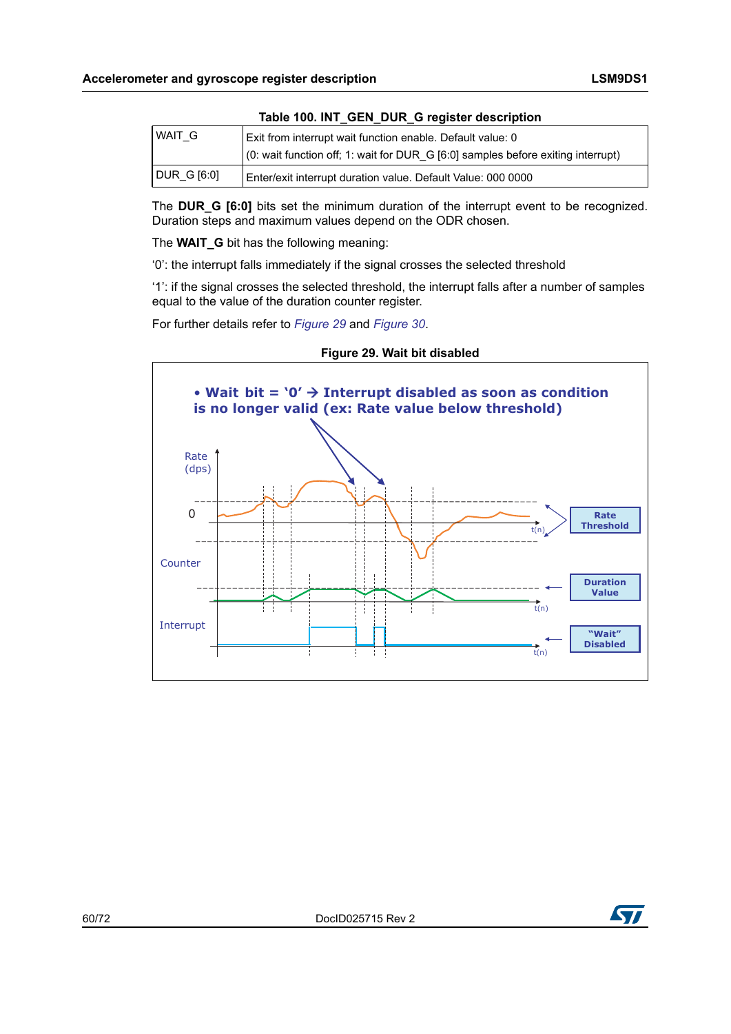Table 100. INT_GEN_DUR_G register description

| | |
|---|---|
| WAIT_G | Exit from interrupt wait function enable. Default value: 0<br>(0: wait function off; 1: wait for DUR_G [6:0] samples before exiting interrupt) |
| DUR_G [6:0] | Enter/exit interrupt duration value. Default Value: 000 0000 |

The **DUR_G [6:0]** bits set the minimum duration of the interrupt event to be recognized. Duration steps and maximum values depend on the ODR chosen.

The **WAIT_G** bit has the following meaning:

'0': the interrupt falls immediately if the signal crosses the selected threshold

'1': if the signal crosses the selected threshold, the interrupt falls after a number of samples equal to the value of the duration counter register.

For further details refer to *Figure 29* and *Figure 30*.

**Figure 29. Wait bit disabled**

- Wait bit = '0' → Interrupt disabled as soon as condition is no longer valid (ex: Rate value below threshold)

Rate (dps)

0

t(n)

Rate Threshold

Counter

t(n)

Duration Value

Interrupt

t(n)

"Wait" Disabled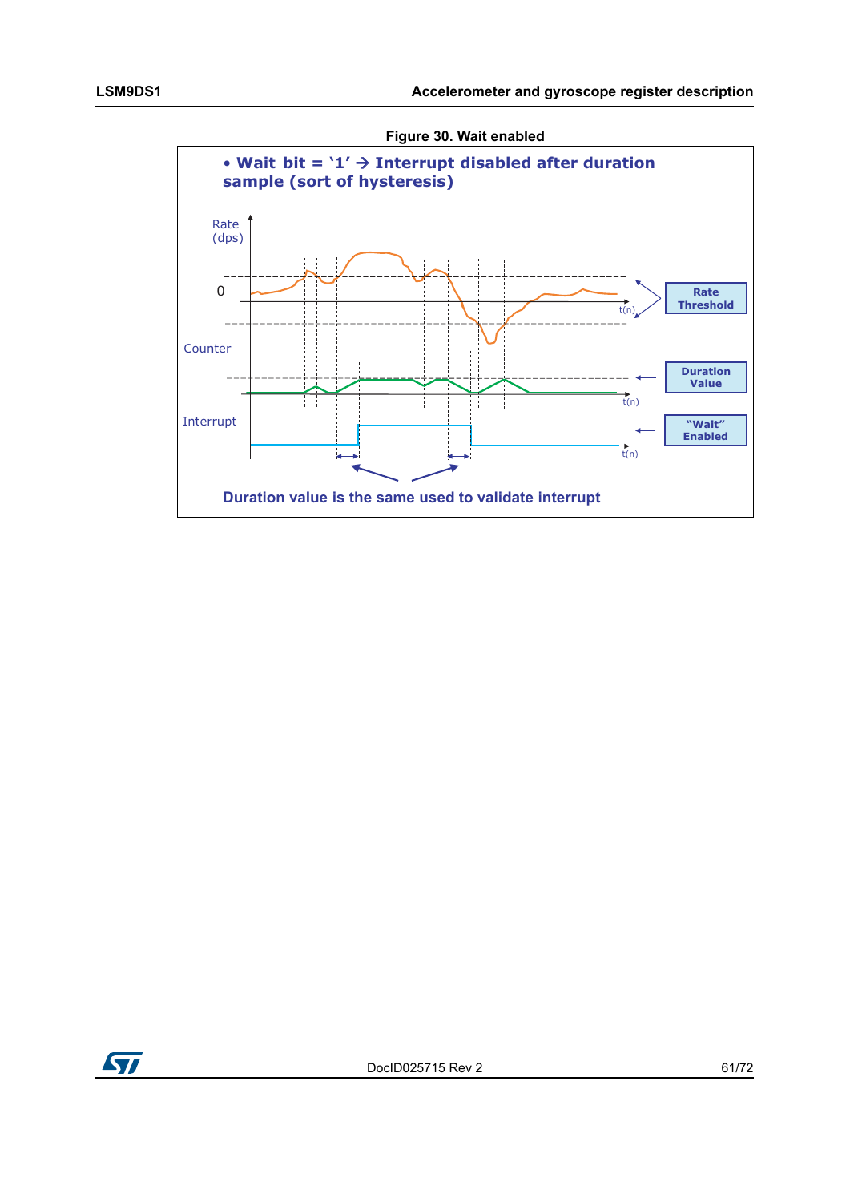Figure 30. Wait enabled

• Wait bit = ‘1’ → Interrupt disabled after duration sample (sort of hysteresis)

Rate (dps)

0

t(n)

Rate Threshold

Counter

Duration Value

t(n)

Interrupt

“Wait” Enabled

t(n)

Duration value is the same used to validate interrupt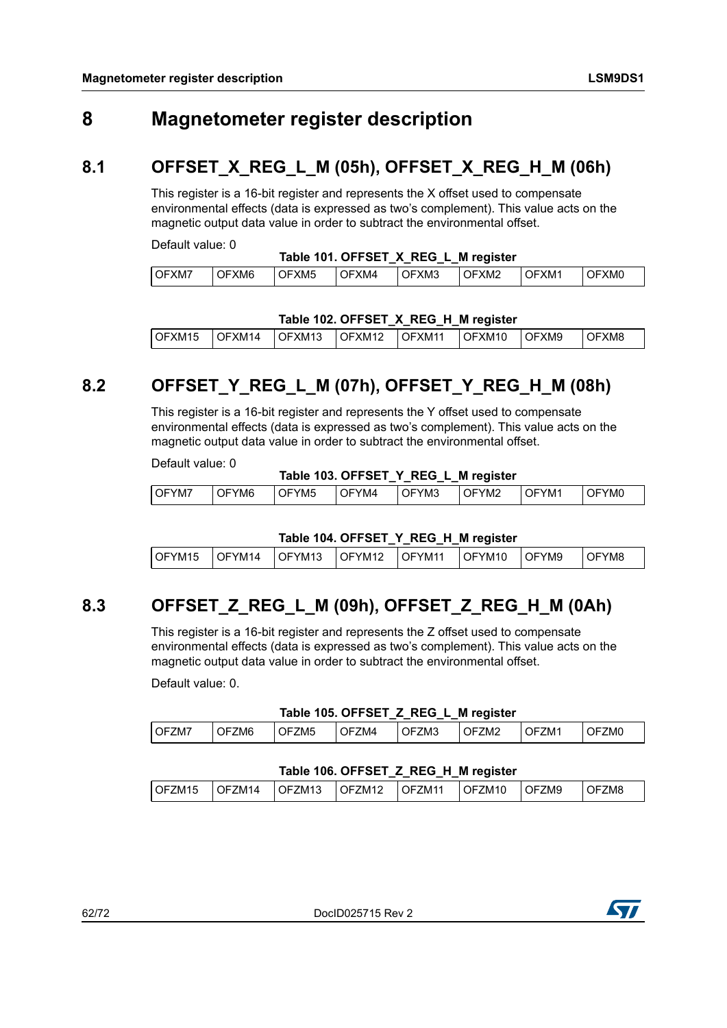# 8 Magnetometer register description

## 8.1 OFFSET_X_REG_L_M (05h), OFFSET_X_REG_H_M (06h)

This register is a 16-bit register and represents the X offset used to compensate environmental effects (data is expressed as two's complement). This value acts on the magnetic output data value in order to subtract the environmental offset.

Default value: 0

**Table 101. OFFSET_X_REG_L_M register**

| OFXM7 | OFXM6 | OFXM5 | OFXM4 | OFXM3 | OFXM2 | OFXM1 | OFXM0 |
|---|---|---|---|---|---|---|---|

**Table 102. OFFSET_X_REG_H_M register**

| OFXM15 | OFXM14 | OFXM13 | OFXM12 | OFXM11 | OFXM10 | OFXM9 | OFXM8 |
|---|---|---|---|---|---|---|---|

## 8.2 OFFSET_Y_REG_L_M (07h), OFFSET_Y_REG_H_M (08h)

This register is a 16-bit register and represents the Y offset used to compensate environmental effects (data is expressed as two's complement). This value acts on the magnetic output data value in order to subtract the environmental offset.

Default value: 0

**Table 103. OFFSET_Y_REG_L_M register**

| OFYM7 | OFYM6 | OFYM5 | OFYM4 | OFYM3 | OFYM2 | OFYM1 | OFYM0 |
|---|---|---|---|---|---|---|---|

**Table 104. OFFSET_Y_REG_H_M register**

| OFYM15 | OFYM14 | OFYM13 | OFYM12 | OFYM11 | OFYM10 | OFYM9 | OFYM8 |
|---|---|---|---|---|---|---|---|

## 8.3 OFFSET_Z_REG_L_M (09h), OFFSET_Z_REG_H_M (0Ah)

This register is a 16-bit register and represents the Z offset used to compensate environmental effects (data is expressed as two's complement). This value acts on the magnetic output data value in order to subtract the environmental offset.

Default value: 0.

**Table 105. OFFSET_Z_REG_L_M register**

| OFZM7 | OFZM6 | OFZM5 | OFZM4 | OFZM3 | OFZM2 | OFZM1 | OFZM0 |
|---|---|---|---|---|---|---|---|

**Table 106. OFFSET_Z_REG_H_M register**

| OFZM15 | OFZM14 | OFZM13 | OFZM12 | OFZM11 | OFZM10 | OFZM9 | OFZM8 |
|---|---|---|---|---|---|---|---|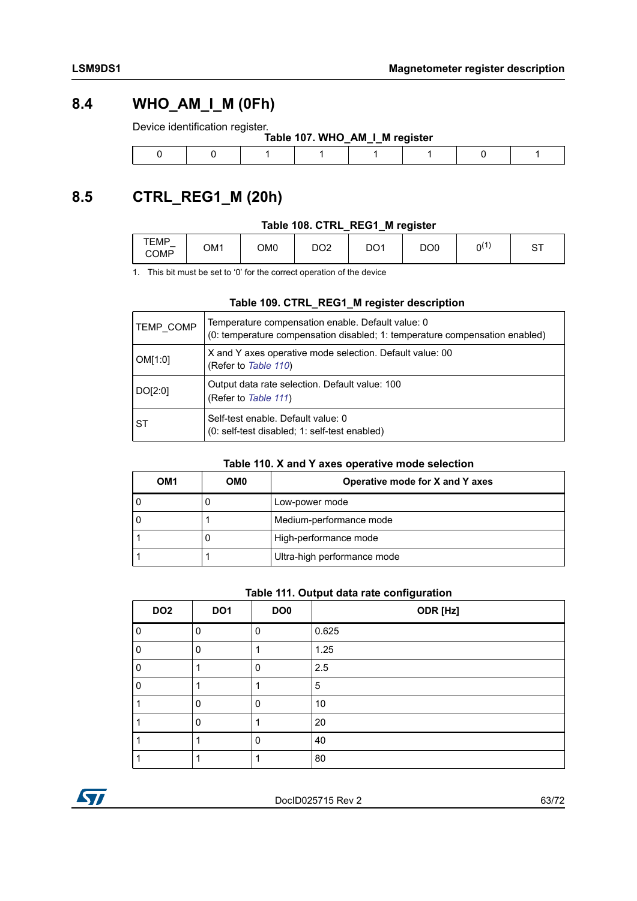## 8.4 WHO_AM_I_M (0Fh)

Device identification register.

**Table 107. WHO_AM_I_M register**

| 0 | 0 | 1 | 1 | 1 | 1 | 0 | 1 |
|---|---|---|---|---|---|---|---|

## 8.5 CTRL_REG1_M (20h)

**Table 108. CTRL_REG1_M register**

| TEMP_COMP | OM1 | OM0 | DO2 | DO1 | DO0 | 0[(1)] | ST |
|---|---|---|---|---|---|---|---|

1. This bit must be set to '0' for the correct operation of the device

**Table 109. CTRL_REG1_M register description**

| | |
|---|---|
| TEMP_COMP | Temperature compensation enable. Default value: 0<br>(0: temperature compensation disabled; 1: temperature compensation enabled) |
| OM[1:0] | X and Y axes operative mode selection. Default value: 00<br>(Refer to *Table 110*) |
| DO[2:0] | Output data rate selection. Default value: 100<br>(Refer to *Table 111*) |
| ST | Self-test enable. Default value: 0<br>(0: self-test disabled; 1: self-test enabled) |

**Table 110. X and Y axes operative mode selection**

| OM1 | OM0 | Operative mode for X and Y axes |
|---|---|---|
| 0 | 0 | Low-power mode |
| 0 | 1 | Medium-performance mode |
| 1 | 0 | High-performance mode |
| 1 | 1 | Ultra-high performance mode |

**Table 111. Output data rate configuration**

| DO2 | DO1 | DO0 | ODR [Hz] |
|---|---|---|---|
| 0 | 0 | 0 | 0.625 |
| 0 | 0 | 1 | 1.25 |
| 0 | 1 | 0 | 2.5 |
| 0 | 1 | 1 | 5 |
| 1 | 0 | 0 | 10 |
| 1 | 0 | 1 | 20 |
| 1 | 1 | 0 | 40 |
| 1 | 1 | 1 | 80 |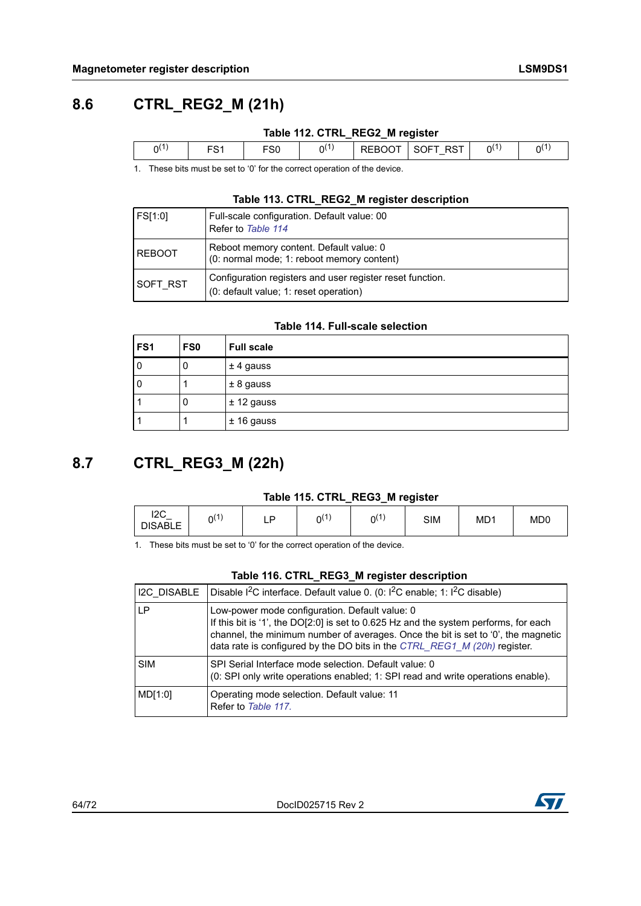## 8.6 CTRL_REG2_M (21h)

**Table 112. CTRL_REG2_M register**

| 0[(1)] | FS1 | FS0 | 0[(1)] | REBOOT | SOFT_RST | 0[(1)] | 0[(1)] |
|---|---|---|---|---|---|---|---|

1. These bits must be set to '0' for the correct operation of the device.

**Table 113. CTRL_REG2_M register description**

| | |
|---|---|
| FS[1:0] | Full-scale configuration. Default value: 00<br>Refer to *Table 114* |
| REBOOT | Reboot memory content. Default value: 0<br>(0: normal mode; 1: reboot memory content) |
| SOFT_RST | Configuration registers and user register reset function.<br>(0: default value; 1: reset operation) |

**Table 114. Full-scale selection**

| FS1 | FS0 | Full scale |
|---|---|---|
| 0 | 0 | ± 4 gauss |
| 0 | 1 | ± 8 gauss |
| 1 | 0 | ± 12 gauss |
| 1 | 1 | ± 16 gauss |

## 8.7 CTRL_REG3_M (22h)

**Table 115. CTRL_REG3_M register**

| I2C_DISABLE | 0[(1)] | LP | 0[(1)] | 0[(1)] | SIM | MD1 | MD0 |
|---|---|---|---|---|---|---|---|

1. These bits must be set to '0' for the correct operation of the device.

**Table 116. CTRL_REG3_M register description**

| | |
|---|---|
| I2C_DISABLE | Disable $I^2C$ interface. Default value 0. (0: $I^2C$ enable; 1: $I^2C$ disable) |
| LP | Low-power mode configuration. Default value: 0<br>If this bit is '1', the DO[2:0] is set to 0.625 Hz and the system performs, for each channel, the minimum number of averages. Once the bit is set to '0', the magnetic data rate is configured by the DO bits in the *CTRL_REG1_M (20h)* register. |
| SIM | SPI Serial Interface mode selection. Default value: 0<br>(0: SPI only write operations enabled; 1: SPI read and write operations enable). |
| MD[1:0] | Operating mode selection. Default value: 11<br>Refer to *Table 117.* |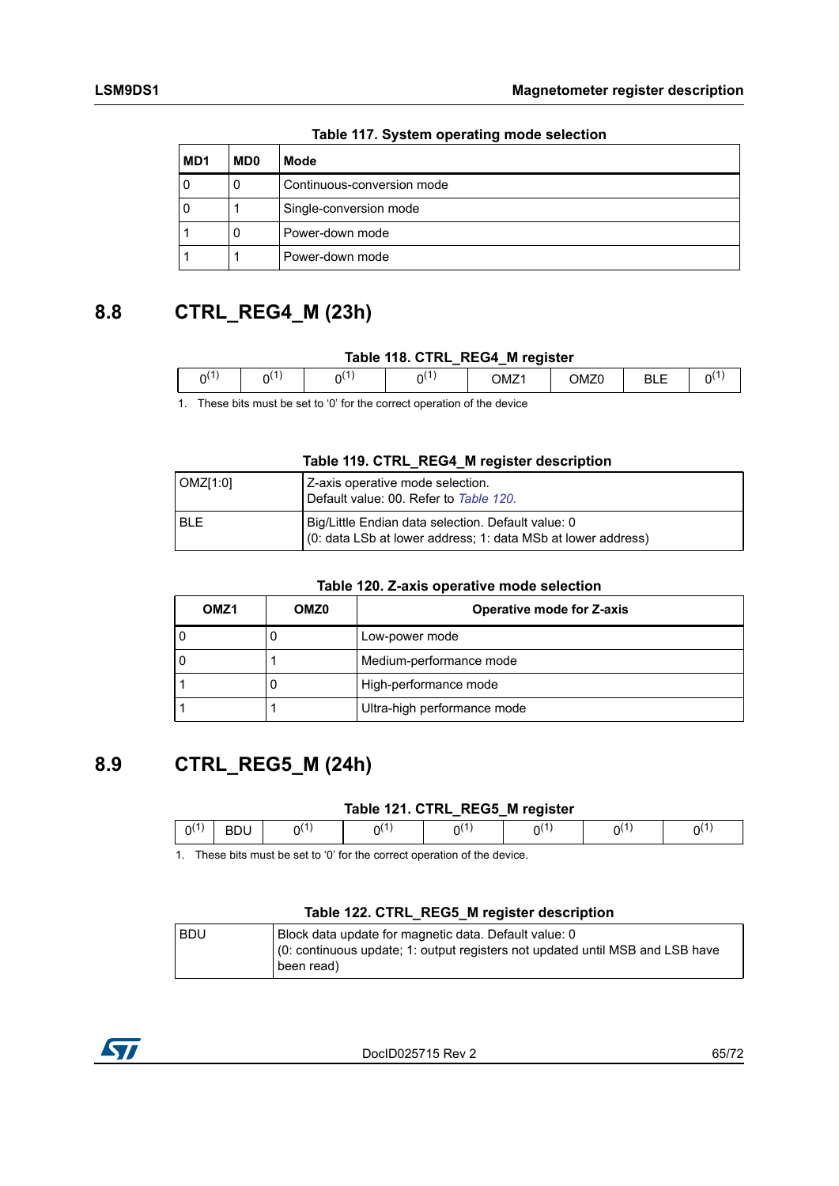**Table 117. System operating mode selection**

| MD1 | MD0 | Mode |
|---|---|---|
| 0 | 0 | Continuous-conversion mode |
| 0 | 1 | Single-conversion mode |
| 1 | 0 | Power-down mode |
| 1 | 1 | Power-down mode |

## 8.8 CTRL_REG4_M (23h)

**Table 118. CTRL_REG4_M register**

| $0^{(1)}$ | $0^{(1)}$ | $0^{(1)}$ | $0^{(1)}$ | OMZ1 | OMZ0 | BLE | $0^{(1)}$ |
|---|---|---|---|---|---|---|---|

1. These bits must be set to '0' for the correct operation of the device

**Table 119. CTRL_REG4_M register description**

| | |
|---|---|
| OMZ[1:0] | Z-axis operative mode selection. Default value: 00. Refer to *Table 120.* |
| BLE | Big/Little Endian data selection. Default value: 0 (0: data LSb at lower address; 1: data MSb at lower address) |

**Table 120. Z-axis operative mode selection**

| OMZ1 | OMZ0 | Operative mode for Z-axis |
|---|---|---|
| 0 | 0 | Low-power mode |
| 0 | 1 | Medium-performance mode |
| 1 | 0 | High-performance mode |
| 1 | 1 | Ultra-high performance mode |

## 8.9 CTRL_REG5_M (24h)

**Table 121. CTRL_REG5_M register**

| $0^{(1)}$ | BDU | $0^{(1)}$ | $0^{(1)}$ | $0^{(1)}$ | $0^{(1)}$ | $0^{(1)}$ | $0^{(1)}$ |
|---|---|---|---|---|---|---|---|

1. These bits must be set to '0' for the correct operation of the device.

**Table 122. CTRL_REG5_M register description**

| | |
|---|---|
| BDU | Block data update for magnetic data. Default value: 0 (0: continuous update; 1: output registers not updated until MSB and LSB have been read) |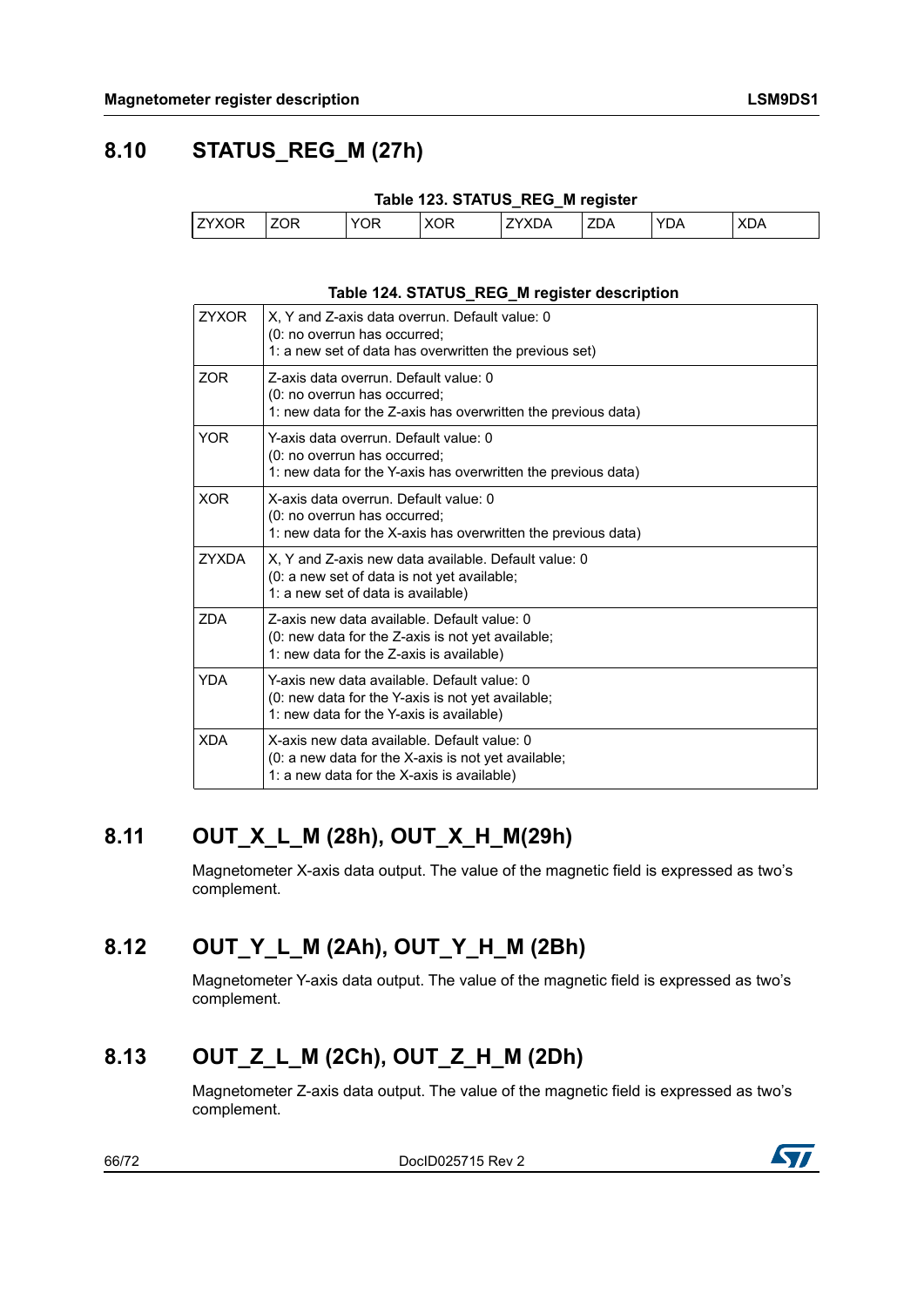## 8.10 STATUS_REG_M (27h)

**Table 123. STATUS_REG_M register**

| ZYXOR | ZOR | YOR | XOR | ZYXDA | ZDA | YDA | XDA |
|---|---|---|---|---|---|---|---|

**Table 124. STATUS_REG_M register description**

| | |
|---|---|
| ZYXOR | X, Y and Z-axis data overrun. Default value: 0<br>(0: no overrun has occurred;<br>1: a new set of data has overwritten the previous set) |
| ZOR | Z-axis data overrun. Default value: 0<br>(0: no overrun has occurred;<br>1: new data for the Z-axis has overwritten the previous data) |
| YOR | Y-axis data overrun. Default value: 0<br>(0: no overrun has occurred;<br>1: new data for the Y-axis has overwritten the previous data) |
| XOR | X-axis data overrun. Default value: 0<br>(0: no overrun has occurred;<br>1: new data for the X-axis has overwritten the previous data) |
| ZYXDA | X, Y and Z-axis new data available. Default value: 0<br>(0: a new set of data is not yet available;<br>1: a new set of data is available) |
| ZDA | Z-axis new data available. Default value: 0<br>(0: new data for the Z-axis is not yet available;<br>1: new data for the Z-axis is available) |
| YDA | Y-axis new data available. Default value: 0<br>(0: new data for the Y-axis is not yet available;<br>1: new data for the Y-axis is available) |
| XDA | X-axis new data available. Default value: 0<br>(0: a new data for the X-axis is not yet available;<br>1: a new data for the X-axis is available) |

## 8.11 OUT_X_L_M (28h), OUT_X_H_M(29h)

Magnetometer X-axis data output. The value of the magnetic field is expressed as two's complement.

## 8.12 OUT_Y_L_M (2Ah), OUT_Y_H_M (2Bh)

Magnetometer Y-axis data output. The value of the magnetic field is expressed as two's complement.

## 8.13 OUT_Z_L_M (2Ch), OUT_Z_H_M (2Dh)

Magnetometer Z-axis data output. The value of the magnetic field is expressed as two's complement.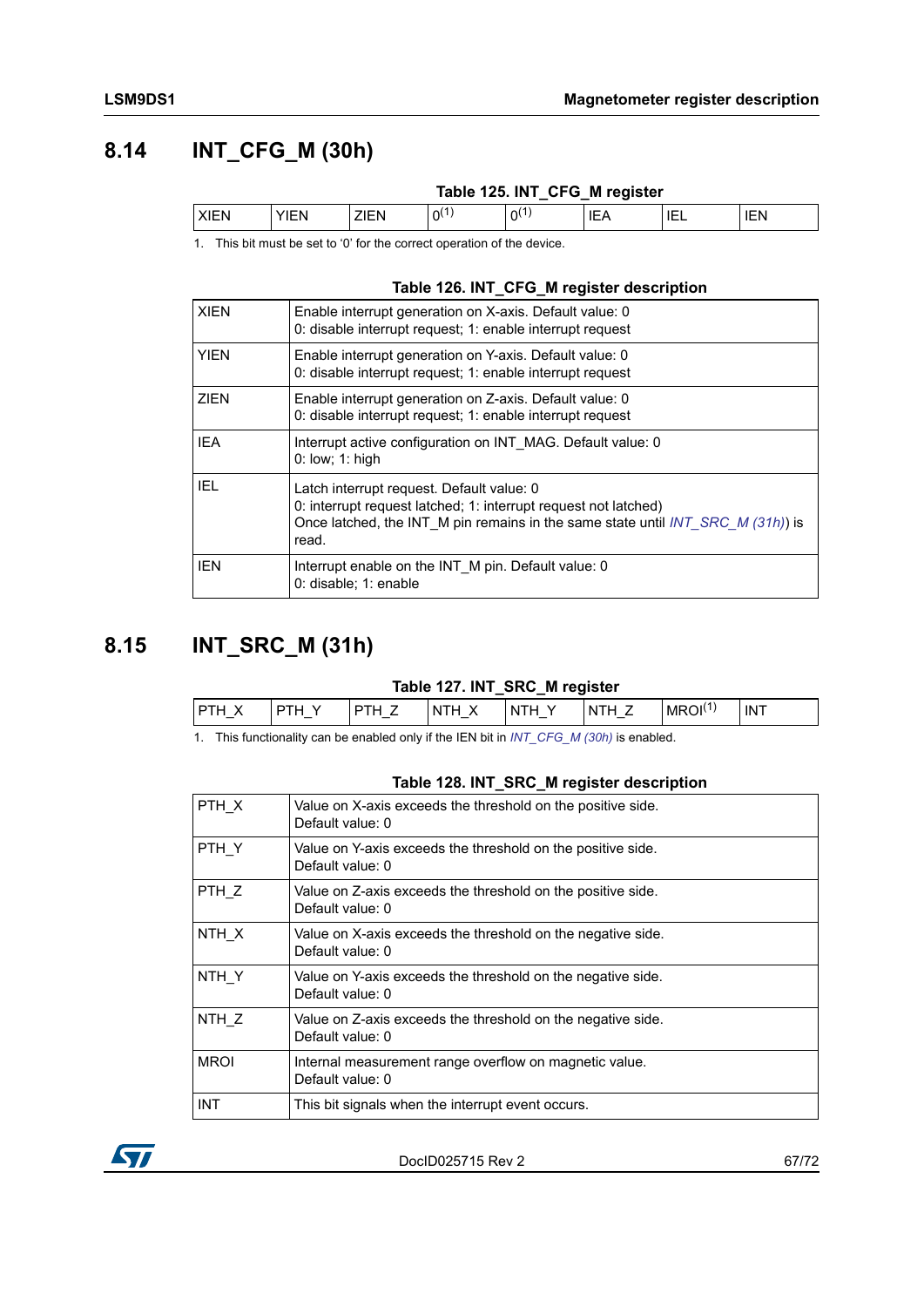## 8.14 INT_CFG_M (30h)

**Table 125. INT_CFG_M register**

| XIEN | YIEN | ZIEN | 0[(1)] | 0[(1)] | IEA | IEL | IEN |
|---|---|---|---|---|---|---|---|

1. This bit must be set to '0' for the correct operation of the device.

**Table 126. INT_CFG_M register description**

| | |
|---|---|
| XIEN | Enable interrupt generation on X-axis. Default value: 0<br>0: disable interrupt request; 1: enable interrupt request |
| YIEN | Enable interrupt generation on Y-axis. Default value: 0<br>0: disable interrupt request; 1: enable interrupt request |
| ZIEN | Enable interrupt generation on Z-axis. Default value: 0<br>0: disable interrupt request; 1: enable interrupt request |
| IEA | Interrupt active configuration on INT_MAG. Default value: 0<br>0: low; 1: high |
| IEL | Latch interrupt request. Default value: 0<br>0: interrupt request latched; 1: interrupt request not latched)<br>Once latched, the INT_M pin remains in the same state until *INT_SRC_M (31h)*) is read. |
| IEN | Interrupt enable on the INT_M pin. Default value: 0<br>0: disable; 1: enable |

## 8.15 INT_SRC_M (31h)

**Table 127. INT_SRC_M register**

| PTH_X | PTH_Y | PTH_Z | NTH_X | NTH_Y | NTH_Z | MROI[(1)] | INT |
|---|---|---|---|---|---|---|---|

1. This functionality can be enabled only if the IEN bit in *INT_CFG_M (30h)* is enabled.

**Table 128. INT_SRC_M register description**

| | |
|---|---|
| PTH_X | Value on X-axis exceeds the threshold on the positive side.<br>Default value: 0 |
| PTH_Y | Value on Y-axis exceeds the threshold on the positive side.<br>Default value: 0 |
| PTH_Z | Value on Z-axis exceeds the threshold on the positive side.<br>Default value: 0 |
| NTH_X | Value on X-axis exceeds the threshold on the negative side.<br>Default value: 0 |
| NTH_Y | Value on Y-axis exceeds the threshold on the negative side.<br>Default value: 0 |
| NTH_Z | Value on Z-axis exceeds the threshold on the negative side.<br>Default value: 0 |
| MROI | Internal measurement range overflow on magnetic value.<br>Default value: 0 |
| INT | This bit signals when the interrupt event occurs. |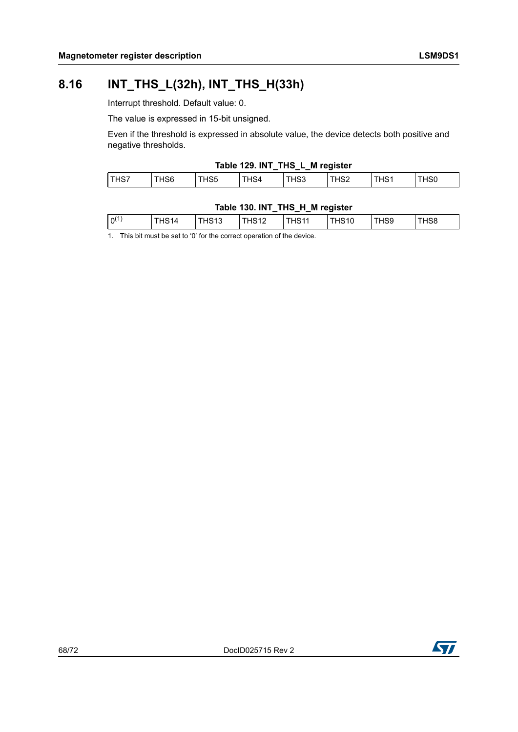## 8.16 INT_THS_L(32h), INT_THS_H(33h)

Interrupt threshold. Default value: 0.

The value is expressed in 15-bit unsigned.

Even if the threshold is expressed in absolute value, the device detects both positive and negative thresholds.

**Table 129. INT_THS_L_M register**

| THS7 | THS6 | THS5 | THS4 | THS3 | THS2 | THS1 | THS0 |
|---|---|---|---|---|---|---|---|

**Table 130. INT_THS_H_M register**

| 0[1] | THS14 | THS13 | THS12 | THS11 | THS10 | THS9 | THS8 |
|---|---|---|---|---|---|---|---|

1. This bit must be set to '0' for the correct operation of the device.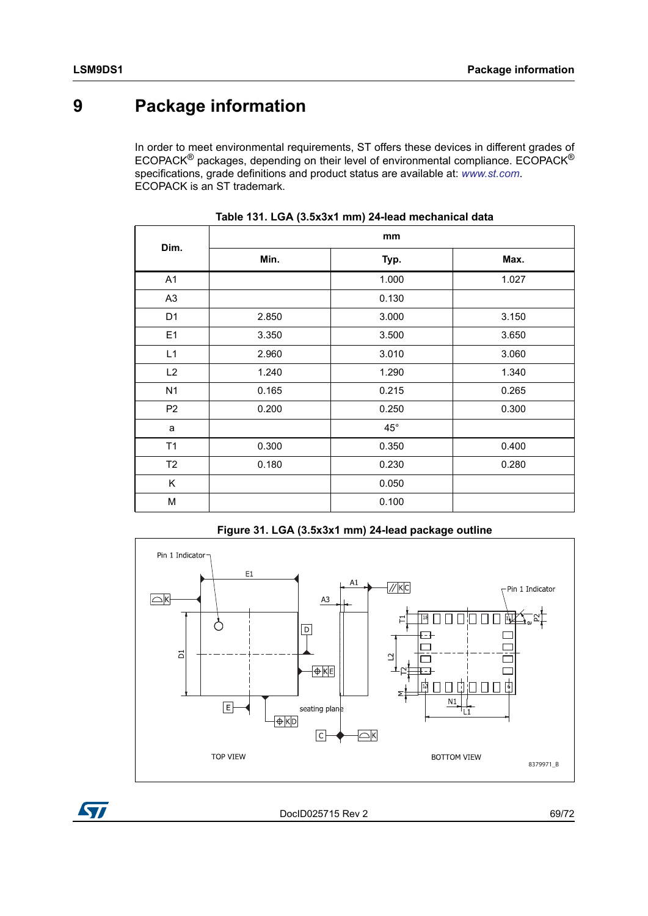# 9 Package information

In order to meet environmental requirements, ST offers these devices in different grades of ECOPACK® packages, depending on their level of environmental compliance. ECOPACK® specifications, grade definitions and product status are available at: *www.st.com*. ECOPACK is an ST trademark.

**Table 131. LGA (3.5x3x1 mm) 24-lead mechanical data**

| Dim. | mm | | |
|---|---|---|---|
| | Min. | Typ. | Max. |
| A1 | | 1.000 | 1.027 |
| A3 | | 0.130 | |
| D1 | 2.850 | 3.000 | 3.150 |
| E1 | 3.350 | 3.500 | 3.650 |
| L1 | 2.960 | 3.010 | 3.060 |
| L2 | 1.240 | 1.290 | 1.340 |
| N1 | 0.165 | 0.215 | 0.265 |
| P2 | 0.200 | 0.250 | 0.300 |
| a | | 45° | |
| T1 | 0.300 | 0.350 | 0.400 |
| T2 | 0.180 | 0.230 | 0.280 |
| K | | 0.050 | |
| M | | 0.100 | |

**Figure 31. LGA (3.5x3x1 mm) 24-lead package outline**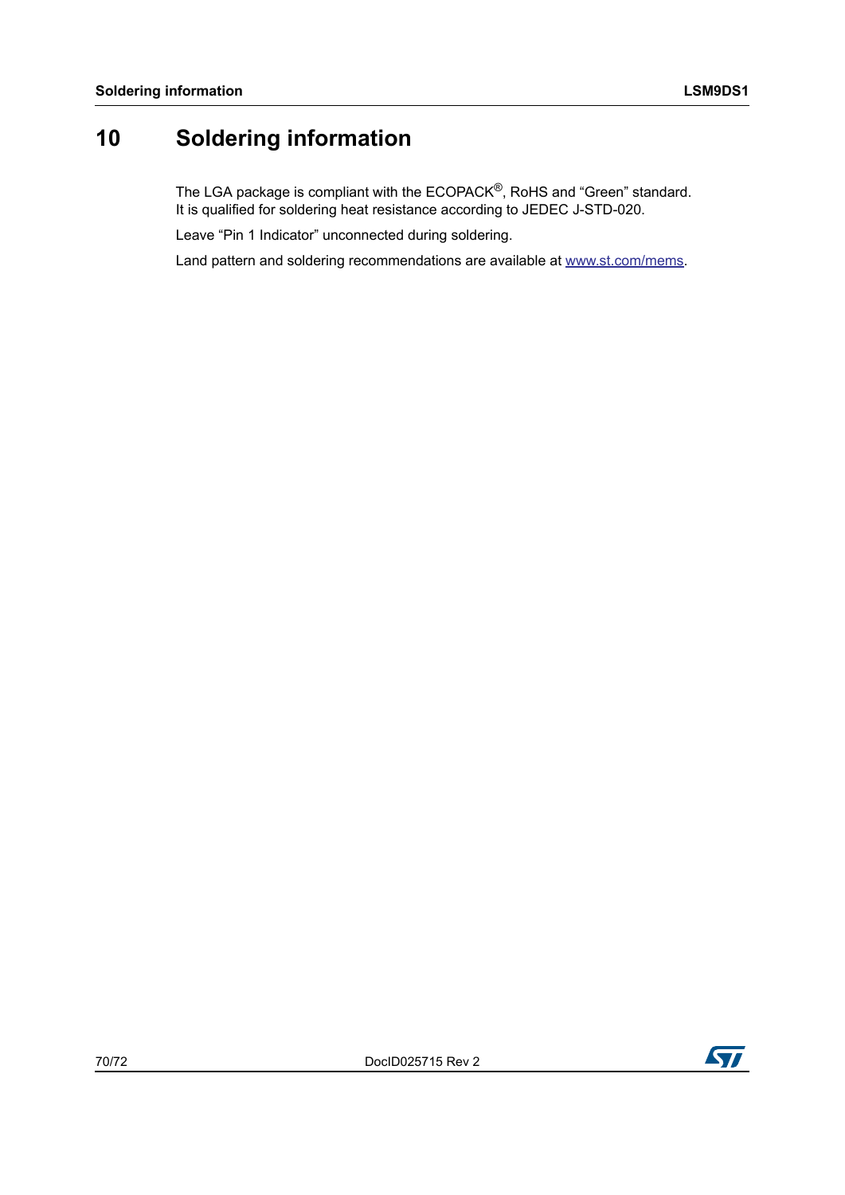# 10 Soldering information

The LGA package is compliant with the ECOPACK®, RoHS and "Green" standard. It is qualified for soldering heat resistance according to JEDEC J-STD-020.

Leave "Pin 1 Indicator" unconnected during soldering.

Land pattern and soldering recommendations are available at www.st.com/mems.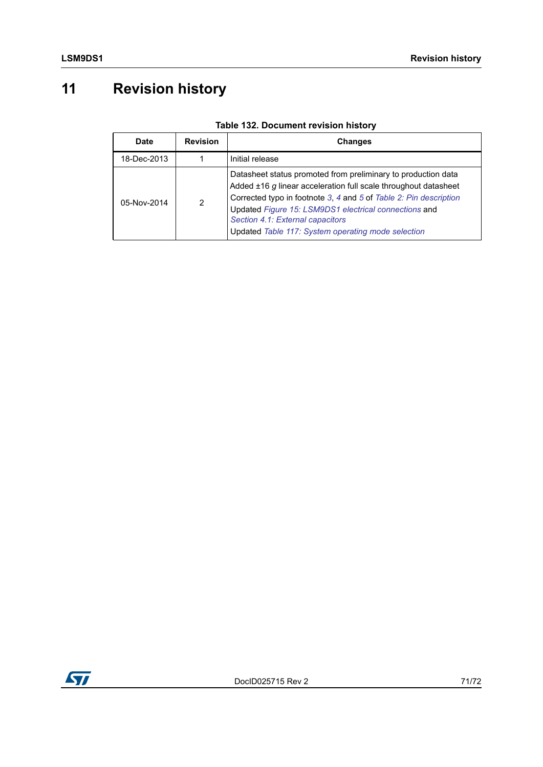# 11 Revision history

**Table 132. Document revision history**

| Date | Revision | Changes |
|---|---|---|
| 18-Dec-2013 | 1 | Initial release |
| 05-Nov-2014 | 2 | Datasheet status promoted from preliminary to production data<br>Added ±16 *g* linear acceleration full scale throughout datasheet<br>Corrected typo in footnote *3*, *4* and *5* of *Table 2: Pin description*<br>Updated *Figure 15: LSM9DS1 electrical connections* and *Section 4.1: External capacitors*<br>Updated *Table 117: System operating mode selection* |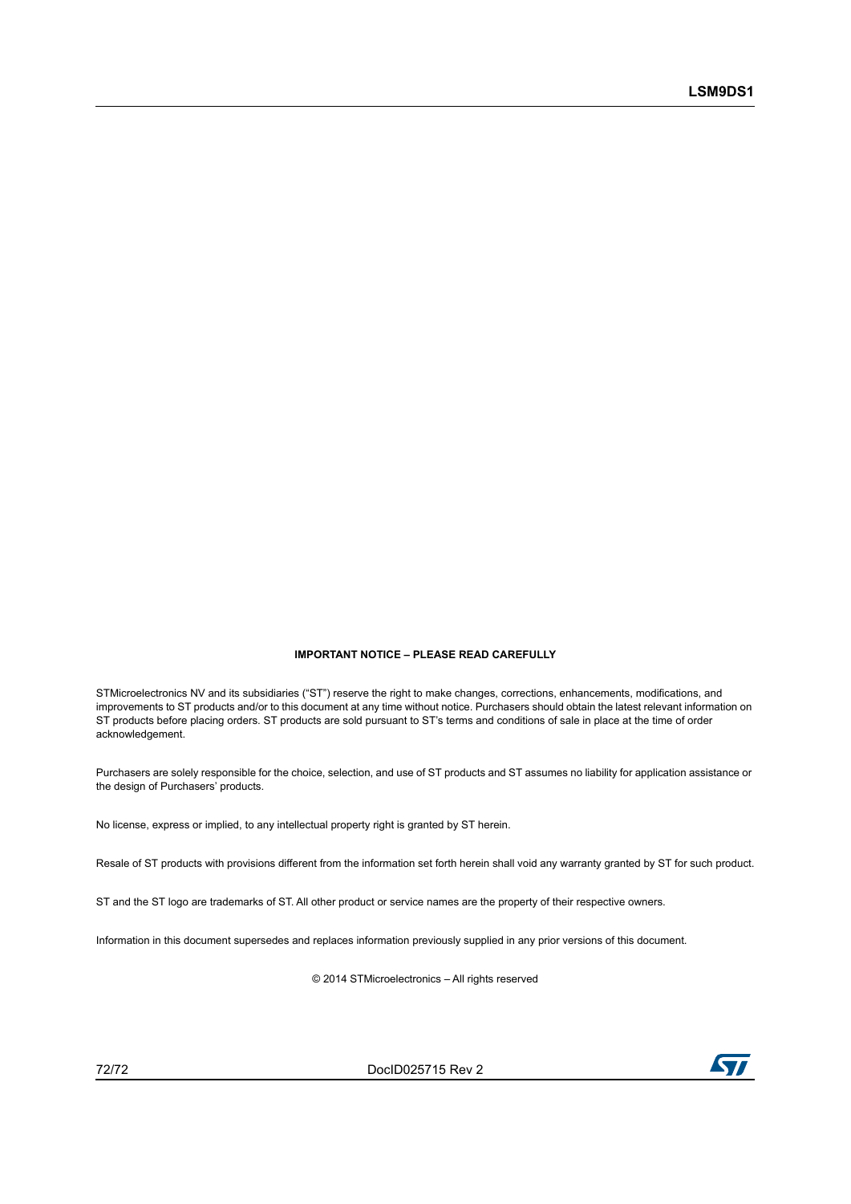**IMPORTANT NOTICE – PLEASE READ CAREFULLY**

STMicroelectronics NV and its subsidiaries ("ST") reserve the right to make changes, corrections, enhancements, modifications, and improvements to ST products and/or to this document at any time without notice. Purchasers should obtain the latest relevant information on ST products before placing orders. ST products are sold pursuant to ST's terms and conditions of sale in place at the time of order acknowledgement.

Purchasers are solely responsible for the choice, selection, and use of ST products and ST assumes no liability for application assistance or the design of Purchasers' products.

No license, express or implied, to any intellectual property right is granted by ST herein.

Resale of ST products with provisions different from the information set forth herein shall void any warranty granted by ST for such product.

ST and the ST logo are trademarks of ST. All other product or service names are the property of their respective owners.

Information in this document supersedes and replaces information previously supplied in any prior versions of this document.

© 2014 STMicroelectronics – All rights reserved